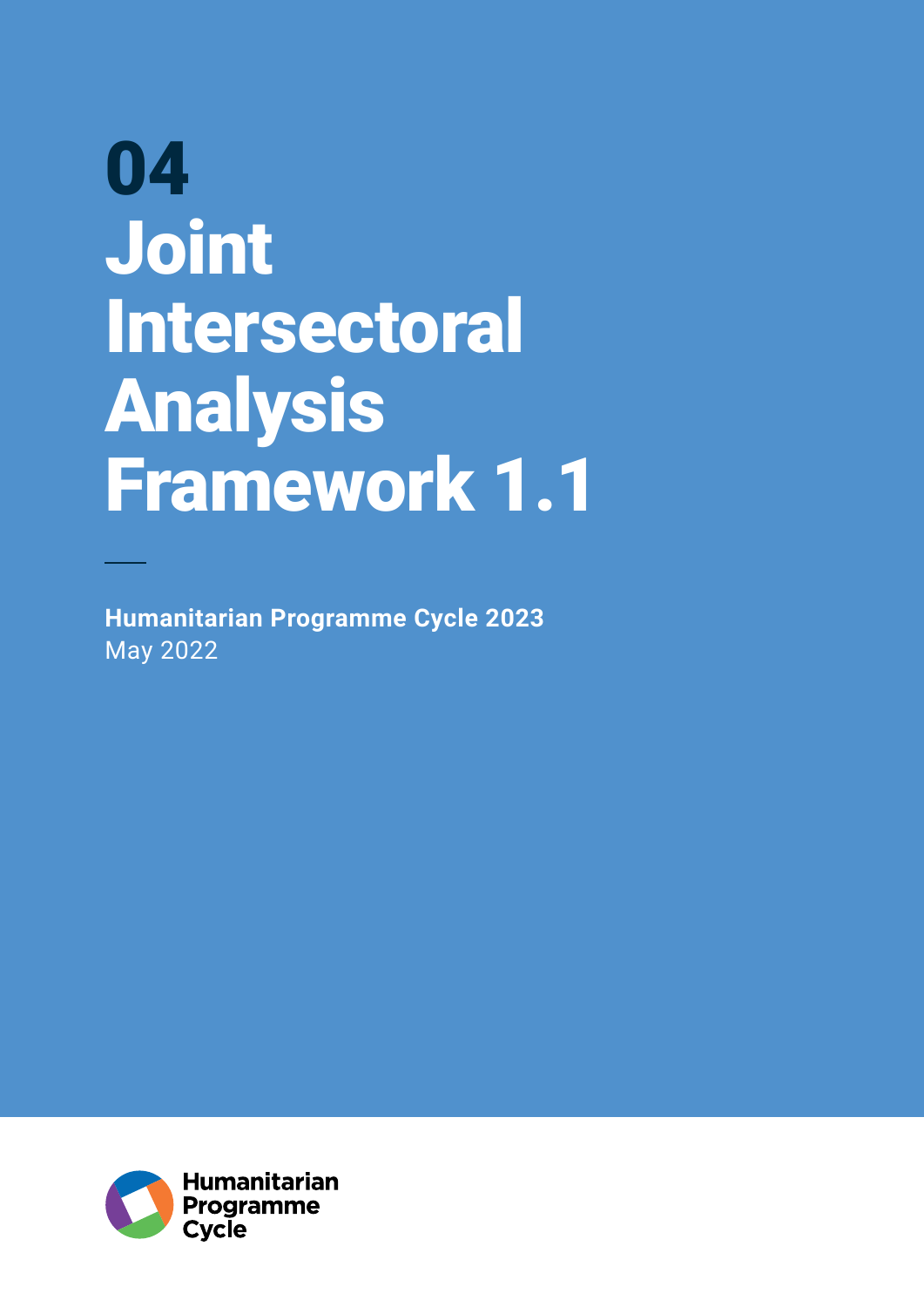# 04 Joint Intersectoral Analysis Framework 1.1

**Humanitarian Programme Cycle 2023**
May 2022

Humanitarian Programme Cycle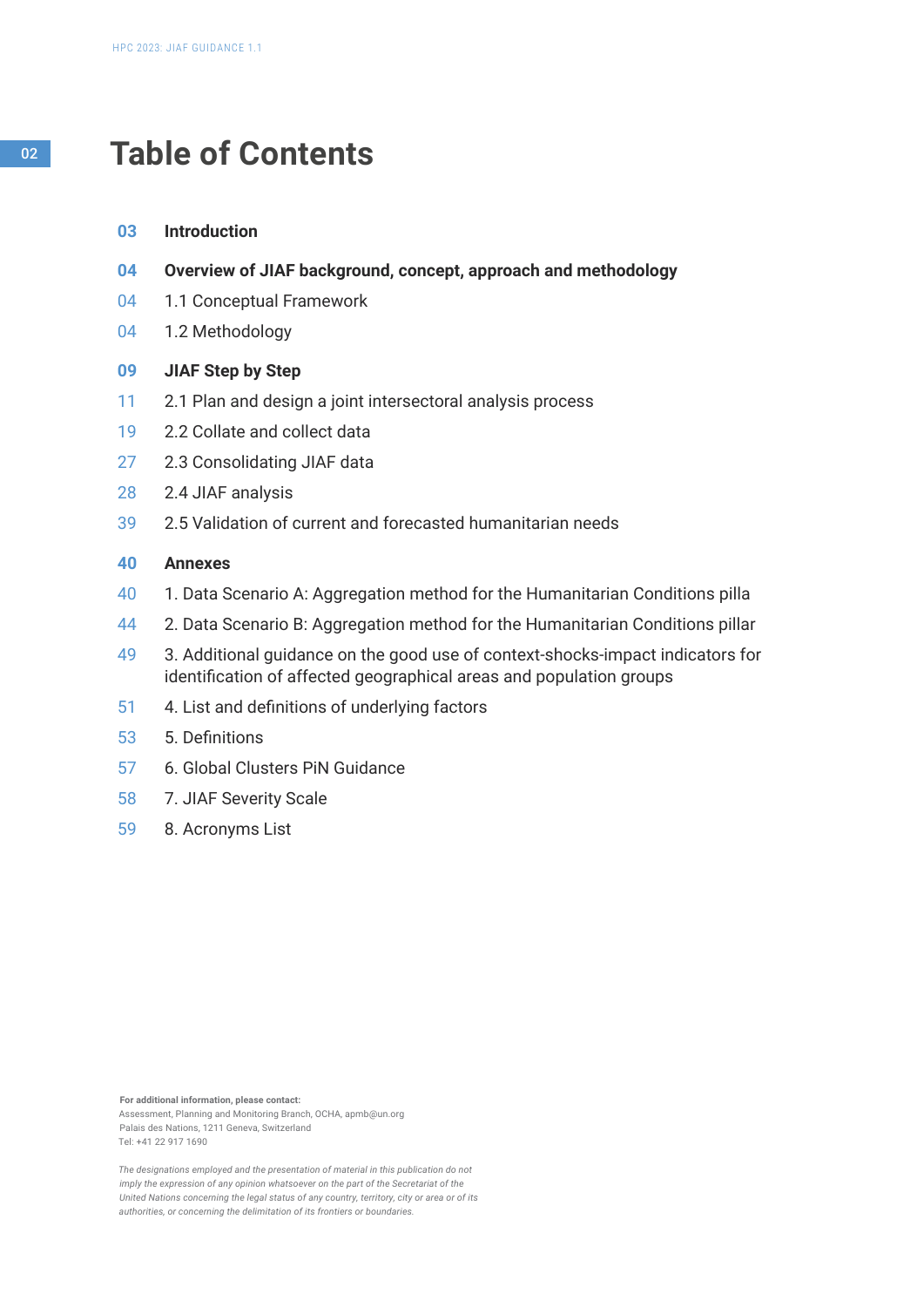# Table of Contents

| | |
|---|---|
| **03** | **Introduction** |
| **04** | **Overview of JIAF background, concept, approach and methodology** |
| 04 | 1.1 Conceptual Framework |
| 04 | 1.2 Methodology |
| **09** | **JIAF Step by Step** |
| 11 | 2.1 Plan and design a joint intersectoral analysis process |
| 19 | 2.2 Collate and collect data |
| 27 | 2.3 Consolidating JIAF data |
| 28 | 2.4 JIAF analysis |
| 39 | 2.5 Validation of current and forecasted humanitarian needs |
| **40** | **Annexes** |
| 40 | 1. Data Scenario A: Aggregation method for the Humanitarian Conditions pilla |
| 44 | 2. Data Scenario B: Aggregation method for the Humanitarian Conditions pillar |
| 49 | 3. Additional guidance on the good use of context-shocks-impact indicators for identification of affected geographical areas and population groups |
| 51 | 4. List and definitions of underlying factors |
| 53 | 5. Definitions |
| 57 | 6. Global Clusters PiN Guidance |
| 58 | 7. JIAF Severity Scale |
| 59 | 8. Acronyms List |

**For additional information, please contact:**
Assessment, Planning and Monitoring Branch, OCHA, apmb@un.org
Palais des Nations, 1211 Geneva, Switzerland
Tel: +41 22 917 1690

*The designations employed and the presentation of material in this publication do not imply the expression of any opinion whatsoever on the part of the Secretariat of the United Nations concerning the legal status of any country, territory, city or area or of its authorities, or concerning the delimitation of its frontiers or boundaries.*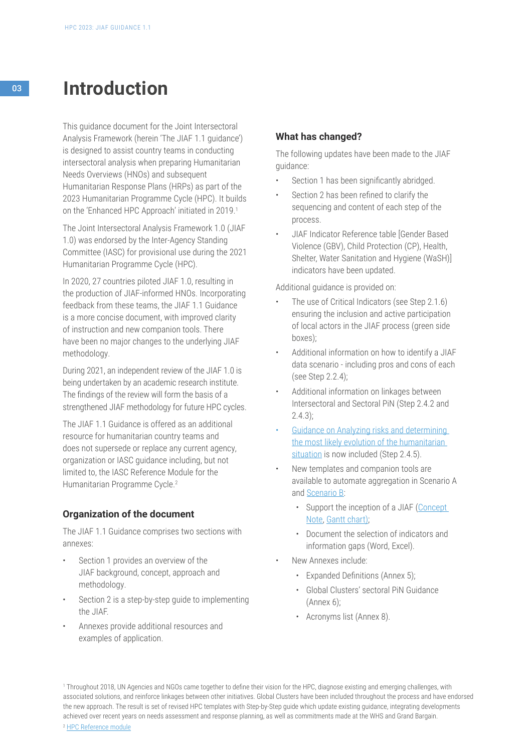# Introduction

This guidance document for the Joint Intersectoral Analysis Framework (herein 'The JIAF 1.1 guidance') is designed to assist country teams in conducting intersectoral analysis when preparing Humanitarian Needs Overviews (HNOs) and subsequent Humanitarian Response Plans (HRPs) as part of the 2023 Humanitarian Programme Cycle (HPC). It builds on the 'Enhanced HPC Approach' initiated in 2019.[1]

The Joint Intersectoral Analysis Framework 1.0 (JIAF 1.0) was endorsed by the Inter-Agency Standing Committee (IASC) for provisional use during the 2021 Humanitarian Programme Cycle (HPC).

In 2020, 27 countries piloted JIAF 1.0, resulting in the production of JIAF-informed HNOs. Incorporating feedback from these teams, the JIAF 1.1 Guidance is a more concise document, with improved clarity of instruction and new companion tools. There have been no major changes to the underlying JIAF methodology.

During 2021, an independent review of the JIAF 1.0 is being undertaken by an academic research institute. The findings of the review will form the basis of a strengthened JIAF methodology for future HPC cycles.

The JIAF 1.1 Guidance is offered as an additional resource for humanitarian country teams and does not supersede or replace any current agency, organization or IASC guidance including, but not limited to, the IASC Reference Module for the Humanitarian Programme Cycle.[2]

### Organization of the document

The JIAF 1.1 Guidance comprises two sections with annexes:

- Section 1 provides an overview of the JIAF background, concept, approach and methodology.
- Section 2 is a step-by-step guide to implementing the JIAF.
- Annexes provide additional resources and examples of application.

### What has changed?

The following updates have been made to the JIAF guidance:

- Section 1 has been significantly abridged.
- Section 2 has been refined to clarify the sequencing and content of each step of the process.
- JIAF Indicator Reference table [Gender Based Violence (GBV), Child Protection (CP), Health, Shelter, Water Sanitation and Hygiene (WaSH)] indicators have been updated.

Additional guidance is provided on:

- The use of Critical Indicators (see Step 2.1.6) ensuring the inclusion and active participation of local actors in the JIAF process (green side boxes);
- Additional information on how to identify a JIAF data scenario - including pros and cons of each (see Step 2.2.4);
- Additional information on linkages between Intersectoral and Sectoral PiN (Step 2.4.2 and 2.4.3);
- Guidance on Analyzing risks and determining the most likely evolution of the humanitarian situation is now included (Step 2.4.5).
- New templates and companion tools are available to automate aggregation in Scenario A and Scenario B:
  - Support the inception of a JIAF (Concept Note, Gantt chart);
  - Document the selection of indicators and information gaps (Word, Excel).
- New Annexes include:
  - Expanded Definitions (Annex 5);
  - Global Clusters' sectoral PiN Guidance (Annex 6);
  - Acronyms list (Annex 8).

[1] Throughout 2018, UN Agencies and NGOs came together to define their vision for the HPC, diagnose existing and emerging challenges, with associated solutions, and reinforce linkages between other initiatives. Global Clusters have been included throughout the process and have endorsed the new approach. The result is set of revised HPC templates with Step-by-Step guide which update existing guidance, integrating developments achieved over recent years on needs assessment and response planning, as well as commitments made at the WHS and Grand Bargain.

[2] HPC Reference module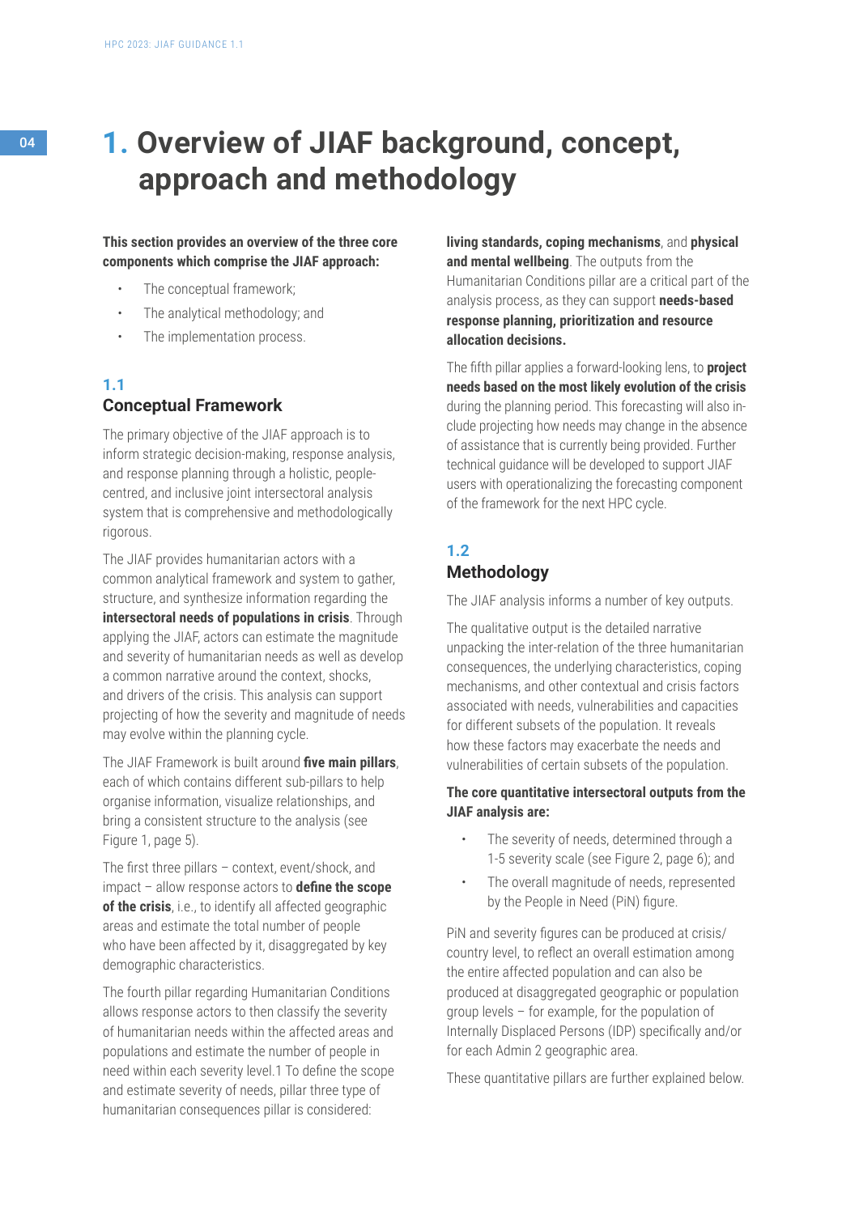# 1. Overview of JIAF background, concept, approach and methodology

**This section provides an overview of the three core components which comprise the JIAF approach:**

- The conceptual framework;
- The analytical methodology; and
- The implementation process.

## 1.1 Conceptual Framework

The primary objective of the JIAF approach is to inform strategic decision-making, response analysis, and response planning through a holistic, people-centred, and inclusive joint intersectoral analysis system that is comprehensive and methodologically rigorous.

The JIAF provides humanitarian actors with a common analytical framework and system to gather, structure, and synthesize information regarding the **intersectoral needs of populations in crisis**. Through applying the JIAF, actors can estimate the magnitude and severity of humanitarian needs as well as develop a common narrative around the context, shocks, and drivers of the crisis. This analysis can support projecting of how the severity and magnitude of needs may evolve within the planning cycle.

The JIAF Framework is built around **five main pillars**, each of which contains different sub-pillars to help organise information, visualize relationships, and bring a consistent structure to the analysis (see Figure 1, page 5).

The first three pillars – context, event/shock, and impact – allow response actors to **define the scope of the crisis**, i.e., to identify all affected geographic areas and estimate the total number of people who have been affected by it, disaggregated by key demographic characteristics.

The fourth pillar regarding Humanitarian Conditions allows response actors to then classify the severity of humanitarian needs within the affected areas and populations and estimate the number of people in need within each severity level.[1] To define the scope and estimate severity of needs, pillar three type of humanitarian consequences pillar is considered: **living standards, coping mechanisms**, and **physical and mental wellbeing**. The outputs from the Humanitarian Conditions pillar are a critical part of the analysis process, as they can support **needs-based response planning, prioritization and resource allocation decisions.**

The fifth pillar applies a forward-looking lens, to **project needs based on the most likely evolution of the crisis** during the planning period. This forecasting will also include projecting how needs may change in the absence of assistance that is currently being provided. Further technical guidance will be developed to support JIAF users with operationalizing the forecasting component of the framework for the next HPC cycle.

## 1.2 Methodology

The JIAF analysis informs a number of key outputs.

The qualitative output is the detailed narrative unpacking the inter-relation of the three humanitarian consequences, the underlying characteristics, coping mechanisms, and other contextual and crisis factors associated with needs, vulnerabilities and capacities for different subsets of the population. It reveals how these factors may exacerbate the needs and vulnerabilities of certain subsets of the population.

**The core quantitative intersectoral outputs from the JIAF analysis are:**

- The severity of needs, determined through a 1-5 severity scale (see Figure 2, page 6); and
- The overall magnitude of needs, represented by the People in Need (PiN) figure.

PiN and severity figures can be produced at crisis/country level, to reflect an overall estimation among the entire affected population and can also be produced at disaggregated geographic or population group levels – for example, for the population of Internally Displaced Persons (IDP) specifically and/or for each Admin 2 geographic area.

These quantitative pillars are further explained below.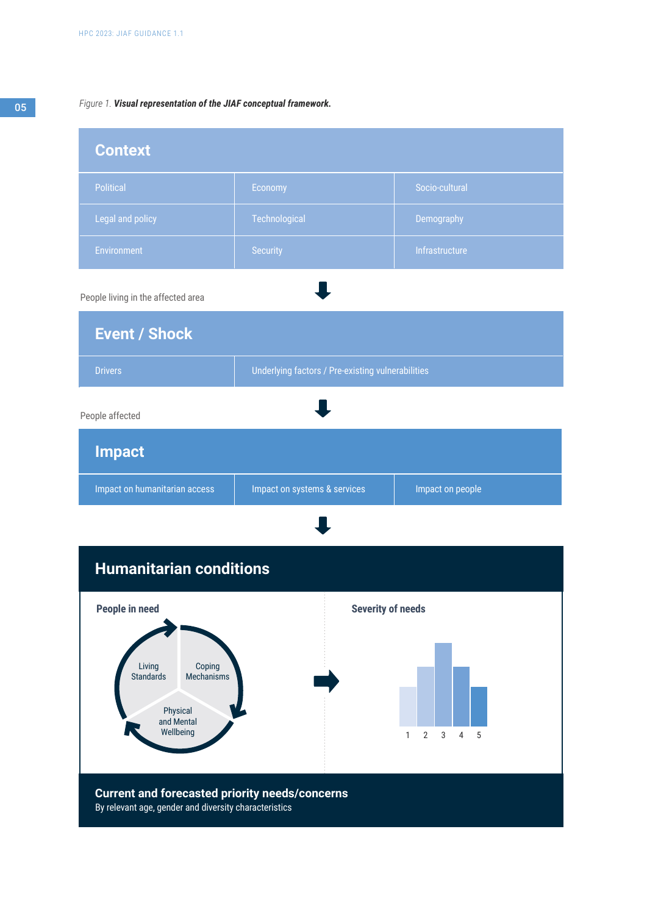*Figure 1.* ***Visual representation of the JIAF conceptual framework.***

## Context

| | | |
|---|---|---|
| Political | Economy | Socio-cultural |
| Legal and policy | Technological | Demography |
| Environment | Security | Infrastructure |

People living in the affected area

## Event / Shock

| | |
|---|---|
| Drivers | Underlying factors / Pre-existing vulnerabilities |

People affected

## Impact

| | | |
|---|---|---|
| Impact on humanitarian access | Impact on systems & services | Impact on people |

## Humanitarian conditions

**People in need**

Living Standards

Coping Mechanisms

Physical and Mental Wellbeing

**Severity of needs**

1 2 3 4 5

**Current and forecasted priority needs/concerns**

By relevant age, gender and diversity characteristics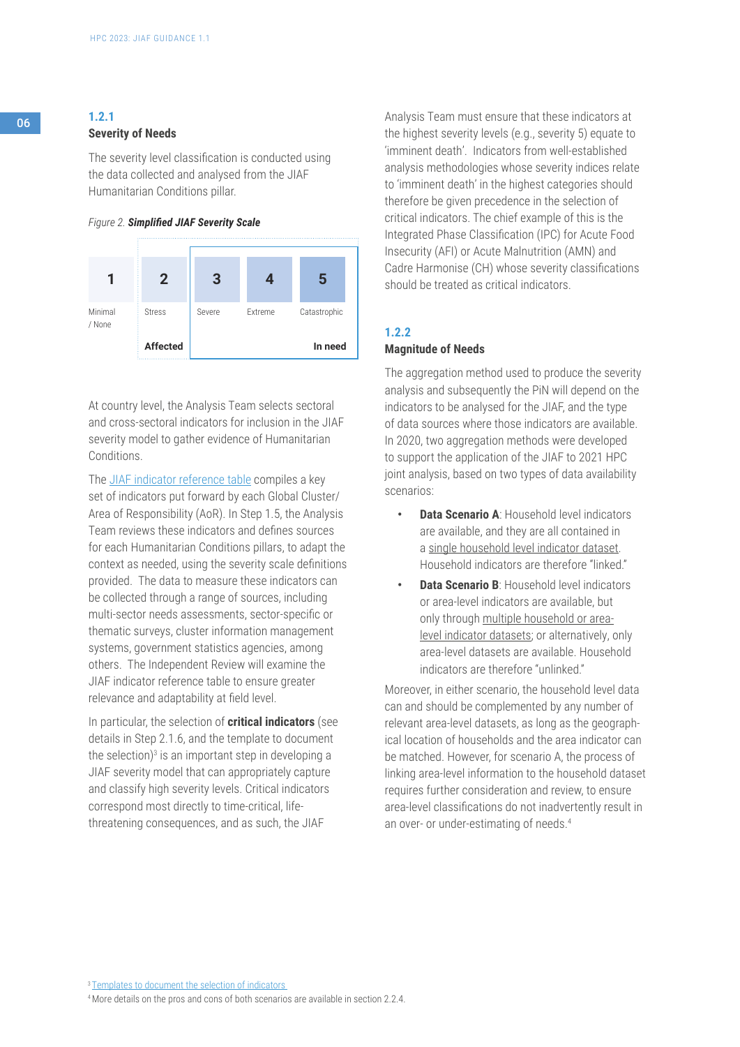### 1.2.1
### Severity of Needs

The severity level classification is conducted using the data collected and analysed from the JIAF Humanitarian Conditions pillar.

*Figure 2.* ***Simplified JIAF Severity Scale***

| 1 | 2 | 3 | 4 | 5 |
|---|---|---|---|---|
| Minimal / None | Stress | Severe | Extreme | Catastrophic |
| | **Affected** | | | **In need** |

At country level, the Analysis Team selects sectoral and cross-sectoral indicators for inclusion in the JIAF severity model to gather evidence of Humanitarian Conditions.

The JIAF indicator reference table compiles a key set of indicators put forward by each Global Cluster/ Area of Responsibility (AoR). In Step 1.5, the Analysis Team reviews these indicators and defines sources for each Humanitarian Conditions pillars, to adapt the context as needed, using the severity scale definitions provided. The data to measure these indicators can be collected through a range of sources, including multi-sector needs assessments, sector-specific or thematic surveys, cluster information management systems, government statistics agencies, among others. The Independent Review will examine the JIAF indicator reference table to ensure greater relevance and adaptability at field level.

In particular, the selection of **critical indicators** (see details in Step 2.1.6, and the template to document the selection)[3] is an important step in developing a JIAF severity model that can appropriately capture and classify high severity levels. Critical indicators correspond most directly to time-critical, life-threatening consequences, and as such, the JIAF Analysis Team must ensure that these indicators at the highest severity levels (e.g., severity 5) equate to 'imminent death'. Indicators from well-established analysis methodologies whose severity indices relate to 'imminent death' in the highest categories should therefore be given precedence in the selection of critical indicators. The chief example of this is the Integrated Phase Classification (IPC) for Acute Food Insecurity (AFI) or Acute Malnutrition (AMN) and Cadre Harmonise (CH) whose severity classifications should be treated as critical indicators.

### 1.2.2
### Magnitude of Needs

The aggregation method used to produce the severity analysis and subsequently the PiN will depend on the indicators to be analysed for the JIAF, and the type of data sources where those indicators are available. In 2020, two aggregation methods were developed to support the application of the JIAF to 2021 HPC joint analysis, based on two types of data availability scenarios:

- **Data Scenario A**: Household level indicators are available, and they are all contained in a single household level indicator dataset. Household indicators are therefore "linked."
- **Data Scenario B**: Household level indicators or area-level indicators are available, but only through multiple household or area-level indicator datasets; or alternatively, only area-level datasets are available. Household indicators are therefore "unlinked."

Moreover, in either scenario, the household level data can and should be complemented by any number of relevant area-level datasets, as long as the geographical location of households and the area indicator can be matched. However, for scenario A, the process of linking area-level information to the household dataset requires further consideration and review, to ensure area-level classifications do not inadvertently result in an over- or under-estimating of needs.[4]

[3] Templates to document the selection of indicators

[4] More details on the pros and cons of both scenarios are available in section 2.2.4.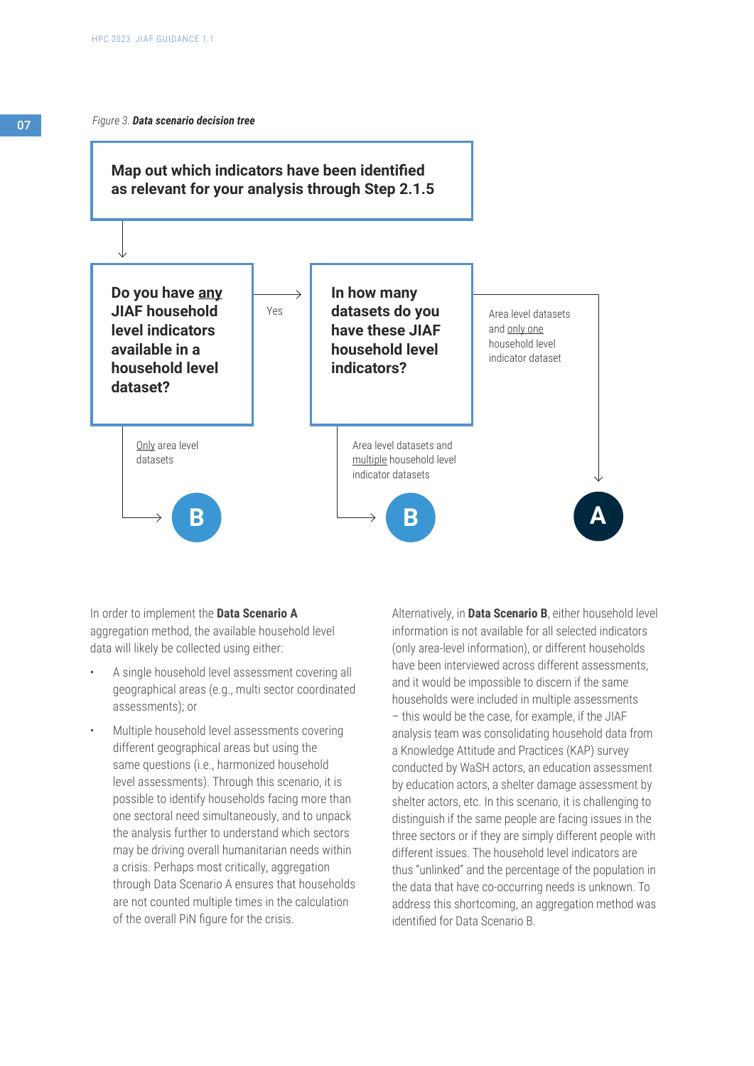*Figure 3.* ***Data scenario decision tree***

**Map out which indicators have been identified as relevant for your analysis through Step 2.1.5**

**Do you have any JIAF household level indicators available in a household level dataset?**

- Only area level datasets → **B**
- Yes → **In how many datasets do you have these JIAF household level indicators?**
  - Area level datasets and multiple household level indicator datasets → **B**
  - Area level datasets and only one household level indicator dataset → **A**

In order to implement the **Data Scenario A** aggregation method, the available household level data will likely be collected using either:

- A single household level assessment covering all geographical areas (e.g., multi sector coordinated assessments); or
- Multiple household level assessments covering different geographical areas but using the same questions (i.e., harmonized household level assessments). Through this scenario, it is possible to identify households facing more than one sectoral need simultaneously, and to unpack the analysis further to understand which sectors may be driving overall humanitarian needs within a crisis. Perhaps most critically, aggregation through Data Scenario A ensures that households are not counted multiple times in the calculation of the overall PiN figure for the crisis.

Alternatively, in **Data Scenario B**, either household level information is not available for all selected indicators (only area-level information), or different households have been interviewed across different assessments, and it would be impossible to discern if the same households were included in multiple assessments – this would be the case, for example, if the JIAF analysis team was consolidating household data from a Knowledge Attitude and Practices (KAP) survey conducted by WaSH actors, an education assessment by education actors, a shelter damage assessment by shelter actors, etc. In this scenario, it is challenging to distinguish if the same people are facing issues in the three sectors or if they are simply different people with different issues. The household level indicators are thus "unlinked" and the percentage of the population in the data that have co-occurring needs is unknown. To address this shortcoming, an aggregation method was identified for Data Scenario B.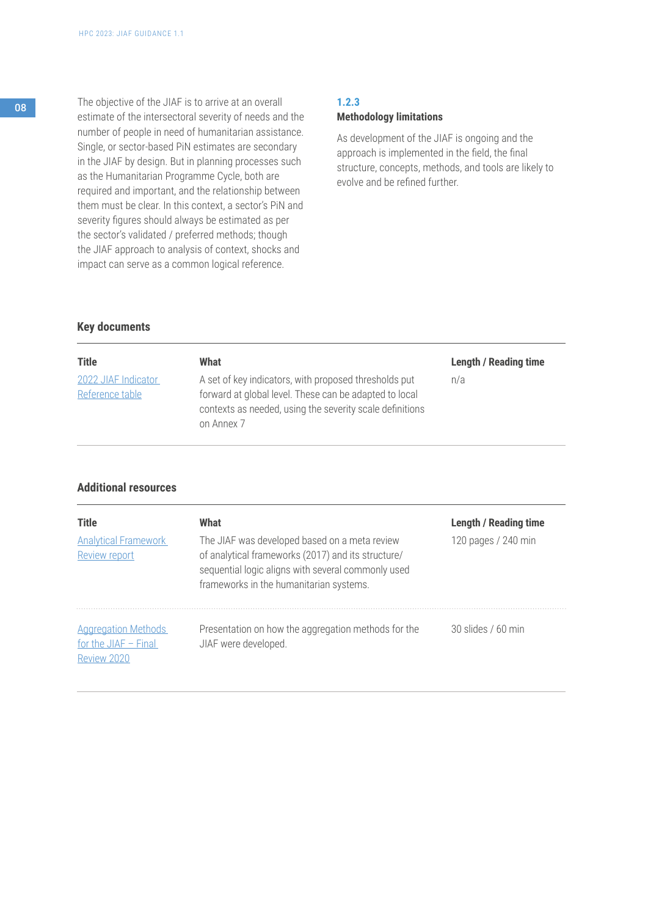The objective of the JIAF is to arrive at an overall estimate of the intersectoral severity of needs and the number of people in need of humanitarian assistance. Single, or sector-based PiN estimates are secondary in the JIAF by design. But in planning processes such as the Humanitarian Programme Cycle, both are required and important, and the relationship between them must be clear. In this context, a sector's PiN and severity figures should always be estimated as per the sector's validated / preferred methods; though the JIAF approach to analysis of context, shocks and impact can serve as a common logical reference.

### 1.2.3
### Methodology limitations

As development of the JIAF is ongoing and the approach is implemented in the field, the final structure, concepts, methods, and tools are likely to evolve and be refined further.

#### Key documents

| Title | What | Length / Reading time |
| --- | --- | --- |
| 2022 JIAF Indicator Reference table | A set of key indicators, with proposed thresholds put forward at global level. These can be adapted to local contexts as needed, using the severity scale definitions on Annex 7 | n/a |

#### Additional resources

| Title | What | Length / Reading time |
| --- | --- | --- |
| Analytical Framework Review report | The JIAF was developed based on a meta review of analytical frameworks (2017) and its structure/ sequential logic aligns with several commonly used frameworks in the humanitarian systems. | 120 pages / 240 min |
| Aggregation Methods for the JIAF – Final Review 2020 | Presentation on how the aggregation methods for the JIAF were developed. | 30 slides / 60 min |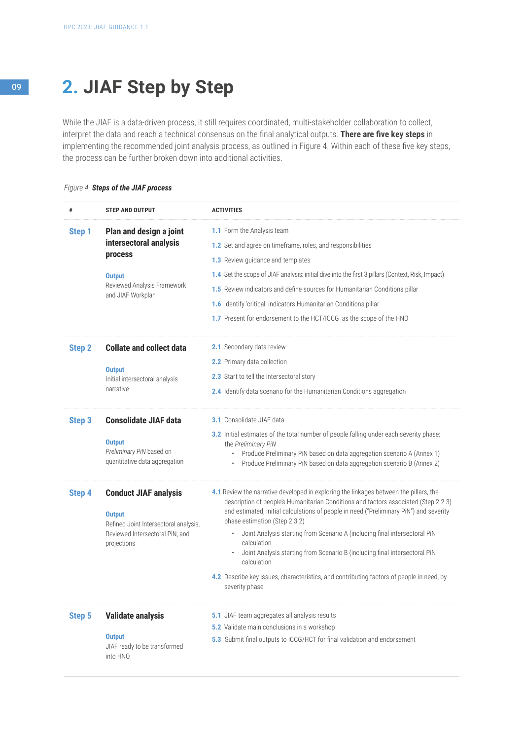## 2. JIAF Step by Step

While the JIAF is a data-driven process, it still requires coordinated, multi-stakeholder collaboration to collect, interpret the data and reach a technical consensus on the final analytical outputs. **There are five key steps** in implementing the recommended joint analysis process, as outlined in Figure 4. Within each of these five key steps, the process can be further broken down into additional activities.

*Figure 4.* ***Steps of the JIAF process***

| # | STEP AND OUTPUT | ACTIVITIES |
|---|---|---|
| **Step 1** | **Plan and design a joint intersectoral analysis process**<br><br>**Output**<br>Reviewed Analysis Framework and JIAF Workplan | **1.1** Form the Analysis team<br>**1.2** Set and agree on timeframe, roles, and responsibilities<br>**1.3** Review guidance and templates<br>**1.4** Set the scope of JIAF analysis: initial dive into the first 3 pillars (Context, Risk, Impact)<br>**1.5** Review indicators and define sources for Humanitarian Conditions pillar<br>**1.6** Identify 'critical' indicators Humanitarian Conditions pillar<br>**1.7** Present for endorsement to the HCT/ICCG as the scope of the HNO |
| **Step 2** | **Collate and collect data**<br><br>**Output**<br>Initial intersectoral analysis narrative | **2.1** Secondary data review<br>**2.2** Primary data collection<br>**2.3** Start to tell the intersectoral story<br>**2.4** Identify data scenario for the Humanitarian Conditions aggregation |
| **Step 3** | **Consolidate JIAF data**<br><br>**Output**<br>*Preliminary PiN* based on quantitative data aggregation | **3.1** Consolidate JIAF data<br>**3.2** Initial estimates of the total number of people falling under each severity phase: the *Preliminary PiN*<br>• Produce Preliminary PiN based on data aggregation scenario A (Annex 1)<br>• Produce Preliminary PiN based on data aggregation scenario B (Annex 2) |
| **Step 4** | **Conduct JIAF analysis**<br><br>**Output**<br>Refined Joint Intersectoral analysis, Reviewed Intersectoral PiN, and projections | **4.1** Review the narrative developed in exploring the linkages between the pillars, the description of people's Humanitarian Conditions and factors associated (Step 2.2.3) and estimated, initial calculations of people in need ("Preliminary PiN") and severity phase estimation (Step 2.3.2)<br>• Joint Analysis starting from Scenario A (including final intersectoral PiN calculation<br>• Joint Analysis starting from Scenario B (including final intersectoral PiN calculation<br>**4.2** Describe key issues, characteristics, and contributing factors of people in need, by severity phase |
| **Step 5** | **Validate analysis**<br><br>**Output**<br>JIAF ready to be transformed into HNO | **5.1** JIAF team aggregates all analysis results<br>**5.2** Validate main conclusions in a workshop<br>**5.3** Submit final outputs to ICCG/HCT for final validation and endorsement |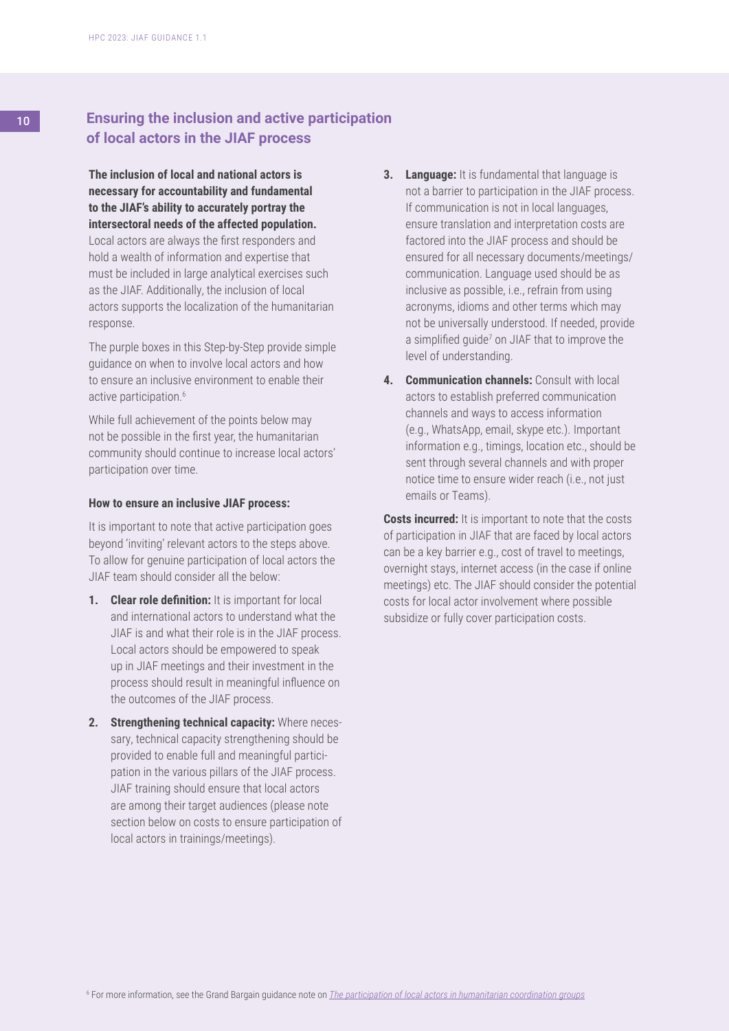## Ensuring the inclusion and active participation of local actors in the JIAF process

**The inclusion of local and national actors is necessary for accountability and fundamental to the JIAF's ability to accurately portray the intersectoral needs of the affected population.** Local actors are always the first responders and hold a wealth of information and expertise that must be included in large analytical exercises such as the JIAF. Additionally, the inclusion of local actors supports the localization of the humanitarian response.

The purple boxes in this Step-by-Step provide simple guidance on when to involve local actors and how to ensure an inclusive environment to enable their active participation.[6]

While full achievement of the points below may not be possible in the first year, the humanitarian community should continue to increase local actors' participation over time.

**How to ensure an inclusive JIAF process:**

It is important to note that active participation goes beyond 'inviting' relevant actors to the steps above. To allow for genuine participation of local actors the JIAF team should consider all the below:

1. **Clear role definition:** It is important for local and international actors to understand what the JIAF is and what their role is in the JIAF process. Local actors should be empowered to speak up in JIAF meetings and their investment in the process should result in meaningful influence on the outcomes of the JIAF process.
2. **Strengthening technical capacity:** Where necessary, technical capacity strengthening should be provided to enable full and meaningful participation in the various pillars of the JIAF process. JIAF training should ensure that local actors are among their target audiences (please note section below on costs to ensure participation of local actors in trainings/meetings).
3. **Language:** It is fundamental that language is not a barrier to participation in the JIAF process. If communication is not in local languages, ensure translation and interpretation costs are factored into the JIAF process and should be ensured for all necessary documents/meetings/communication. Language used should be as inclusive as possible, i.e., refrain from using acronyms, idioms and other terms which may not be universally understood. If needed, provide a simplified guide[7] on JIAF that to improve the level of understanding.
4. **Communication channels:** Consult with local actors to establish preferred communication channels and ways to access information (e.g., WhatsApp, email, skype etc.). Important information e.g., timings, location etc., should be sent through several channels and with proper notice time to ensure wider reach (i.e., not just emails or Teams).

**Costs incurred:** It is important to note that the costs of participation in JIAF that are faced by local actors can be a key barrier e.g., cost of travel to meetings, overnight stays, internet access (in the case if online meetings) etc. The JIAF should consider the potential costs for local actor involvement where possible subsidize or fully cover participation costs.

[6] For more information, see the Grand Bargain guidance note on *The participation of local actors in humanitarian coordination groups*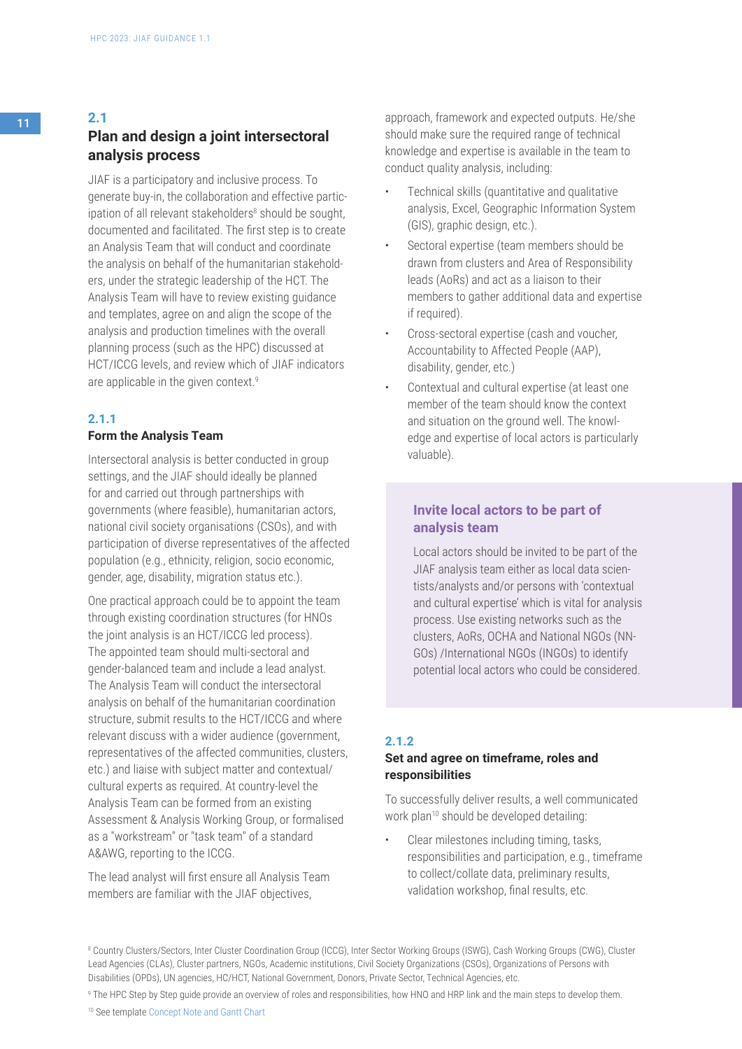## 2.1 Plan and design a joint intersectoral analysis process

JIAF is a participatory and inclusive process. To generate buy-in, the collaboration and effective participation of all relevant stakeholders[8] should be sought, documented and facilitated. The first step is to create an Analysis Team that will conduct and coordinate the analysis on behalf of the humanitarian stakeholders, under the strategic leadership of the HCT. The Analysis Team will have to review existing guidance and templates, agree on and align the scope of the analysis and production timelines with the overall planning process (such as the HPC) discussed at HCT/ICCG levels, and review which of JIAF indicators are applicable in the given context.[9]

### 2.1.1 Form the Analysis Team

Intersectoral analysis is better conducted in group settings, and the JIAF should ideally be planned for and carried out through partnerships with governments (where feasible), humanitarian actors, national civil society organisations (CSOs), and with participation of diverse representatives of the affected population (e.g., ethnicity, religion, socio economic, gender, age, disability, migration status etc.).

One practical approach could be to appoint the team through existing coordination structures (for HNOs the joint analysis is an HCT/ICCG led process). The appointed team should multi-sectoral and gender-balanced team and include a lead analyst. The Analysis Team will conduct the intersectoral analysis on behalf of the humanitarian coordination structure, submit results to the HCT/ICCG and where relevant discuss with a wider audience (government, representatives of the affected communities, clusters, etc.) and liaise with subject matter and contextual/cultural experts as required. At country-level the Analysis Team can be formed from an existing Assessment & Analysis Working Group, or formalised as a "workstream" or "task team" of a standard A&AWG, reporting to the ICCG.

The lead analyst will first ensure all Analysis Team members are familiar with the JIAF objectives, approach, framework and expected outputs. He/she should make sure the required range of technical knowledge and expertise is available in the team to conduct quality analysis, including:

- Technical skills (quantitative and qualitative analysis, Excel, Geographic Information System (GIS), graphic design, etc.).
- Sectoral expertise (team members should be drawn from clusters and Area of Responsibility leads (AoRs) and act as a liaison to their members to gather additional data and expertise if required).
- Cross-sectoral expertise (cash and voucher, Accountability to Affected People (AAP), disability, gender, etc.)
- Contextual and cultural expertise (at least one member of the team should know the context and situation on the ground well. The knowledge and expertise of local actors is particularly valuable).

> **Invite local actors to be part of analysis team**
>
> Local actors should be invited to be part of the JIAF analysis team either as local data scientists/analysts and/or persons with 'contextual and cultural expertise' which is vital for analysis process. Use existing networks such as the clusters, AoRs, OCHA and National NGOs (NNGOs) /International NGOs (INGOs) to identify potential local actors who could be considered.

### 2.1.2 Set and agree on timeframe, roles and responsibilities

To successfully deliver results, a well communicated work plan[10] should be developed detailing:

- Clear milestones including timing, tasks, responsibilities and participation, e.g., timeframe to collect/collate data, preliminary results, validation workshop, final results, etc.

---

[8] Country Clusters/Sectors, Inter Cluster Coordination Group (ICCG), Inter Sector Working Groups (ISWG), Cash Working Groups (CWG), Cluster Lead Agencies (CLAs), Cluster partners, NGOs, Academic institutions, Civil Society Organizations (CSOs), Organizations of Persons with Disabilities (OPDs), UN agencies, HC/HCT, National Government, Donors, Private Sector, Technical Agencies, etc.

[9] The HPC Step by Step guide provide an overview of roles and responsibilities, how HNO and HRP link and the main steps to develop them.

[10] See template Concept Note and Gantt Chart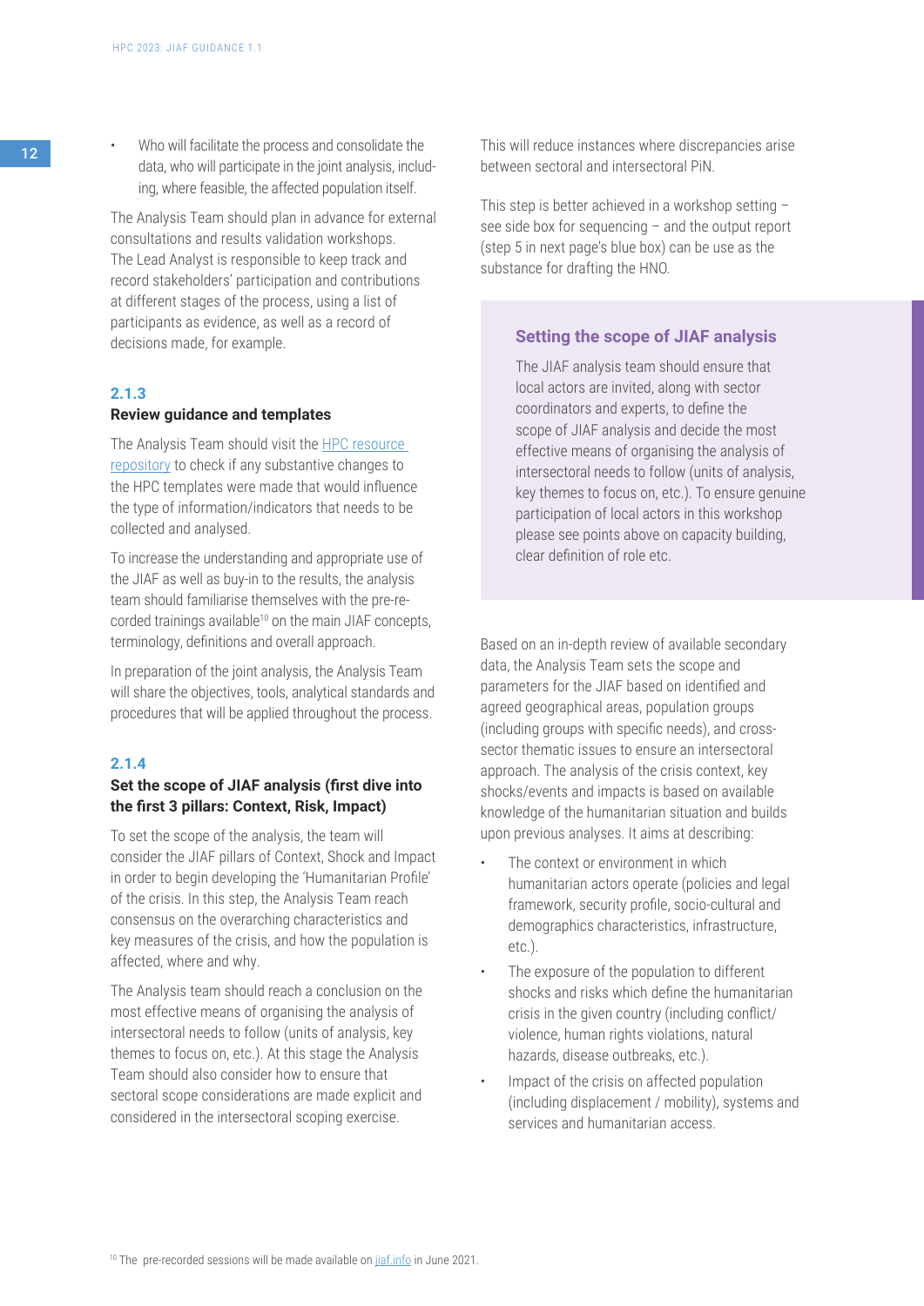- Who will facilitate the process and consolidate the data, who will participate in the joint analysis, including, where feasible, the affected population itself.

The Analysis Team should plan in advance for external consultations and results validation workshops. The Lead Analyst is responsible to keep track and record stakeholders' participation and contributions at different stages of the process, using a list of participants as evidence, as well as a record of decisions made, for example.

### 2.1.3
**Review guidance and templates**

The Analysis Team should visit the HPC resource repository to check if any substantive changes to the HPC templates were made that would influence the type of information/indicators that needs to be collected and analysed.

To increase the understanding and appropriate use of the JIAF as well as buy-in to the results, the analysis team should familiarise themselves with the pre-recorded trainings available[10] on the main JIAF concepts, terminology, definitions and overall approach.

In preparation of the joint analysis, the Analysis Team will share the objectives, tools, analytical standards and procedures that will be applied throughout the process.

### 2.1.4
**Set the scope of JIAF analysis (first dive into the first 3 pillars: Context, Risk, Impact)**

To set the scope of the analysis, the team will consider the JIAF pillars of Context, Shock and Impact in order to begin developing the 'Humanitarian Profile' of the crisis. In this step, the Analysis Team reach consensus on the overarching characteristics and key measures of the crisis, and how the population is affected, where and why.

The Analysis team should reach a conclusion on the most effective means of organising the analysis of intersectoral needs to follow (units of analysis, key themes to focus on, etc.). At this stage the Analysis Team should also consider how to ensure that sectoral scope considerations are made explicit and considered in the intersectoral scoping exercise.

This will reduce instances where discrepancies arise between sectoral and intersectoral PiN.

This step is better achieved in a workshop setting – see side box for sequencing – and the output report (step 5 in next page's blue box) can be use as the substance for drafting the HNO.

> **Setting the scope of JIAF analysis**
>
> The JIAF analysis team should ensure that local actors are invited, along with sector coordinators and experts, to define the scope of JIAF analysis and decide the most effective means of organising the analysis of intersectoral needs to follow (units of analysis, key themes to focus on, etc.). To ensure genuine participation of local actors in this workshop please see points above on capacity building, clear definition of role etc.

Based on an in-depth review of available secondary data, the Analysis Team sets the scope and parameters for the JIAF based on identified and agreed geographical areas, population groups (including groups with specific needs), and cross-sector thematic issues to ensure an intersectoral approach. The analysis of the crisis context, key shocks/events and impacts is based on available knowledge of the humanitarian situation and builds upon previous analyses. It aims at describing:

- The context or environment in which humanitarian actors operate (policies and legal framework, security profile, socio-cultural and demographics characteristics, infrastructure, etc.).
- The exposure of the population to different shocks and risks which define the humanitarian crisis in the given country (including conflict/violence, human rights violations, natural hazards, disease outbreaks, etc.).
- Impact of the crisis on affected population (including displacement / mobility), systems and services and humanitarian access.

[10] The pre-recorded sessions will be made available on jiaf.info in June 2021.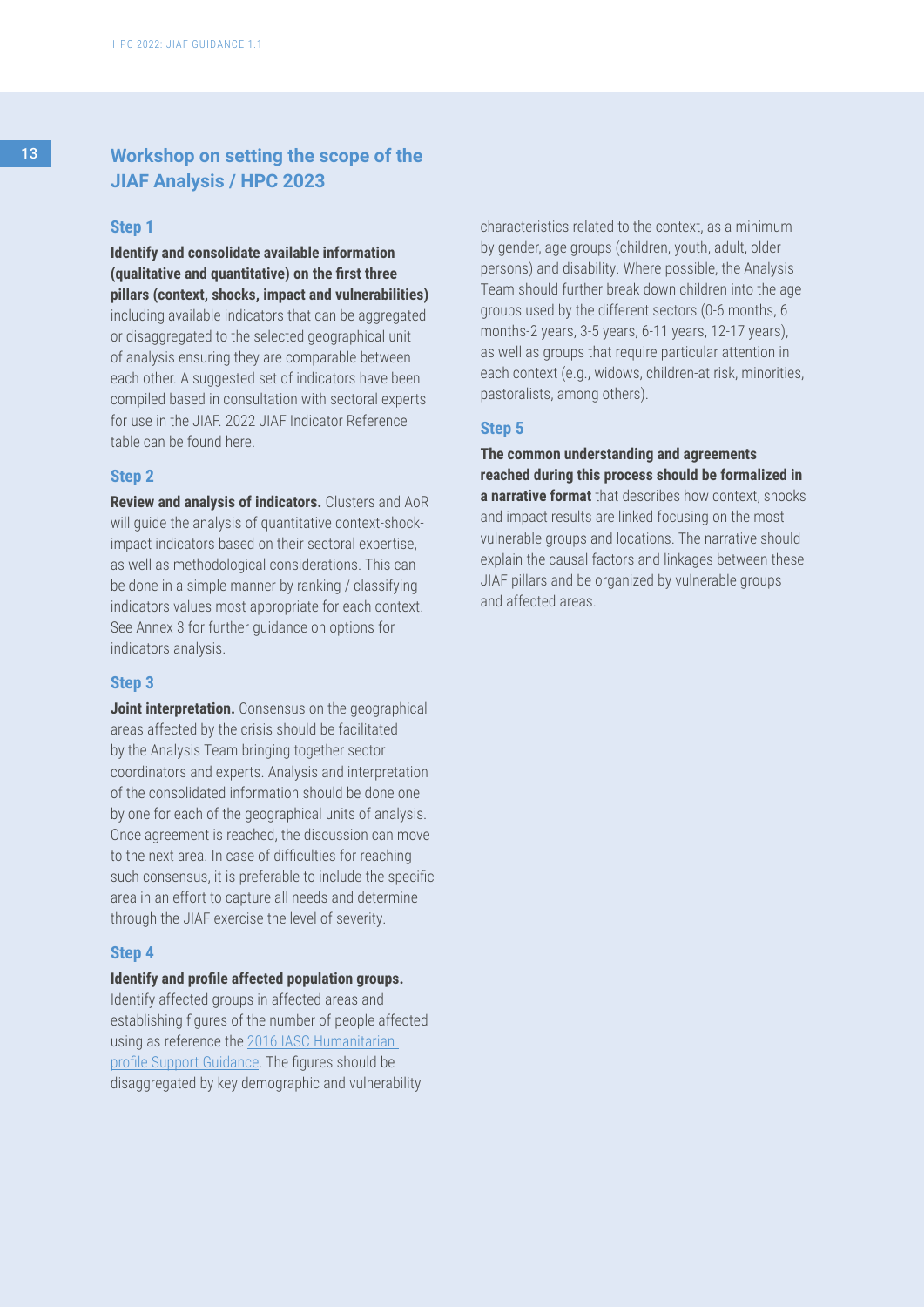## Workshop on setting the scope of the JIAF Analysis / HPC 2023

### Step 1

**Identify and consolidate available information (qualitative and quantitative) on the first three pillars (context, shocks, impact and vulnerabilities)** including available indicators that can be aggregated or disaggregated to the selected geographical unit of analysis ensuring they are comparable between each other. A suggested set of indicators have been compiled based in consultation with sectoral experts for use in the JIAF. 2022 JIAF Indicator Reference table can be found here.

### Step 2

**Review and analysis of indicators.** Clusters and AoR will guide the analysis of quantitative context-shock-impact indicators based on their sectoral expertise, as well as methodological considerations. This can be done in a simple manner by ranking / classifying indicators values most appropriate for each context. See Annex 3 for further guidance on options for indicators analysis.

### Step 3

**Joint interpretation.** Consensus on the geographical areas affected by the crisis should be facilitated by the Analysis Team bringing together sector coordinators and experts. Analysis and interpretation of the consolidated information should be done one by one for each of the geographical units of analysis. Once agreement is reached, the discussion can move to the next area. In case of difficulties for reaching such consensus, it is preferable to include the specific area in an effort to capture all needs and determine through the JIAF exercise the level of severity.

### Step 4

**Identify and profile affected population groups.** Identify affected groups in affected areas and establishing figures of the number of people affected using as reference the [2016 IASC Humanitarian profile Support Guidance](). The figures should be disaggregated by key demographic and vulnerability characteristics related to the context, as a minimum by gender, age groups (children, youth, adult, older persons) and disability. Where possible, the Analysis Team should further break down children into the age groups used by the different sectors (0-6 months, 6 months-2 years, 3-5 years, 6-11 years, 12-17 years), as well as groups that require particular attention in each context (e.g., widows, children-at risk, minorities, pastoralists, among others).

### Step 5

**The common understanding and agreements reached during this process should be formalized in a narrative format** that describes how context, shocks and impact results are linked focusing on the most vulnerable groups and locations. The narrative should explain the causal factors and linkages between these JIAF pillars and be organized by vulnerable groups and affected areas.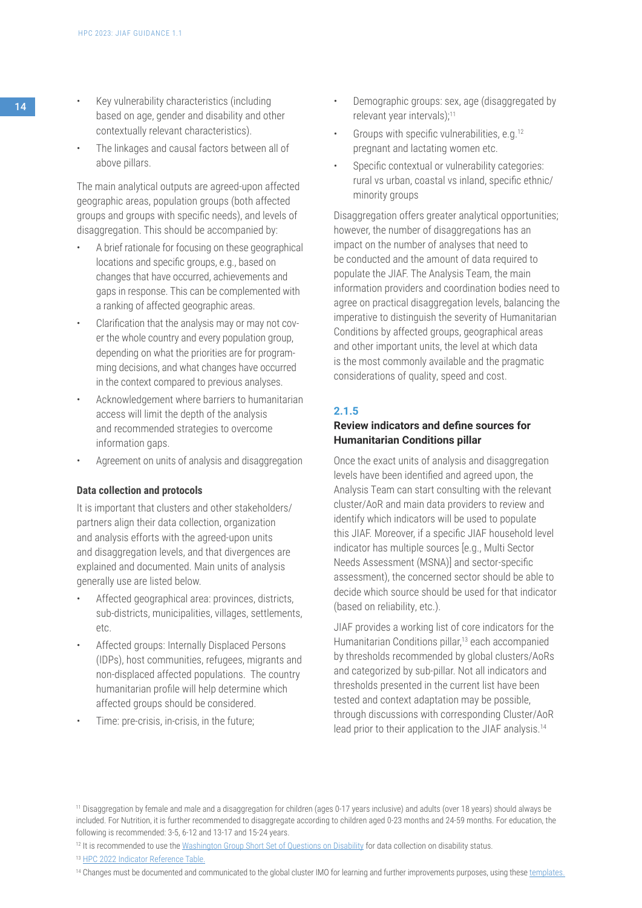- Key vulnerability characteristics (including based on age, gender and disability and other contextually relevant characteristics).
- The linkages and causal factors between all of above pillars.

The main analytical outputs are agreed-upon affected geographic areas, population groups (both affected groups and groups with specific needs), and levels of disaggregation. This should be accompanied by:

- A brief rationale for focusing on these geographical locations and specific groups, e.g., based on changes that have occurred, achievements and gaps in response. This can be complemented with a ranking of affected geographic areas.
- Clarification that the analysis may or may not cover the whole country and every population group, depending on what the priorities are for programming decisions, and what changes have occurred in the context compared to previous analyses.
- Acknowledgement where barriers to humanitarian access will limit the depth of the analysis and recommended strategies to overcome information gaps.
- Agreement on units of analysis and disaggregation

#### Data collection and protocols

It is important that clusters and other stakeholders/partners align their data collection, organization and analysis efforts with the agreed-upon units and disaggregation levels, and that divergences are explained and documented. Main units of analysis generally use are listed below.

- Affected geographical area: provinces, districts, sub-districts, municipalities, villages, settlements, etc.
- Affected groups: Internally Displaced Persons (IDPs), host communities, refugees, migrants and non-displaced affected populations. The country humanitarian profile will help determine which affected groups should be considered.
- Time: pre-crisis, in-crisis, in the future;
- Demographic groups: sex, age (disaggregated by relevant year intervals);[11]
- Groups with specific vulnerabilities, e.g.[12] pregnant and lactating women etc.
- Specific contextual or vulnerability categories: rural vs urban, coastal vs inland, specific ethnic/minority groups

Disaggregation offers greater analytical opportunities; however, the number of disaggregations has an impact on the number of analyses that need to be conducted and the amount of data required to populate the JIAF. The Analysis Team, the main information providers and coordination bodies need to agree on practical disaggregation levels, balancing the imperative to distinguish the severity of Humanitarian Conditions by affected groups, geographical areas and other important units, the level at which data is the most commonly available and the pragmatic considerations of quality, speed and cost.

### 2.1.5
### Review indicators and define sources for Humanitarian Conditions pillar

Once the exact units of analysis and disaggregation levels have been identified and agreed upon, the Analysis Team can start consulting with the relevant cluster/AoR and main data providers to review and identify which indicators will be used to populate this JIAF. Moreover, if a specific JIAF household level indicator has multiple sources [e.g., Multi Sector Needs Assessment (MSNA)] and sector-specific assessment), the concerned sector should be able to decide which source should be used for that indicator (based on reliability, etc.).

JIAF provides a working list of core indicators for the Humanitarian Conditions pillar,[13] each accompanied by thresholds recommended by global clusters/AoRs and categorized by sub-pillar. Not all indicators and thresholds presented in the current list have been tested and context adaptation may be possible, through discussions with corresponding Cluster/AoR lead prior to their application to the JIAF analysis.[14]

---

[11] Disaggregation by female and male and a disaggregation for children (ages 0-17 years inclusive) and adults (over 18 years) should always be included. For Nutrition, it is further recommended to disaggregate according to children aged 0-23 months and 24-59 months. For education, the following is recommended: 3-5, 6-12 and 13-17 and 15-24 years.

[12] It is recommended to use the Washington Group Short Set of Questions on Disability for data collection on disability status.

[13] HPC 2022 Indicator Reference Table.

[14] Changes must be documented and communicated to the global cluster IMO for learning and further improvements purposes, using these templates.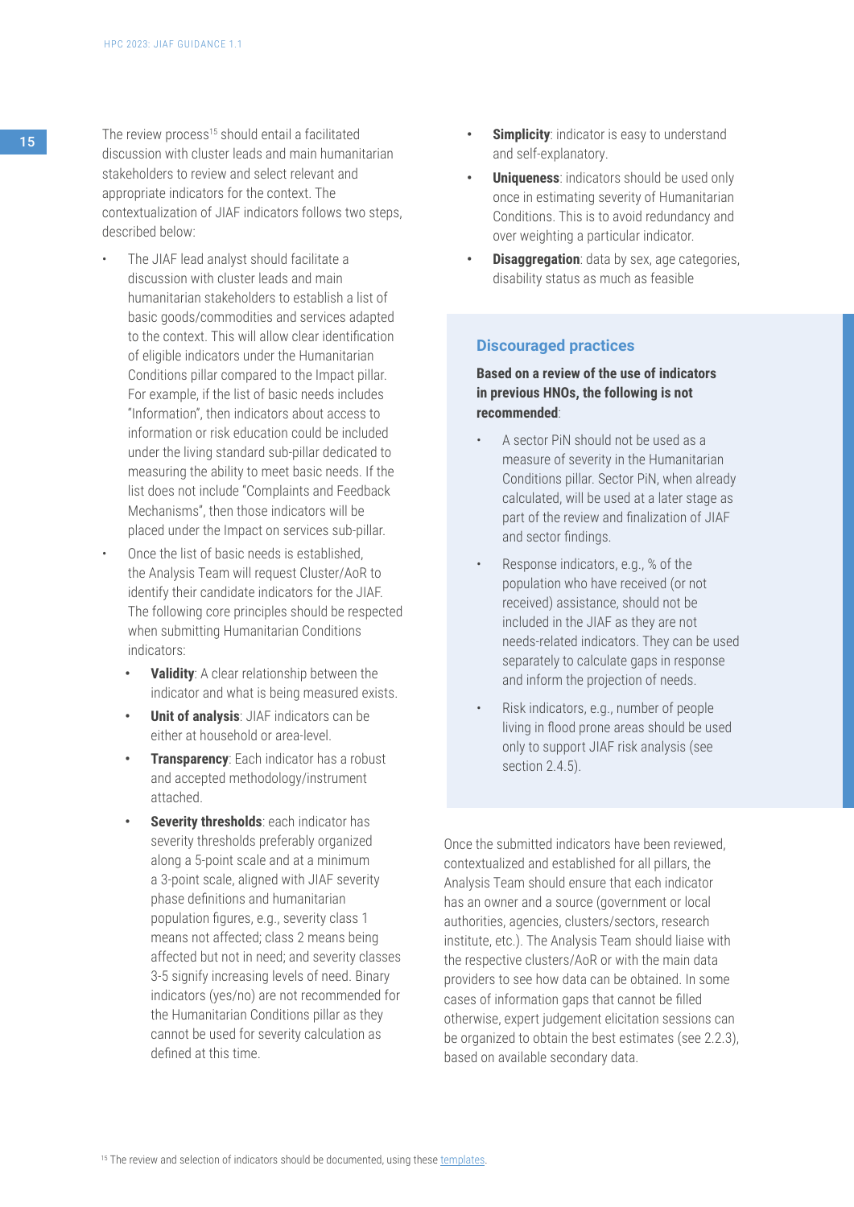The review process[15] should entail a facilitated discussion with cluster leads and main humanitarian stakeholders to review and select relevant and appropriate indicators for the context. The contextualization of JIAF indicators follows two steps, described below:

- The JIAF lead analyst should facilitate a discussion with cluster leads and main humanitarian stakeholders to establish a list of basic goods/commodities and services adapted to the context. This will allow clear identification of eligible indicators under the Humanitarian Conditions pillar compared to the Impact pillar. For example, if the list of basic needs includes "Information", then indicators about access to information or risk education could be included under the living standard sub-pillar dedicated to measuring the ability to meet basic needs. If the list does not include "Complaints and Feedback Mechanisms", then those indicators will be placed under the Impact on services sub-pillar.
- Once the list of basic needs is established, the Analysis Team will request Cluster/AoR to identify their candidate indicators for the JIAF. The following core principles should be respected when submitting Humanitarian Conditions indicators:
  - **Validity**: A clear relationship between the indicator and what is being measured exists.
  - **Unit of analysis**: JIAF indicators can be either at household or area-level.
  - **Transparency**: Each indicator has a robust and accepted methodology/instrument attached.
  - **Severity thresholds**: each indicator has severity thresholds preferably organized along a 5-point scale and at a minimum a 3-point scale, aligned with JIAF severity phase definitions and humanitarian population figures, e.g., severity class 1 means not affected; class 2 means being affected but not in need; and severity classes 3-5 signify increasing levels of need. Binary indicators (yes/no) are not recommended for the Humanitarian Conditions pillar as they cannot be used for severity calculation as defined at this time.
  - **Simplicity**: indicator is easy to understand and self-explanatory.
  - **Uniqueness**: indicators should be used only once in estimating severity of Humanitarian Conditions. This is to avoid redundancy and over weighting a particular indicator.
  - **Disaggregation**: data by sex, age categories, disability status as much as feasible

### Discouraged practices

**Based on a review of the use of indicators in previous HNOs, the following is not recommended**:

- A sector PiN should not be used as a measure of severity in the Humanitarian Conditions pillar. Sector PiN, when already calculated, will be used at a later stage as part of the review and finalization of JIAF and sector findings.
- Response indicators, e.g., % of the population who have received (or not received) assistance, should not be included in the JIAF as they are not needs-related indicators. They can be used separately to calculate gaps in response and inform the projection of needs.
- Risk indicators, e.g., number of people living in flood prone areas should be used only to support JIAF risk analysis (see section 2.4.5).

Once the submitted indicators have been reviewed, contextualized and established for all pillars, the Analysis Team should ensure that each indicator has an owner and a source (government or local authorities, agencies, clusters/sectors, research institute, etc.). The Analysis Team should liaise with the respective clusters/AoR or with the main data providers to see how data can be obtained. In some cases of information gaps that cannot be filled otherwise, expert judgement elicitation sessions can be organized to obtain the best estimates (see 2.2.3), based on available secondary data.

[15] The review and selection of indicators should be documented, using these templates.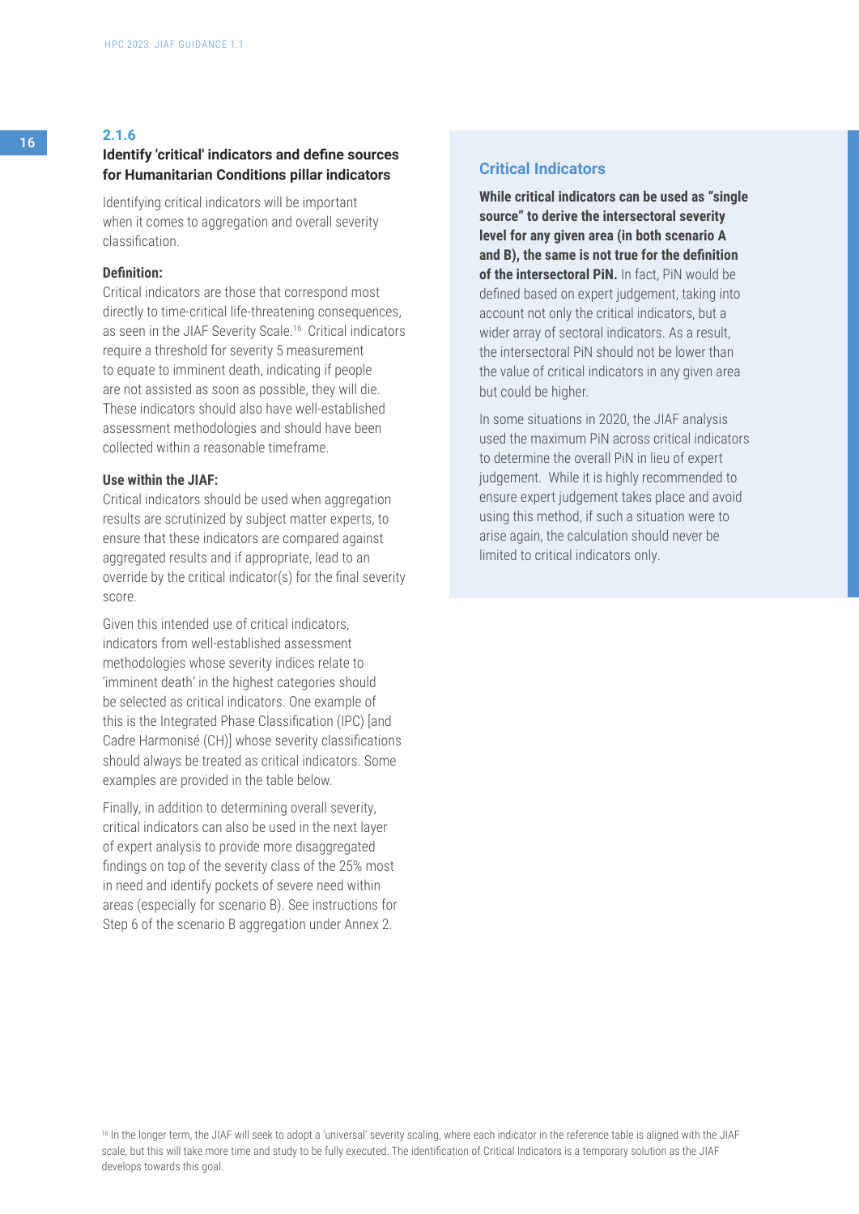### 2.1.6

### Identify 'critical' indicators and define sources for Humanitarian Conditions pillar indicators

Identifying critical indicators will be important when it comes to aggregation and overall severity classification.

**Definition:**
Critical indicators are those that correspond most directly to time-critical life-threatening consequences, as seen in the JIAF Severity Scale.[16] Critical indicators require a threshold for severity 5 measurement to equate to imminent death, indicating if people are not assisted as soon as possible, they will die. These indicators should also have well-established assessment methodologies and should have been collected within a reasonable timeframe.

**Use within the JIAF:**
Critical indicators should be used when aggregation results are scrutinized by subject matter experts, to ensure that these indicators are compared against aggregated results and if appropriate, lead to an override by the critical indicator(s) for the final severity score.

Given this intended use of critical indicators, indicators from well-established assessment methodologies whose severity indices relate to 'imminent death' in the highest categories should be selected as critical indicators. One example of this is the Integrated Phase Classification (IPC) [and Cadre Harmonisé (CH)] whose severity classifications should always be treated as critical indicators. Some examples are provided in the table below.

Finally, in addition to determining overall severity, critical indicators can also be used in the next layer of expert analysis to provide more disaggregated findings on top of the severity class of the 25% most in need and identify pockets of severe need within areas (especially for scenario B). See instructions for Step 6 of the scenario B aggregation under Annex 2.

#### Critical Indicators

**While critical indicators can be used as "single source" to derive the intersectoral severity level for any given area (in both scenario A and B), the same is not true for the definition of the intersectoral PiN.** In fact, PiN would be defined based on expert judgement, taking into account not only the critical indicators, but a wider array of sectoral indicators. As a result, the intersectoral PiN should not be lower than the value of critical indicators in any given area but could be higher.

In some situations in 2020, the JIAF analysis used the maximum PiN across critical indicators to determine the overall PiN in lieu of expert judgement. While it is highly recommended to ensure expert judgement takes place and avoid using this method, if such a situation were to arise again, the calculation should never be limited to critical indicators only.

[16] In the longer term, the JIAF will seek to adopt a 'universal' severity scaling, where each indicator in the reference table is aligned with the JIAF scale, but this will take more time and study to be fully executed. The identification of Critical Indicators is a temporary solution as the JIAF develops towards this goal.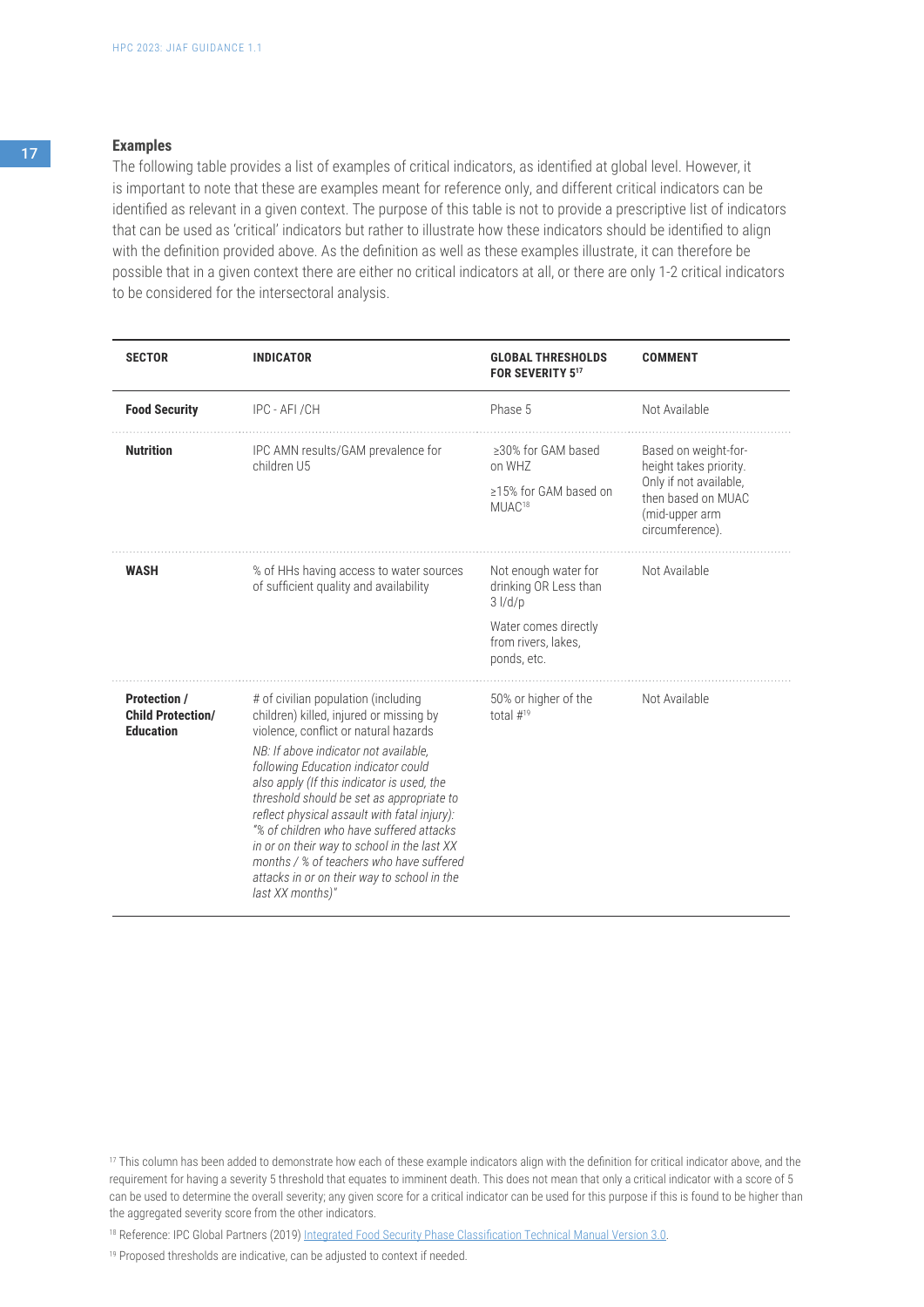### Examples

The following table provides a list of examples of critical indicators, as identified at global level. However, it is important to note that these are examples meant for reference only, and different critical indicators can be identified as relevant in a given context. The purpose of this table is not to provide a prescriptive list of indicators that can be used as 'critical' indicators but rather to illustrate how these indicators should be identified to align with the definition provided above. As the definition as well as these examples illustrate, it can therefore be possible that in a given context there are either no critical indicators at all, or there are only 1-2 critical indicators to be considered for the intersectoral analysis.

| SECTOR | INDICATOR | GLOBAL THRESHOLDS FOR SEVERITY 5[17] | COMMENT |
|---|---|---|---|
| **Food Security** | IPC - AFI /CH | Phase 5 | Not Available |
| **Nutrition** | IPC AMN results/GAM prevalence for children U5 | ≥30% for GAM based on WHZ<br><br>≥15% for GAM based on MUAC[18] | Based on weight-for-height takes priority. Only if not available, then based on MUAC (mid-upper arm circumference). |
| **WASH** | % of HHs having access to water sources of sufficient quality and availability | Not enough water for drinking OR Less than 3 l/d/p<br><br>Water comes directly from rivers, lakes, ponds, etc. | Not Available |
| **Protection / Child Protection/ Education** | # of civilian population (including children) killed, injured or missing by violence, conflict or natural hazards<br><br>*NB: If above indicator not available, following Education indicator could also apply (If this indicator is used, the threshold should be set as appropriate to reflect physical assault with fatal injury): "% of children who have suffered attacks in or on their way to school in the last XX months / % of teachers who have suffered attacks in or on their way to school in the last XX months)"* | 50% or higher of the total #[19] | Not Available |

[17] This column has been added to demonstrate how each of these example indicators align with the definition for critical indicator above, and the requirement for having a severity 5 threshold that equates to imminent death. This does not mean that only a critical indicator with a score of 5 can be used to determine the overall severity; any given score for a critical indicator can be used for this purpose if this is found to be higher than the aggregated severity score from the other indicators.

[18] Reference: IPC Global Partners (2019) Integrated Food Security Phase Classification Technical Manual Version 3.0.

[19] Proposed thresholds are indicative, can be adjusted to context if needed.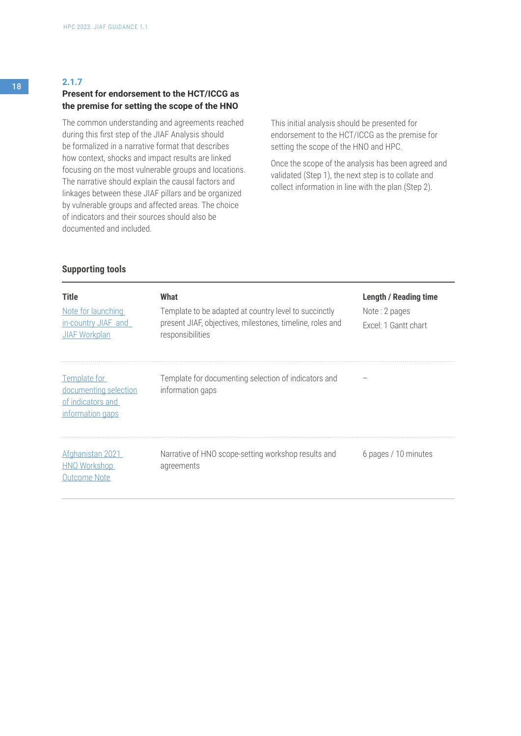### 2.1.7
### Present for endorsement to the HCT/ICCG as the premise for setting the scope of the HNO

The common understanding and agreements reached during this first step of the JIAF Analysis should be formalized in a narrative format that describes how context, shocks and impact results are linked focusing on the most vulnerable groups and locations. The narrative should explain the causal factors and linkages between these JIAF pillars and be organized by vulnerable groups and affected areas. The choice of indicators and their sources should also be documented and included.

This initial analysis should be presented for endorsement to the HCT/ICCG as the premise for setting the scope of the HNO and HPC.

Once the scope of the analysis has been agreed and validated (Step 1), the next step is to collate and collect information in line with the plan (Step 2).

#### Supporting tools

| Title | What | Length / Reading time |
|---|---|---|
| Note for launching in-country JIAF and JIAF Workplan | Template to be adapted at country level to succinctly present JIAF, objectives, milestones, timeline, roles and responsibilities | Note : 2 pages<br>Excel: 1 Gantt chart |
| Template for documenting selection of indicators and information gaps | Template for documenting selection of indicators and information gaps | – |
| Afghanistan 2021 HNO Workshop Outcome Note | Narrative of HNO scope-setting workshop results and agreements | 6 pages / 10 minutes |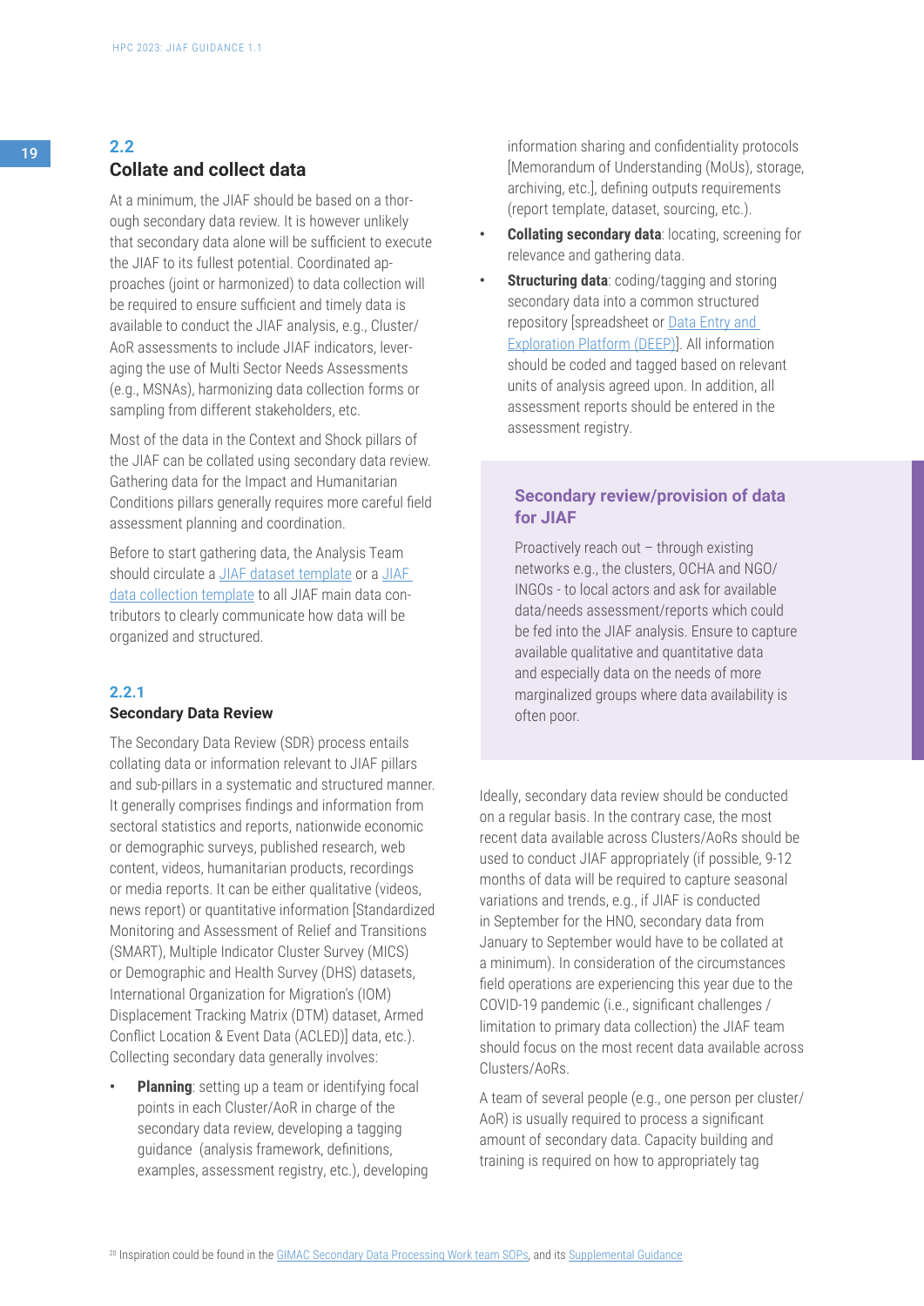## 2.2 Collate and collect data

At a minimum, the JIAF should be based on a thorough secondary data review. It is however unlikely that secondary data alone will be sufficient to execute the JIAF to its fullest potential. Coordinated approaches (joint or harmonized) to data collection will be required to ensure sufficient and timely data is available to conduct the JIAF analysis, e.g., Cluster/AoR assessments to include JIAF indicators, leveraging the use of Multi Sector Needs Assessments (e.g., MSNAs), harmonizing data collection forms or sampling from different stakeholders, etc.

Most of the data in the Context and Shock pillars of the JIAF can be collated using secondary data review. Gathering data for the Impact and Humanitarian Conditions pillars generally requires more careful field assessment planning and coordination.

Before to start gathering data, the Analysis Team should circulate a JIAF dataset template or a JIAF data collection template to all JIAF main data contributors to clearly communicate how data will be organized and structured.

### 2.2.1 Secondary Data Review

The Secondary Data Review (SDR) process entails collating data or information relevant to JIAF pillars and sub-pillars in a systematic and structured manner. It generally comprises findings and information from sectoral statistics and reports, nationwide economic or demographic surveys, published research, web content, videos, humanitarian products, recordings or media reports. It can be either qualitative (videos, news report) or quantitative information [Standardized Monitoring and Assessment of Relief and Transitions (SMART), Multiple Indicator Cluster Survey (MICS) or Demographic and Health Survey (DHS) datasets, International Organization for Migration's (IOM) Displacement Tracking Matrix (DTM) dataset, Armed Conflict Location & Event Data (ACLED)] data, etc.). Collecting secondary data generally involves:

- **Planning**: setting up a team or identifying focal points in each Cluster/AoR in charge of the secondary data review, developing a tagging guidance (analysis framework, definitions, examples, assessment registry, etc.), developing information sharing and confidentiality protocols [Memorandum of Understanding (MoUs), storage, archiving, etc.], defining outputs requirements (report template, dataset, sourcing, etc.).
- **Collating secondary data**: locating, screening for relevance and gathering data.
- **Structuring data**: coding/tagging and storing secondary data into a common structured repository [spreadsheet or Data Entry and Exploration Platform (DEEP)]. All information should be coded and tagged based on relevant units of analysis agreed upon. In addition, all assessment reports should be entered in the assessment registry.

> **Secondary review/provision of data for JIAF**
>
> Proactively reach out – through existing networks e.g., the clusters, OCHA and NGO/INGOs - to local actors and ask for available data/needs assessment/reports which could be fed into the JIAF analysis. Ensure to capture available qualitative and quantitative data and especially data on the needs of more marginalized groups where data availability is often poor.

Ideally, secondary data review should be conducted on a regular basis. In the contrary case, the most recent data available across Clusters/AoRs should be used to conduct JIAF appropriately (if possible, 9-12 months of data will be required to capture seasonal variations and trends, e.g., if JIAF is conducted in September for the HNO, secondary data from January to September would have to be collated at a minimum). In consideration of the circumstances field operations are experiencing this year due to the COVID-19 pandemic (i.e., significant challenges / limitation to primary data collection) the JIAF team should focus on the most recent data available across Clusters/AoRs.

A team of several people (e.g., one person per cluster/AoR) is usually required to process a significant amount of secondary data. Capacity building and training is required on how to appropriately tag

[20] Inspiration could be found in the GIMAC Secondary Data Processing Work team SOPs, and its Supplemental Guidance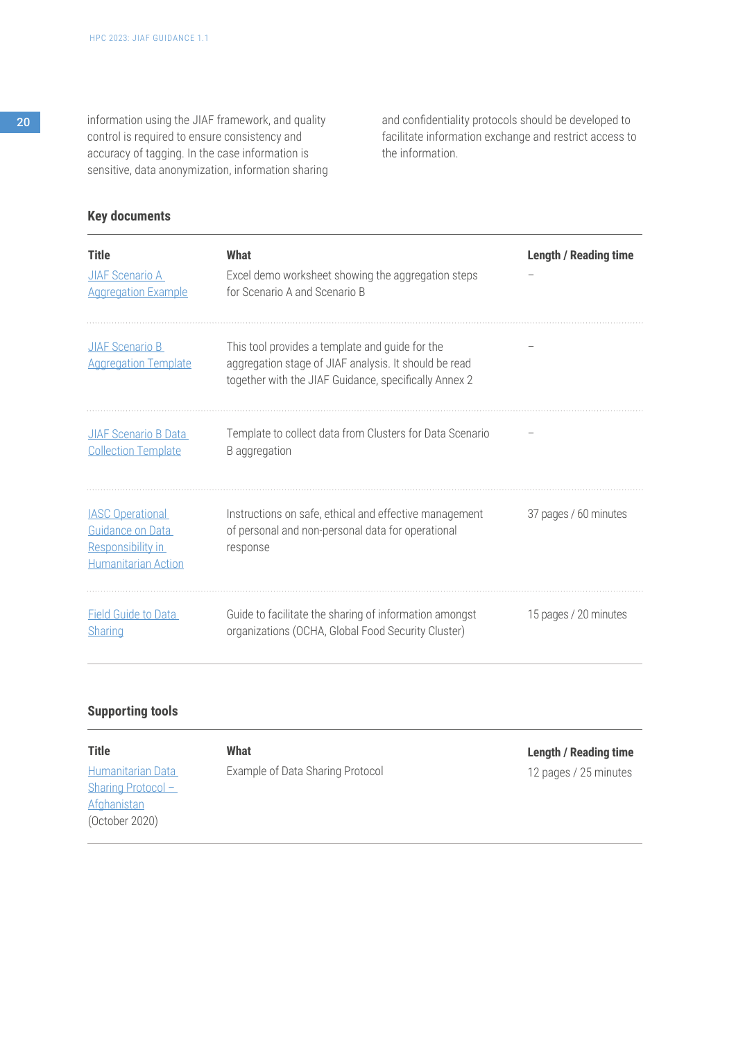information using the JIAF framework, and quality control is required to ensure consistency and accuracy of tagging. In the case information is sensitive, data anonymization, information sharing and confidentiality protocols should be developed to facilitate information exchange and restrict access to the information.

### Key documents

| Title | What | Length / Reading time |
|---|---|---|
| JIAF Scenario A Aggregation Example | Excel demo worksheet showing the aggregation steps for Scenario A and Scenario B | – |
| JIAF Scenario B Aggregation Template | This tool provides a template and guide for the aggregation stage of JIAF analysis. It should be read together with the JIAF Guidance, specifically Annex 2 | – |
| JIAF Scenario B Data Collection Template | Template to collect data from Clusters for Data Scenario B aggregation | – |
| IASC Operational Guidance on Data Responsibility in Humanitarian Action | Instructions on safe, ethical and effective management of personal and non-personal data for operational response | 37 pages / 60 minutes |
| Field Guide to Data Sharing | Guide to facilitate the sharing of information amongst organizations (OCHA, Global Food Security Cluster) | 15 pages / 20 minutes |

### Supporting tools

| Title | What | Length / Reading time |
|---|---|---|
| Humanitarian Data Sharing Protocol – Afghanistan (October 2020) | Example of Data Sharing Protocol | 12 pages / 25 minutes |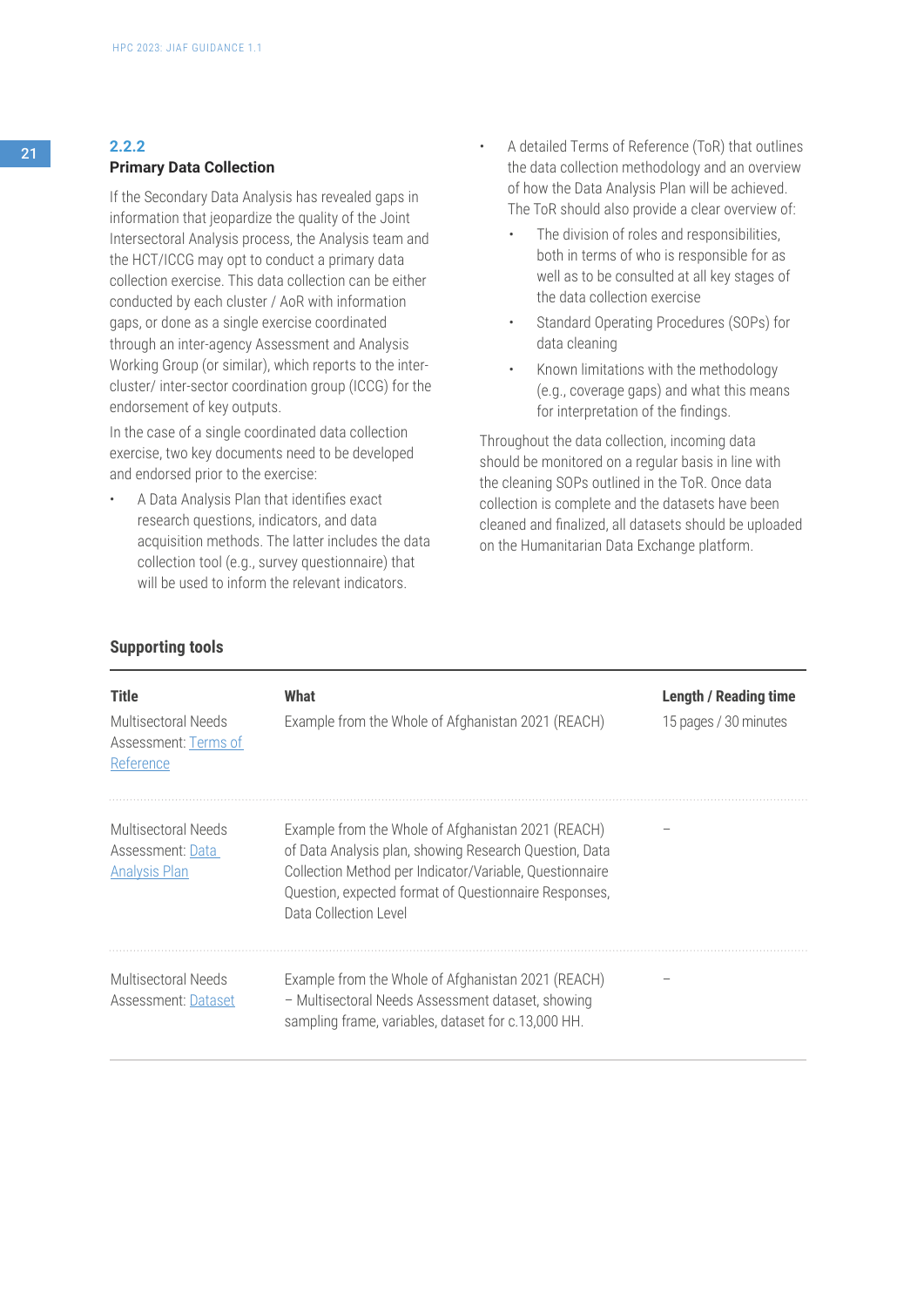### 2.2.2 Primary Data Collection

If the Secondary Data Analysis has revealed gaps in information that jeopardize the quality of the Joint Intersectoral Analysis process, the Analysis team and the HCT/ICCG may opt to conduct a primary data collection exercise. This data collection can be either conducted by each cluster / AoR with information gaps, or done as a single exercise coordinated through an inter-agency Assessment and Analysis Working Group (or similar), which reports to the inter-cluster/ inter-sector coordination group (ICCG) for the endorsement of key outputs.

In the case of a single coordinated data collection exercise, two key documents need to be developed and endorsed prior to the exercise:

- A Data Analysis Plan that identifies exact research questions, indicators, and data acquisition methods. The latter includes the data collection tool (e.g., survey questionnaire) that will be used to inform the relevant indicators.
- A detailed Terms of Reference (ToR) that outlines the data collection methodology and an overview of how the Data Analysis Plan will be achieved. The ToR should also provide a clear overview of:
  - The division of roles and responsibilities, both in terms of who is responsible for as well as to be consulted at all key stages of the data collection exercise
  - Standard Operating Procedures (SOPs) for data cleaning
  - Known limitations with the methodology (e.g., coverage gaps) and what this means for interpretation of the findings.

Throughout the data collection, incoming data should be monitored on a regular basis in line with the cleaning SOPs outlined in the ToR. Once data collection is complete and the datasets have been cleaned and finalized, all datasets should be uploaded on the Humanitarian Data Exchange platform.

#### Supporting tools

| Title | What | Length / Reading time |
|---|---|---|
| Multisectoral Needs Assessment: Terms of Reference | Example from the Whole of Afghanistan 2021 (REACH) | 15 pages / 30 minutes |
| Multisectoral Needs Assessment: Data Analysis Plan | Example from the Whole of Afghanistan 2021 (REACH) of Data Analysis plan, showing Research Question, Data Collection Method per Indicator/Variable, Questionnaire Question, expected format of Questionnaire Responses, Data Collection Level | – |
| Multisectoral Needs Assessment: Dataset | Example from the Whole of Afghanistan 2021 (REACH) – Multisectoral Needs Assessment dataset, showing sampling frame, variables, dataset for c.13,000 HH. | – |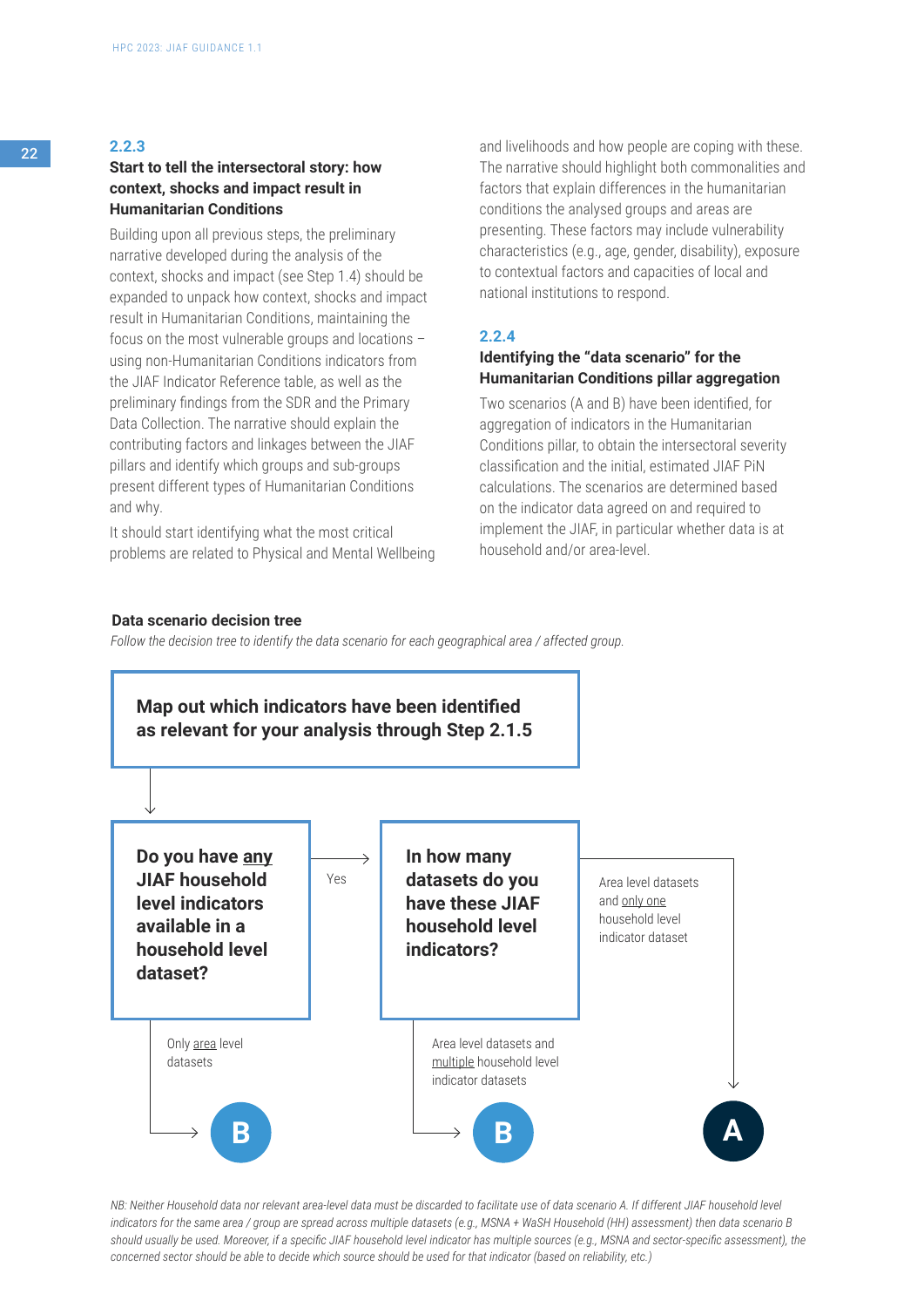### 2.2.3

### Start to tell the intersectoral story: how context, shocks and impact result in Humanitarian Conditions

Building upon all previous steps, the preliminary narrative developed during the analysis of the context, shocks and impact (see Step 1.4) should be expanded to unpack how context, shocks and impact result in Humanitarian Conditions, maintaining the focus on the most vulnerable groups and locations – using non-Humanitarian Conditions indicators from the JIAF Indicator Reference table, as well as the preliminary findings from the SDR and the Primary Data Collection. The narrative should explain the contributing factors and linkages between the JIAF pillars and identify which groups and sub-groups present different types of Humanitarian Conditions and why.

It should start identifying what the most critical problems are related to Physical and Mental Wellbeing and livelihoods and how people are coping with these. The narrative should highlight both commonalities and factors that explain differences in the humanitarian conditions the analysed groups and areas are presenting. These factors may include vulnerability characteristics (e.g., age, gender, disability), exposure to contextual factors and capacities of local and national institutions to respond.

### 2.2.4

### Identifying the "data scenario" for the Humanitarian Conditions pillar aggregation

Two scenarios (A and B) have been identified, for aggregation of indicators in the Humanitarian Conditions pillar, to obtain the intersectoral severity classification and the initial, estimated JIAF PiN calculations. The scenarios are determined based on the indicator data agreed on and required to implement the JIAF, in particular whether data is at household and/or area-level.

**Data scenario decision tree**

*Follow the decision tree to identify the data scenario for each geographical area / affected group.*

**Map out which indicators have been identified as relevant for your analysis through Step 2.1.5**

↓

**Do you have any JIAF household level indicators available in a household level dataset?**

- Only area level datasets → **B**
- Yes → **In how many datasets do you have these JIAF household level indicators?**
  - Area level datasets and multiple household level indicator datasets → **B**
  - Area level datasets and only one household level indicator dataset → **A**

*NB: Neither Household data nor relevant area-level data must be discarded to facilitate use of data scenario A. If different JIAF household level indicators for the same area / group are spread across multiple datasets (e.g., MSNA + WaSH Household (HH) assessment) then data scenario B should usually be used. Moreover, if a specific JIAF household level indicator has multiple sources (e.g., MSNA and sector-specific assessment), the concerned sector should be able to decide which source should be used for that indicator (based on reliability, etc.)*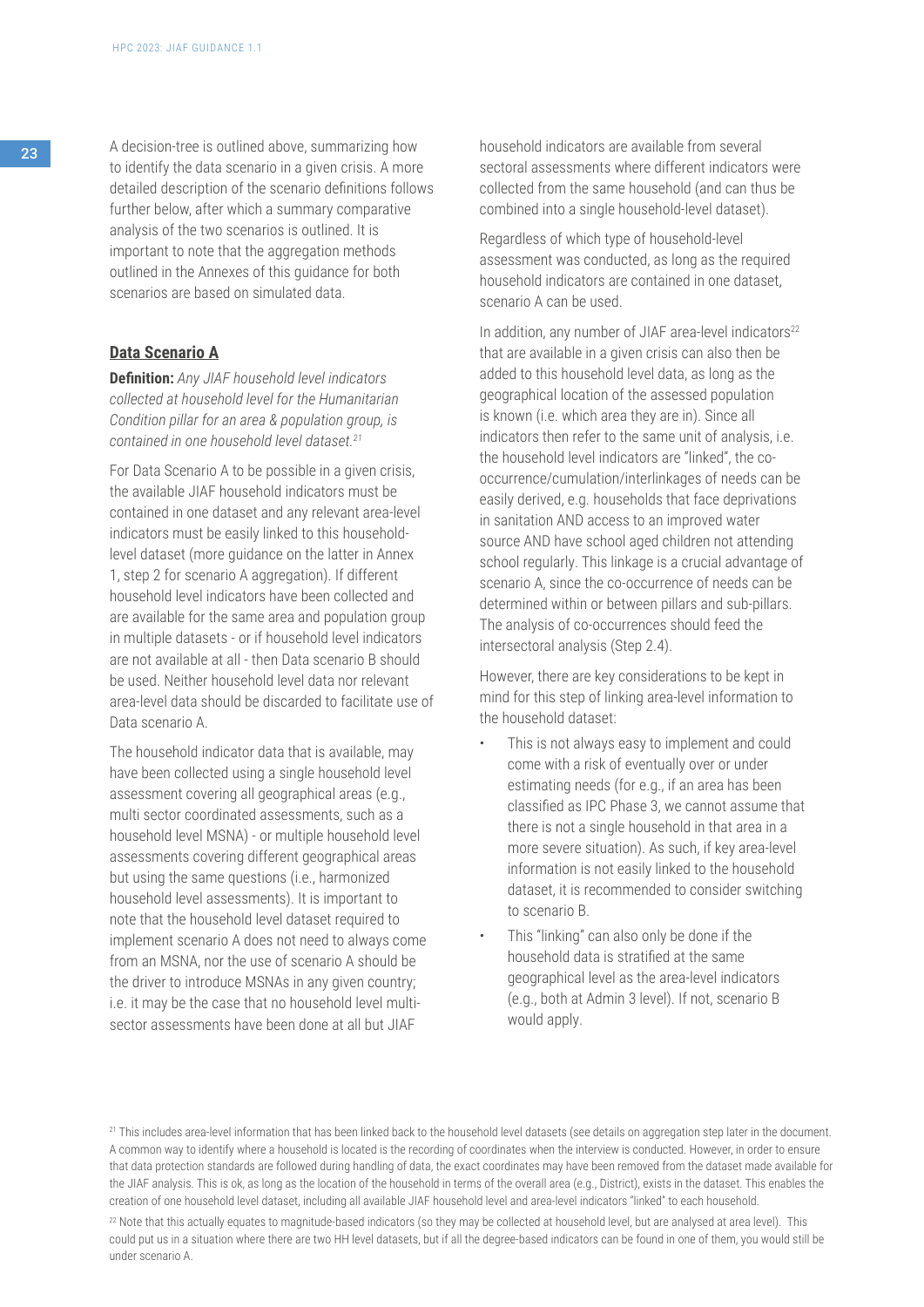A decision-tree is outlined above, summarizing how to identify the data scenario in a given crisis. A more detailed description of the scenario definitions follows further below, after which a summary comparative analysis of the two scenarios is outlined. It is important to note that the aggregation methods outlined in the Annexes of this guidance for both scenarios are based on simulated data.

### Data Scenario A

**Definition:** *Any JIAF household level indicators collected at household level for the Humanitarian Condition pillar for an area & population group, is contained in one household level dataset.*[21]

For Data Scenario A to be possible in a given crisis, the available JIAF household indicators must be contained in one dataset and any relevant area-level indicators must be easily linked to this household-level dataset (more guidance on the latter in Annex 1, step 2 for scenario A aggregation). If different household level indicators have been collected and are available for the same area and population group in multiple datasets - or if household level indicators are not available at all - then Data scenario B should be used. Neither household level data nor relevant area-level data should be discarded to facilitate use of Data scenario A.

The household indicator data that is available, may have been collected using a single household level assessment covering all geographical areas (e.g., multi sector coordinated assessments, such as a household level MSNA) - or multiple household level assessments covering different geographical areas but using the same questions (i.e., harmonized household level assessments). It is important to note that the household level dataset required to implement scenario A does not need to always come from an MSNA, nor the use of scenario A should be the driver to introduce MSNAs in any given country; i.e. it may be the case that no household level multi-sector assessments have been done at all but JIAF household indicators are available from several sectoral assessments where different indicators were collected from the same household (and can thus be combined into a single household-level dataset).

Regardless of which type of household-level assessment was conducted, as long as the required household indicators are contained in one dataset, scenario A can be used.

In addition, any number of JIAF area-level indicators[22] that are available in a given crisis can also then be added to this household level data, as long as the geographical location of the assessed population is known (i.e. which area they are in). Since all indicators then refer to the same unit of analysis, i.e. the household level indicators are "linked", the co-occurrence/cumulation/interlinkages of needs can be easily derived, e.g. households that face deprivations in sanitation AND access to an improved water source AND have school aged children not attending school regularly. This linkage is a crucial advantage of scenario A, since the co-occurrence of needs can be determined within or between pillars and sub-pillars. The analysis of co-occurrences should feed the intersectoral analysis (Step 2.4).

However, there are key considerations to be kept in mind for this step of linking area-level information to the household dataset:

- This is not always easy to implement and could come with a risk of eventually over or under estimating needs (for e.g., if an area has been classified as IPC Phase 3, we cannot assume that there is not a single household in that area in a more severe situation). As such, if key area-level information is not easily linked to the household dataset, it is recommended to consider switching to scenario B.
- This "linking" can also only be done if the household data is stratified at the same geographical level as the area-level indicators (e.g., both at Admin 3 level). If not, scenario B would apply.

---

[21] This includes area-level information that has been linked back to the household level datasets (see details on aggregation step later in the document. A common way to identify where a household is located is the recording of coordinates when the interview is conducted. However, in order to ensure that data protection standards are followed during handling of data, the exact coordinates may have been removed from the dataset made available for the JIAF analysis. This is ok, as long as the location of the household in terms of the overall area (e.g., District), exists in the dataset. This enables the creation of one household level dataset, including all available JIAF household level and area-level indicators "linked" to each household.

[22] Note that this actually equates to magnitude-based indicators (so they may be collected at household level, but are analysed at area level). This could put us in a situation where there are two HH level datasets, but if all the degree-based indicators can be found in one of them, you would still be under scenario A.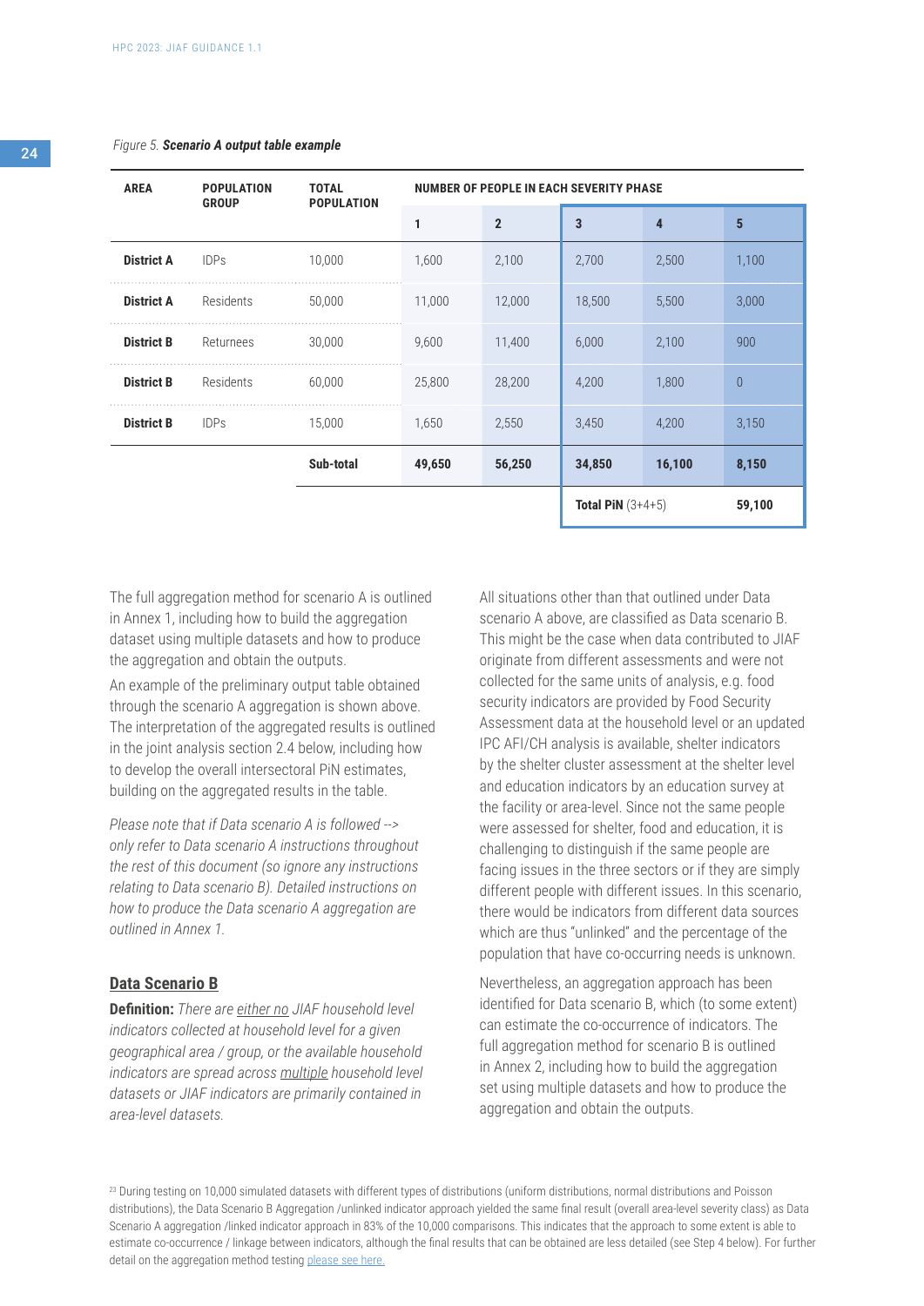*Figure 5.* ***Scenario A output table example***

| AREA | POPULATION GROUP | TOTAL POPULATION | NUMBER OF PEOPLE IN EACH SEVERITY PHASE | | | | |
|---|---|---|---|---|---|---|---|
| | | | 1 | 2 | 3 | 4 | 5 |
| **District A** | IDPs | 10,000 | 1,600 | 2,100 | 2,700 | 2,500 | 1,100 |
| **District A** | Residents | 50,000 | 11,000 | 12,000 | 18,500 | 5,500 | 3,000 |
| **District B** | Returnees | 30,000 | 9,600 | 11,400 | 6,000 | 2,100 | 900 |
| **District B** | Residents | 60,000 | 25,800 | 28,200 | 4,200 | 1,800 | 0 |
| **District B** | IDPs | 15,000 | 1,650 | 2,550 | 3,450 | 4,200 | 3,150 |
| | | **Sub-total** | **49,650** | **56,250** | **34,850** | **16,100** | **8,150** |
| | | | | | **Total PiN** (3+4+5) | | **59,100** |

The full aggregation method for scenario A is outlined in Annex 1, including how to build the aggregation dataset using multiple datasets and how to produce the aggregation and obtain the outputs.

An example of the preliminary output table obtained through the scenario A aggregation is shown above. The interpretation of the aggregated results is outlined in the joint analysis section 2.4 below, including how to develop the overall intersectoral PiN estimates, building on the aggregated results in the table.

*Please note that if Data scenario A is followed --> only refer to Data scenario A instructions throughout the rest of this document (so ignore any instructions relating to Data scenario B). Detailed instructions on how to produce the Data scenario A aggregation are outlined in Annex 1.*

## Data Scenario B

**Definition:** *There are either no JIAF household level indicators collected at household level for a given geographical area / group, or the available household indicators are spread across multiple household level datasets or JIAF indicators are primarily contained in area-level datasets.*

All situations other than that outlined under Data scenario A above, are classified as Data scenario B. This might be the case when data contributed to JIAF originate from different assessments and were not collected for the same units of analysis, e.g. food security indicators are provided by Food Security Assessment data at the household level or an updated IPC AFI/CH analysis is available, shelter indicators by the shelter cluster assessment at the shelter level and education indicators by an education survey at the facility or area-level. Since not the same people were assessed for shelter, food and education, it is challenging to distinguish if the same people are facing issues in the three sectors or if they are simply different people with different issues. In this scenario, there would be indicators from different data sources which are thus "unlinked" and the percentage of the population that have co-occurring needs is unknown.

Nevertheless, an aggregation approach has been identified for Data scenario B, which (to some extent) can estimate the co-occurrence of indicators. The full aggregation method for scenario B is outlined in Annex 2, including how to build the aggregation set using multiple datasets and how to produce the aggregation and obtain the outputs.

[23] During testing on 10,000 simulated datasets with different types of distributions (uniform distributions, normal distributions and Poisson distributions), the Data Scenario B Aggregation /unlinked indicator approach yielded the same final result (overall area-level severity class) as Data Scenario A aggregation /linked indicator approach in 83% of the 10,000 comparisons. This indicates that the approach to some extent is able to estimate co-occurrence / linkage between indicators, although the final results that can be obtained are less detailed (see Step 4 below). For further detail on the aggregation method testing please see here.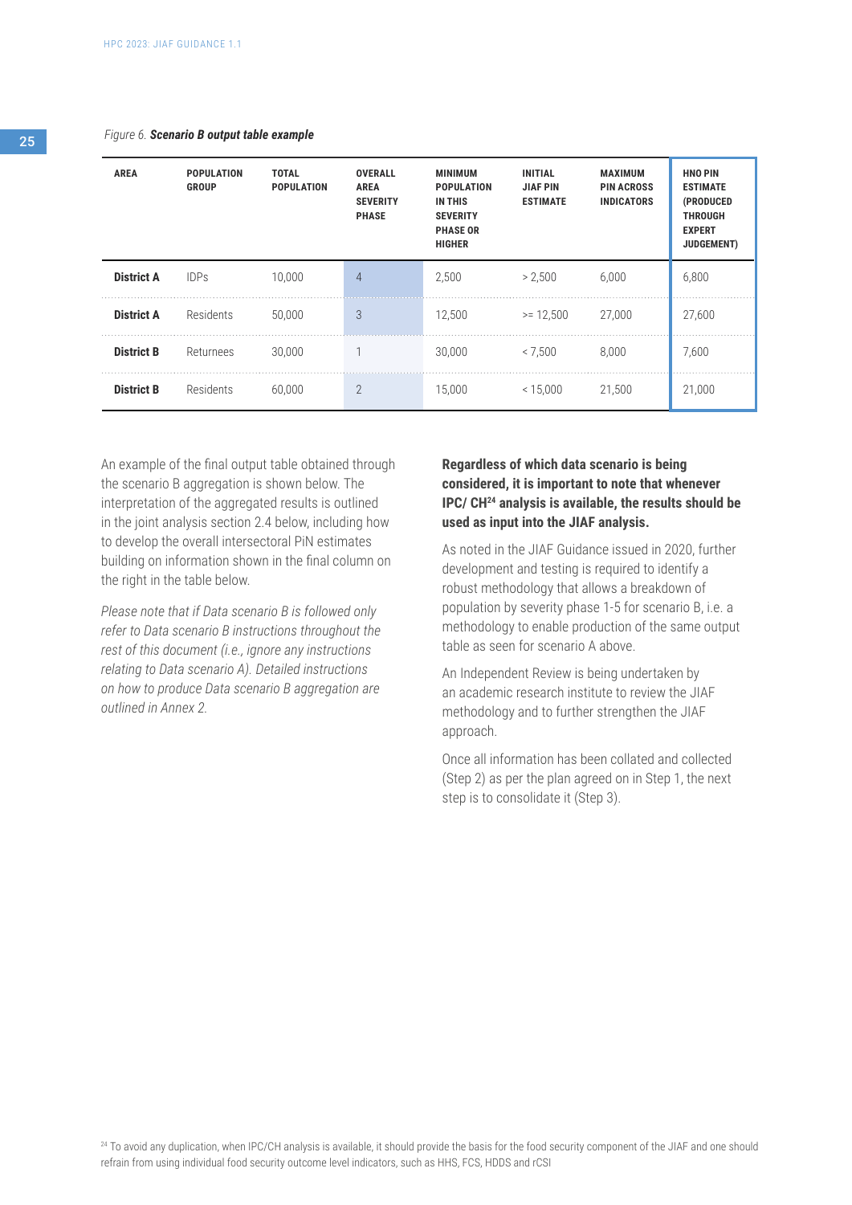*Figure 6.* ***Scenario B output table example***

| AREA | POPULATION GROUP | TOTAL POPULATION | OVERALL AREA SEVERITY PHASE | MINIMUM POPULATION IN THIS SEVERITY PHASE OR HIGHER | INITIAL JIAF PIN ESTIMATE | MAXIMUM PIN ACROSS INDICATORS | HNO PIN ESTIMATE (PRODUCED THROUGH EXPERT JUDGEMENT) |
|---|---|---|---|---|---|---|---|
| **District A** | IDPs | 10,000 | 4 | 2,500 | > 2,500 | 6,000 | 6,800 |
| **District A** | Residents | 50,000 | 3 | 12,500 | >= 12,500 | 27,000 | 27,600 |
| **District B** | Returnees | 30,000 | 1 | 30,000 | < 7,500 | 8,000 | 7,600 |
| **District B** | Residents | 60,000 | 2 | 15,000 | < 15,000 | 21,500 | 21,000 |

An example of the final output table obtained through the scenario B aggregation is shown below. The interpretation of the aggregated results is outlined in the joint analysis section 2.4 below, including how to develop the overall intersectoral PiN estimates building on information shown in the final column on the right in the table below.

*Please note that if Data scenario B is followed only refer to Data scenario B instructions throughout the rest of this document (i.e., ignore any instructions relating to Data scenario A). Detailed instructions on how to produce Data scenario B aggregation are outlined in Annex 2.*

**Regardless of which data scenario is being considered, it is important to note that whenever IPC/ CH[24] analysis is available, the results should be used as input into the JIAF analysis.**

As noted in the JIAF Guidance issued in 2020, further development and testing is required to identify a robust methodology that allows a breakdown of population by severity phase 1-5 for scenario B, i.e. a methodology to enable production of the same output table as seen for scenario A above.

An Independent Review is being undertaken by an academic research institute to review the JIAF methodology and to further strengthen the JIAF approach.

Once all information has been collated and collected (Step 2) as per the plan agreed on in Step 1, the next step is to consolidate it (Step 3).

[24] To avoid any duplication, when IPC/CH analysis is available, it should provide the basis for the food security component of the JIAF and one should refrain from using individual food security outcome level indicators, such as HHS, FCS, HDDS and rCSI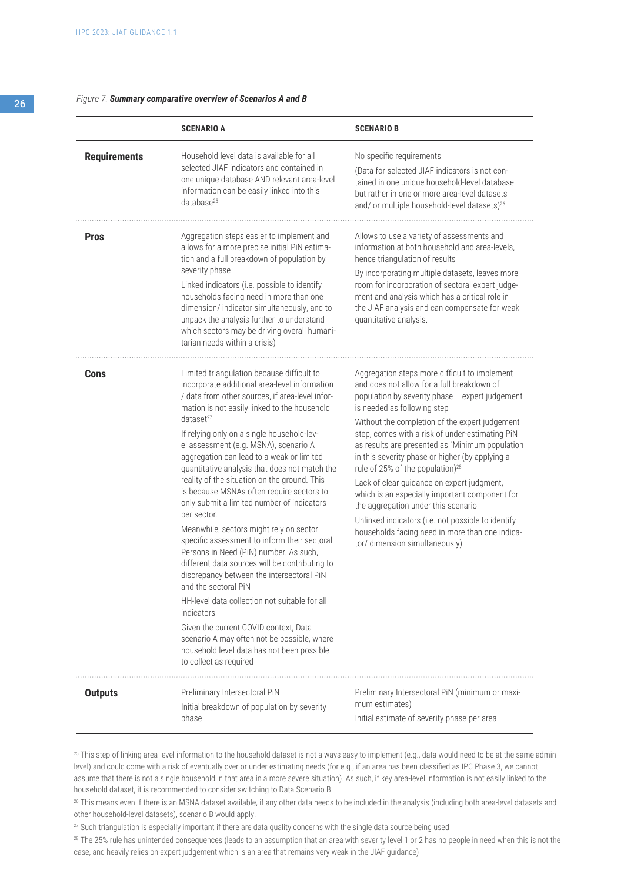*Figure 7.* ***Summary comparative overview of Scenarios A and B***

| | SCENARIO A | SCENARIO B |
|---|---|---|
| **Requirements** | Household level data is available for all selected JIAF indicators and contained in one unique database AND relevant area-level information can be easily linked into this database[25] | No specific requirements<br>(Data for selected JIAF indicators is not contained in one unique household-level database but rather in one or more area-level datasets and/ or multiple household-level datasets)[26] |
| **Pros** | Aggregation steps easier to implement and allows for a more precise initial PiN estimation and a full breakdown of population by severity phase<br>Linked indicators (i.e. possible to identify households facing need in more than one dimension/ indicator simultaneously, and to unpack the analysis further to understand which sectors may be driving overall humanitarian needs within a crisis) | Allows to use a variety of assessments and information at both household and area-levels, hence triangulation of results<br>By incorporating multiple datasets, leaves more room for incorporation of sectoral expert judgement and analysis which has a critical role in the JIAF analysis and can compensate for weak quantitative analysis. |
| **Cons** | Limited triangulation because difficult to incorporate additional area-level information / data from other sources, if area-level information is not easily linked to the household dataset[27]<br>If relying only on a single household-level assessment (e.g. MSNA), scenario A aggregation can lead to a weak or limited quantitative analysis that does not match the reality of the situation on the ground. This is because MSNAs often require sectors to only submit a limited number of indicators per sector.<br>Meanwhile, sectors might rely on sector specific assessment to inform their sectoral Persons in Need (PiN) number. As such, different data sources will be contributing to discrepancy between the intersectoral PiN and the sectoral PiN<br>HH-level data collection not suitable for all indicators<br>Given the current COVID context, Data scenario A may often not be possible, where household level data has not been possible to collect as required | Aggregation steps more difficult to implement and does not allow for a full breakdown of population by severity phase – expert judgement is needed as following step<br>Without the completion of the expert judgement step, comes with a risk of under-estimating PiN as results are presented as "Minimum population in this severity phase or higher (by applying a rule of 25% of the population)[28]<br>Lack of clear guidance on expert judgment, which is an especially important component for the aggregation under this scenario<br>Unlinked indicators (i.e. not possible to identify households facing need in more than one indicator/ dimension simultaneously) |
| **Outputs** | Preliminary Intersectoral PiN<br>Initial breakdown of population by severity phase | Preliminary Intersectoral PiN (minimum or maximum estimates)<br>Initial estimate of severity phase per area |

[25] This step of linking area-level information to the household dataset is not always easy to implement (e.g., data would need to be at the same admin level) and could come with a risk of eventually over or under estimating needs (for e.g., if an area has been classified as IPC Phase 3, we cannot assume that there is not a single household in that area in a more severe situation). As such, if key area-level information is not easily linked to the household dataset, it is recommended to consider switching to Data Scenario B

[26] This means even if there is an MSNA dataset available, if any other data needs to be included in the analysis (including both area-level datasets and other household-level datasets), scenario B would apply.

[27] Such triangulation is especially important if there are data quality concerns with the single data source being used

[28] The 25% rule has unintended consequences (leads to an assumption that an area with severity level 1 or 2 has no people in need when this is not the case, and heavily relies on expert judgement which is an area that remains very weak in the JIAF guidance)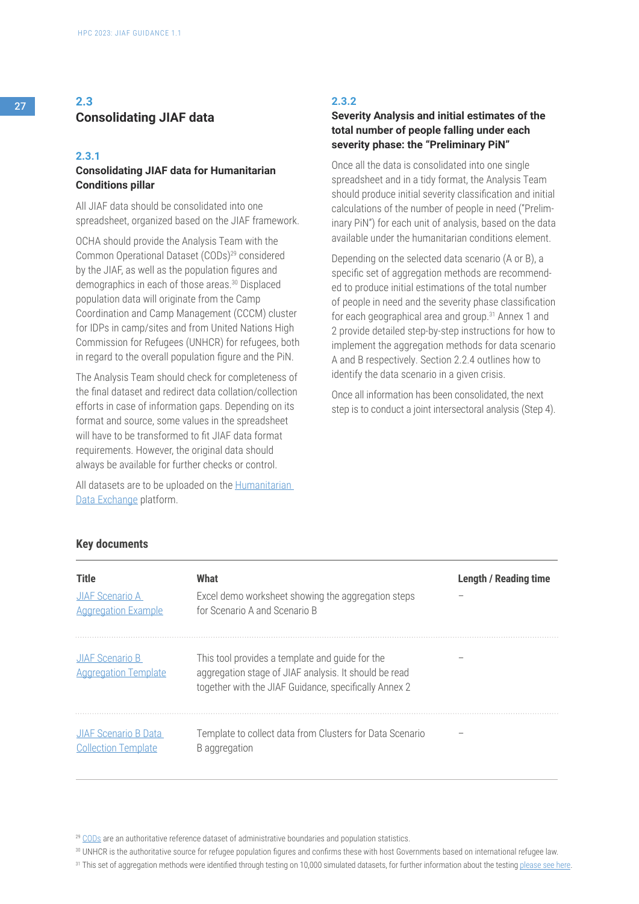## 2.3 Consolidating JIAF data

### 2.3.1 Consolidating JIAF data for Humanitarian Conditions pillar

All JIAF data should be consolidated into one spreadsheet, organized based on the JIAF framework.

OCHA should provide the Analysis Team with the Common Operational Dataset (CODs)[29] considered by the JIAF, as well as the population figures and demographics in each of those areas.[30] Displaced population data will originate from the Camp Coordination and Camp Management (CCCM) cluster for IDPs in camp/sites and from United Nations High Commission for Refugees (UNHCR) for refugees, both in regard to the overall population figure and the PiN.

The Analysis Team should check for completeness of the final dataset and redirect data collation/collection efforts in case of information gaps. Depending on its format and source, some values in the spreadsheet will have to be transformed to fit JIAF data format requirements. However, the original data should always be available for further checks or control.

All datasets are to be uploaded on the [Humanitarian Data Exchange]() platform.

### 2.3.2 Severity Analysis and initial estimates of the total number of people falling under each severity phase: the "Preliminary PiN"

Once all the data is consolidated into one single spreadsheet and in a tidy format, the Analysis Team should produce initial severity classification and initial calculations of the number of people in need ("Preliminary PiN") for each unit of analysis, based on the data available under the humanitarian conditions element.

Depending on the selected data scenario (A or B), a specific set of aggregation methods are recommended to produce initial estimations of the total number of people in need and the severity phase classification for each geographical area and group.[31] Annex 1 and 2 provide detailed step-by-step instructions for how to implement the aggregation methods for data scenario A and B respectively. Section 2.2.4 outlines how to identify the data scenario in a given crisis.

Once all information has been consolidated, the next step is to conduct a joint intersectoral analysis (Step 4).

**Key documents**

| Title | What | Length / Reading time |
|---|---|---|
| [JIAF Scenario A Aggregation Example]() | Excel demo worksheet showing the aggregation steps for Scenario A and Scenario B | – |
| [JIAF Scenario B Aggregation Template]() | This tool provides a template and guide for the aggregation stage of JIAF analysis. It should be read together with the JIAF Guidance, specifically Annex 2 | – |
| [JIAF Scenario B Data Collection Template]() | Template to collect data from Clusters for Data Scenario B aggregation | – |

[29] [CODs]() are an authoritative reference dataset of administrative boundaries and population statistics.

[30] UNHCR is the authoritative source for refugee population figures and confirms these with host Governments based on international refugee law.

[31] This set of aggregation methods were identified through testing on 10,000 simulated datasets, for further information about the testing [please see here]().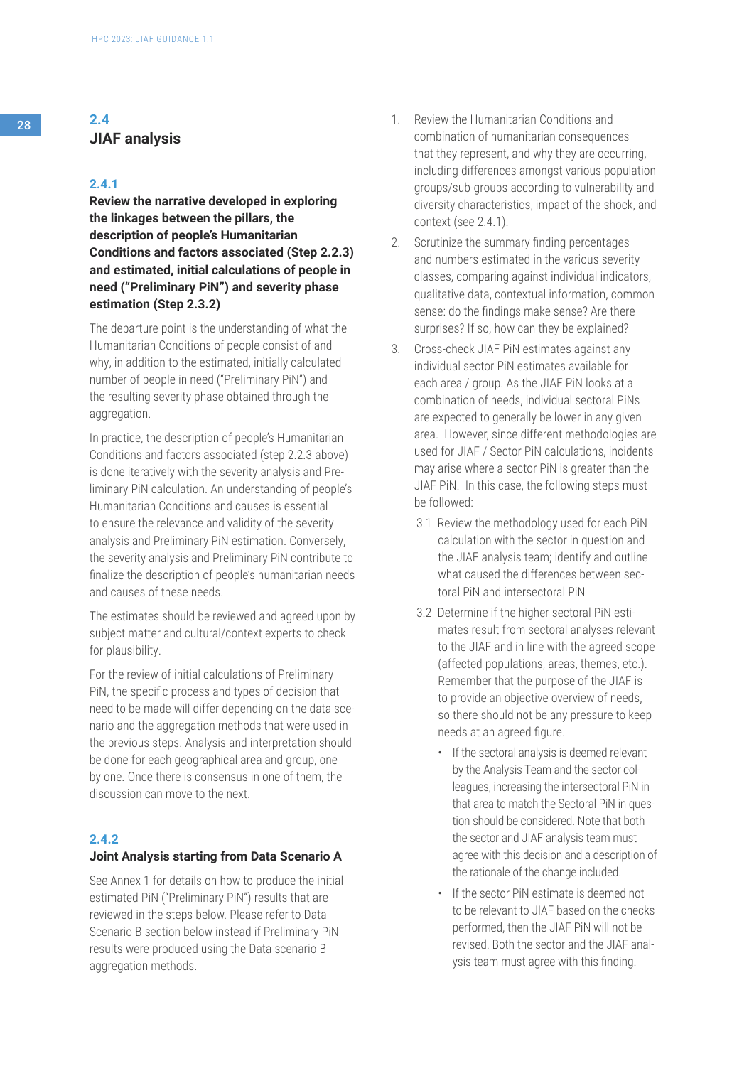## 2.4 JIAF analysis

### 2.4.1 Review the narrative developed in exploring the linkages between the pillars, the description of people's Humanitarian Conditions and factors associated (Step 2.2.3) and estimated, initial calculations of people in need ("Preliminary PiN") and severity phase estimation (Step 2.3.2)

The departure point is the understanding of what the Humanitarian Conditions of people consist of and why, in addition to the estimated, initially calculated number of people in need ("Preliminary PiN") and the resulting severity phase obtained through the aggregation.

In practice, the description of people's Humanitarian Conditions and factors associated (step 2.2.3 above) is done iteratively with the severity analysis and Preliminary PiN calculation. An understanding of people's Humanitarian Conditions and causes is essential to ensure the relevance and validity of the severity analysis and Preliminary PiN estimation. Conversely, the severity analysis and Preliminary PiN contribute to finalize the description of people's humanitarian needs and causes of these needs.

The estimates should be reviewed and agreed upon by subject matter and cultural/context experts to check for plausibility.

For the review of initial calculations of Preliminary PiN, the specific process and types of decision that need to be made will differ depending on the data scenario and the aggregation methods that were used in the previous steps. Analysis and interpretation should be done for each geographical area and group, one by one. Once there is consensus in one of them, the discussion can move to the next.

### 2.4.2 Joint Analysis starting from Data Scenario A

See Annex 1 for details on how to produce the initial estimated PiN ("Preliminary PiN") results that are reviewed in the steps below. Please refer to Data Scenario B section below instead if Preliminary PiN results were produced using the Data scenario B aggregation methods.

1. Review the Humanitarian Conditions and combination of humanitarian consequences that they represent, and why they are occurring, including differences amongst various population groups/sub-groups according to vulnerability and diversity characteristics, impact of the shock, and context (see 2.4.1).
2. Scrutinize the summary finding percentages and numbers estimated in the various severity classes, comparing against individual indicators, qualitative data, contextual information, common sense: do the findings make sense? Are there surprises? If so, how can they be explained?
3. Cross-check JIAF PiN estimates against any individual sector PiN estimates available for each area / group. As the JIAF PiN looks at a combination of needs, individual sectoral PiNs are expected to generally be lower in any given area. However, since different methodologies are used for JIAF / Sector PiN calculations, incidents may arise where a sector PiN is greater than the JIAF PiN. In this case, the following steps must be followed:
   - 3.1 Review the methodology used for each PiN calculation with the sector in question and the JIAF analysis team; identify and outline what caused the differences between sectoral PiN and intersectoral PiN
   - 3.2 Determine if the higher sectoral PiN estimates result from sectoral analyses relevant to the JIAF and in line with the agreed scope (affected populations, areas, themes, etc.). Remember that the purpose of the JIAF is to provide an objective overview of needs, so there should not be any pressure to keep needs at an agreed figure.
     - If the sectoral analysis is deemed relevant by the Analysis Team and the sector colleagues, increasing the intersectoral PiN in that area to match the Sectoral PiN in question should be considered. Note that both the sector and JIAF analysis team must agree with this decision and a description of the rationale of the change included.
     - If the sector PiN estimate is deemed not to be relevant to JIAF based on the checks performed, then the JIAF PiN will not be revised. Both the sector and the JIAF analysis team must agree with this finding.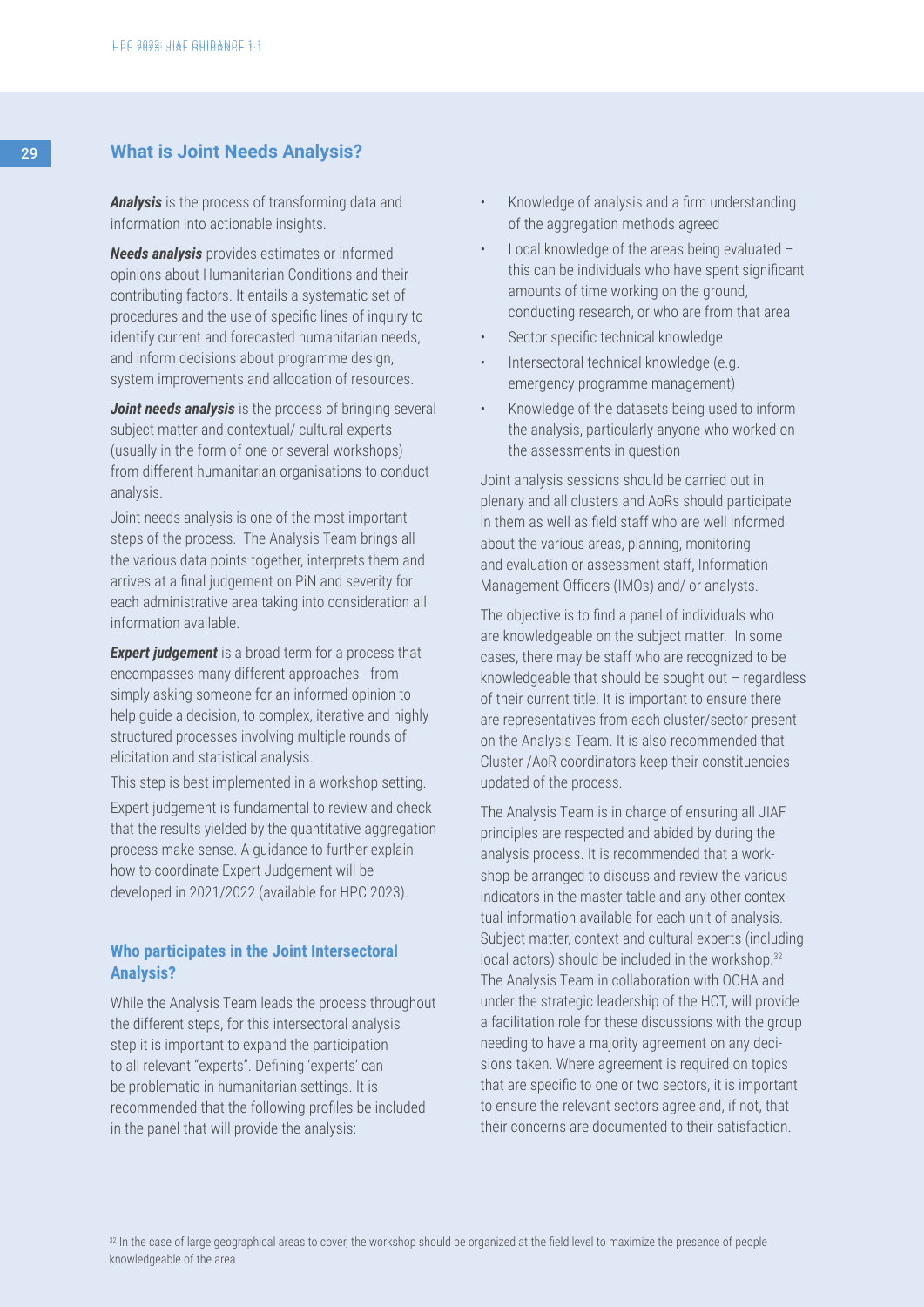## What is Joint Needs Analysis?

***Analysis*** is the process of transforming data and information into actionable insights.

***Needs analysis*** provides estimates or informed opinions about Humanitarian Conditions and their contributing factors. It entails a systematic set of procedures and the use of specific lines of inquiry to identify current and forecasted humanitarian needs, and inform decisions about programme design, system improvements and allocation of resources.

***Joint needs analysis*** is the process of bringing several subject matter and contextual/ cultural experts (usually in the form of one or several workshops) from different humanitarian organisations to conduct analysis.

Joint needs analysis is one of the most important steps of the process. The Analysis Team brings all the various data points together, interprets them and arrives at a final judgement on PiN and severity for each administrative area taking into consideration all information available.

***Expert judgement*** is a broad term for a process that encompasses many different approaches - from simply asking someone for an informed opinion to help guide a decision, to complex, iterative and highly structured processes involving multiple rounds of elicitation and statistical analysis.

This step is best implemented in a workshop setting.

Expert judgement is fundamental to review and check that the results yielded by the quantitative aggregation process make sense. A guidance to further explain how to coordinate Expert Judgement will be developed in 2021/2022 (available for HPC 2023).

### Who participates in the Joint Intersectoral Analysis?

While the Analysis Team leads the process throughout the different steps, for this intersectoral analysis step it is important to expand the participation to all relevant "experts". Defining 'experts' can be problematic in humanitarian settings. It is recommended that the following profiles be included in the panel that will provide the analysis:

- Knowledge of analysis and a firm understanding of the aggregation methods agreed
- Local knowledge of the areas being evaluated – this can be individuals who have spent significant amounts of time working on the ground, conducting research, or who are from that area
- Sector specific technical knowledge
- Intersectoral technical knowledge (e.g. emergency programme management)
- Knowledge of the datasets being used to inform the analysis, particularly anyone who worked on the assessments in question

Joint analysis sessions should be carried out in plenary and all clusters and AoRs should participate in them as well as field staff who are well informed about the various areas, planning, monitoring and evaluation or assessment staff, Information Management Officers (IMOs) and/ or analysts.

The objective is to find a panel of individuals who are knowledgeable on the subject matter. In some cases, there may be staff who are recognized to be knowledgeable that should be sought out – regardless of their current title. It is important to ensure there are representatives from each cluster/sector present on the Analysis Team. It is also recommended that Cluster /AoR coordinators keep their constituencies updated of the process.

The Analysis Team is in charge of ensuring all JIAF principles are respected and abided by during the analysis process. It is recommended that a workshop be arranged to discuss and review the various indicators in the master table and any other contextual information available for each unit of analysis. Subject matter, context and cultural experts (including local actors) should be included in the workshop.[32] The Analysis Team in collaboration with OCHA and under the strategic leadership of the HCT, will provide a facilitation role for these discussions with the group needing to have a majority agreement on any decisions taken. Where agreement is required on topics that are specific to one or two sectors, it is important to ensure the relevant sectors agree and, if not, that their concerns are documented to their satisfaction.

[32] In the case of large geographical areas to cover, the workshop should be organized at the field level to maximize the presence of people knowledgeable of the area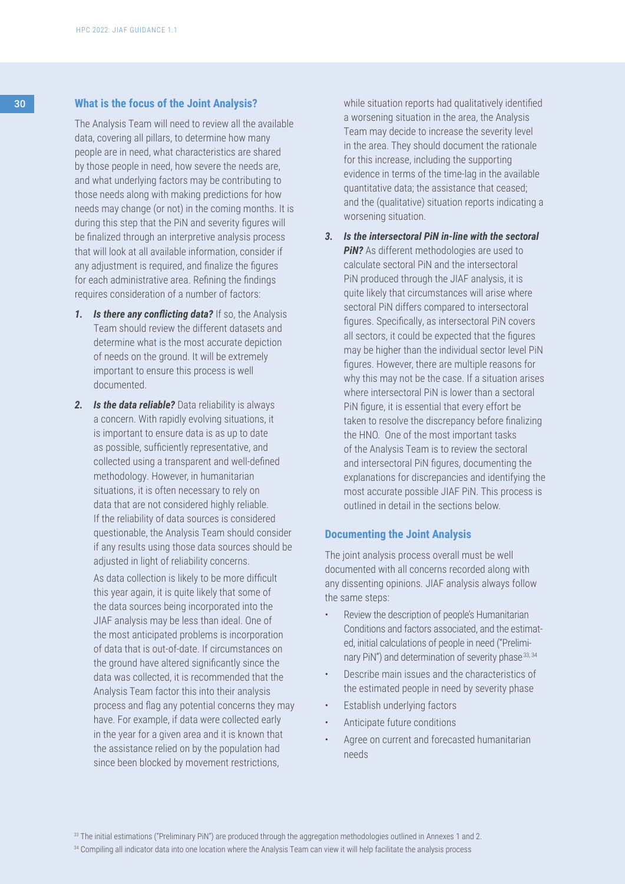## What is the focus of the Joint Analysis?

The Analysis Team will need to review all the available data, covering all pillars, to determine how many people are in need, what characteristics are shared by those people in need, how severe the needs are, and what underlying factors may be contributing to those needs along with making predictions for how needs may change (or not) in the coming months. It is during this step that the PiN and severity figures will be finalized through an interpretive analysis process that will look at all available information, consider if any adjustment is required, and finalize the figures for each administrative area. Refining the findings requires consideration of a number of factors:

1. ***Is there any conflicting data?*** If so, the Analysis Team should review the different datasets and determine what is the most accurate depiction of needs on the ground. It will be extremely important to ensure this process is well documented.
2. ***Is the data reliable?*** Data reliability is always a concern. With rapidly evolving situations, it is important to ensure data is as up to date as possible, sufficiently representative, and collected using a transparent and well-defined methodology. However, in humanitarian situations, it is often necessary to rely on data that are not considered highly reliable. If the reliability of data sources is considered questionable, the Analysis Team should consider if any results using those data sources should be adjusted in light of reliability concerns.

   As data collection is likely to be more difficult this year again, it is quite likely that some of the data sources being incorporated into the JIAF analysis may be less than ideal. One of the most anticipated problems is incorporation of data that is out-of-date. If circumstances on the ground have altered significantly since the data was collected, it is recommended that the Analysis Team factor this into their analysis process and flag any potential concerns they may have. For example, if data were collected early in the year for a given area and it is known that the assistance relied on by the population had since been blocked by movement restrictions, while situation reports had qualitatively identified a worsening situation in the area, the Analysis Team may decide to increase the severity level in the area. They should document the rationale for this increase, including the supporting evidence in terms of the time-lag in the available quantitative data; the assistance that ceased; and the (qualitative) situation reports indicating a worsening situation.
3. ***Is the intersectoral PiN in-line with the sectoral PiN?*** As different methodologies are used to calculate sectoral PiN and the intersectoral PiN produced through the JIAF analysis, it is quite likely that circumstances will arise where sectoral PiN differs compared to intersectoral figures. Specifically, as intersectoral PiN covers all sectors, it could be expected that the figures may be higher than the individual sector level PiN figures. However, there are multiple reasons for why this may not be the case. If a situation arises where intersectoral PiN is lower than a sectoral PiN figure, it is essential that every effort be taken to resolve the discrepancy before finalizing the HNO. One of the most important tasks of the Analysis Team is to review the sectoral and intersectoral PiN figures, documenting the explanations for discrepancies and identifying the most accurate possible JIAF PiN. This process is outlined in detail in the sections below.

## Documenting the Joint Analysis

The joint analysis process overall must be well documented with all concerns recorded along with any dissenting opinions. JIAF analysis always follow the same steps:

- Review the description of people's Humanitarian Conditions and factors associated, and the estimated, initial calculations of people in need ("Preliminary PiN") and determination of severity phase[33, 34]
- Describe main issues and the characteristics of the estimated people in need by severity phase
- Establish underlying factors
- Anticipate future conditions
- Agree on current and forecasted humanitarian needs

[33] The initial estimations ("Preliminary PiN") are produced through the aggregation methodologies outlined in Annexes 1 and 2.

[34] Compiling all indicator data into one location where the Analysis Team can view it will help facilitate the analysis process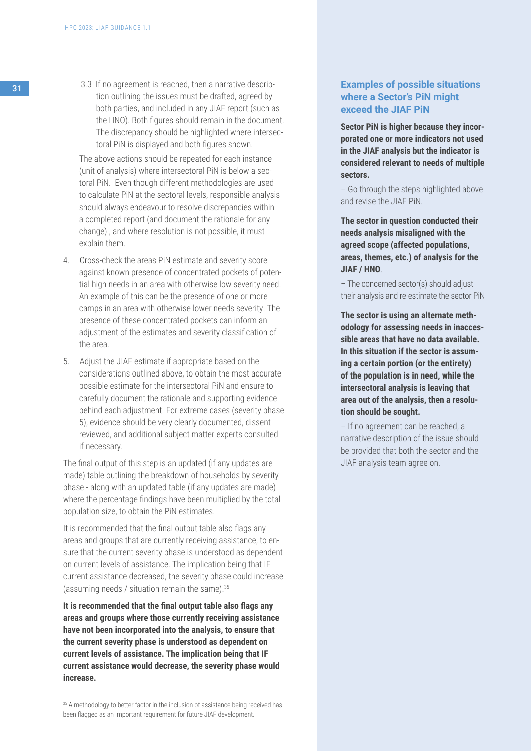3.3 If no agreement is reached, then a narrative description outlining the issues must be drafted, agreed by both parties, and included in any JIAF report (such as the HNO). Both figures should remain in the document. The discrepancy should be highlighted where intersectoral PiN is displayed and both figures shown.

The above actions should be repeated for each instance (unit of analysis) where intersectoral PiN is below a sectoral PiN. Even though different methodologies are used to calculate PiN at the sectoral levels, responsible analysis should always endeavour to resolve discrepancies within a completed report (and document the rationale for any change) , and where resolution is not possible, it must explain them.

4. Cross-check the areas PiN estimate and severity score against known presence of concentrated pockets of potential high needs in an area with otherwise low severity need. An example of this can be the presence of one or more camps in an area with otherwise lower needs severity. The presence of these concentrated pockets can inform an adjustment of the estimates and severity classification of the area.

5. Adjust the JIAF estimate if appropriate based on the considerations outlined above, to obtain the most accurate possible estimate for the intersectoral PiN and ensure to carefully document the rationale and supporting evidence behind each adjustment. For extreme cases (severity phase 5), evidence should be very clearly documented, dissent reviewed, and additional subject matter experts consulted if necessary.

The final output of this step is an updated (if any updates are made) table outlining the breakdown of households by severity phase - along with an updated table (if any updates are made) where the percentage findings have been multiplied by the total population size, to obtain the PiN estimates.

It is recommended that the final output table also flags any areas and groups that are currently receiving assistance, to ensure that the current severity phase is understood as dependent on current levels of assistance. The implication being that IF current assistance decreased, the severity phase could increase (assuming needs / situation remain the same).[35]

**It is recommended that the final output table also flags any areas and groups where those currently receiving assistance have not been incorporated into the analysis, to ensure that the current severity phase is understood as dependent on current levels of assistance. The implication being that IF current assistance would decrease, the severity phase would increase.**

[35] A methodology to better factor in the inclusion of assistance being received has been flagged as an important requirement for future JIAF development.

### Examples of possible situations where a Sector's PiN might exceed the JIAF PiN

**Sector PiN is higher because they incorporated one or more indicators not used in the JIAF analysis but the indicator is considered relevant to needs of multiple sectors.**

– Go through the steps highlighted above and revise the JIAF PiN.

**The sector in question conducted their needs analysis misaligned with the agreed scope (affected populations, areas, themes, etc.) of analysis for the JIAF / HNO**.

– The concerned sector(s) should adjust their analysis and re-estimate the sector PiN

**The sector is using an alternate methodology for assessing needs in inaccessible areas that have no data available. In this situation if the sector is assuming a certain portion (or the entirety) of the population is in need, while the intersectoral analysis is leaving that area out of the analysis, then a resolution should be sought.**

– If no agreement can be reached, a narrative description of the issue should be provided that both the sector and the JIAF analysis team agree on.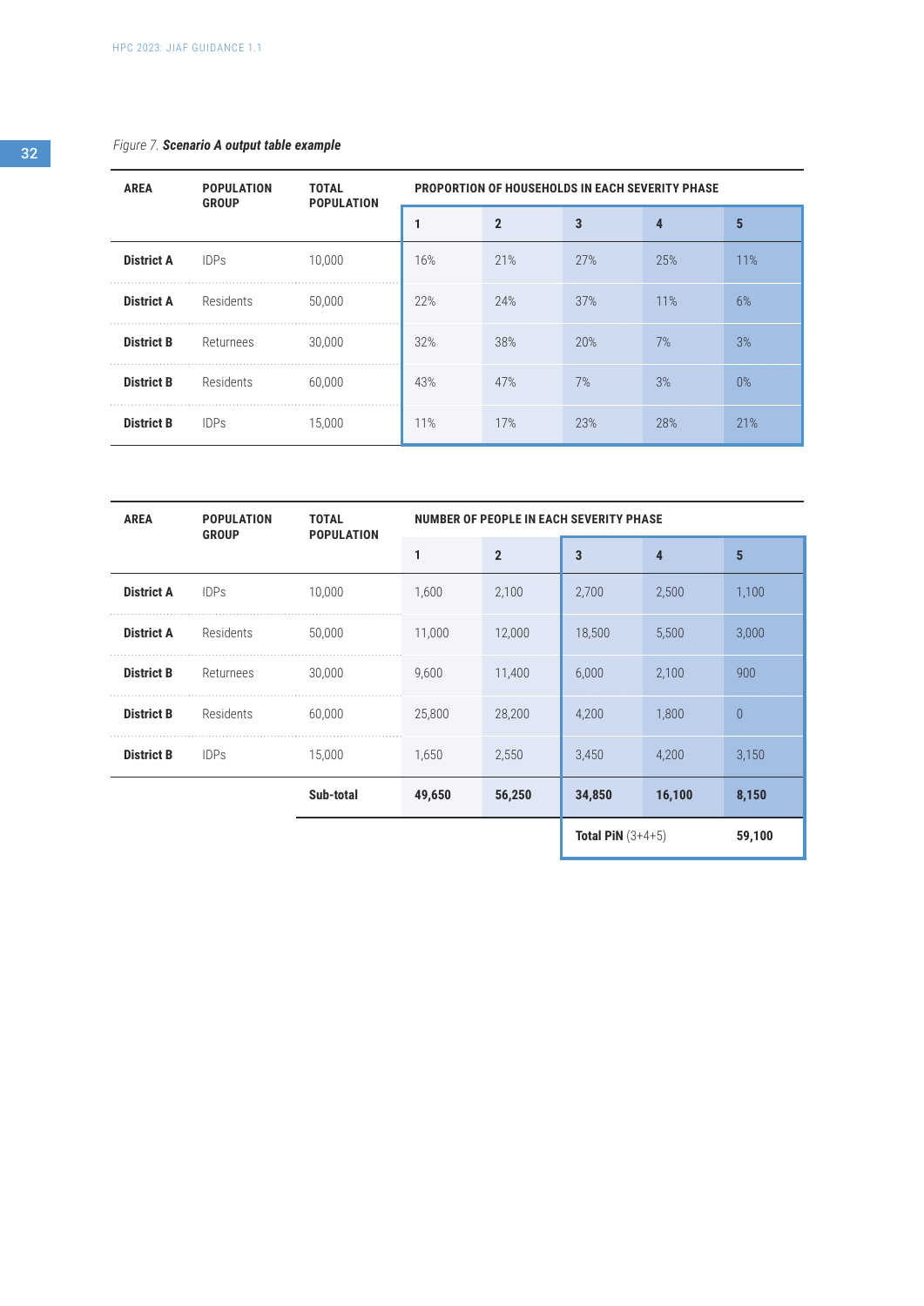*Figure 7.* ***Scenario A output table example***

| AREA | POPULATION GROUP | TOTAL POPULATION | PROPORTION OF HOUSEHOLDS IN EACH SEVERITY PHASE | | | | |
|---|---|---|---|---|---|---|---|
| | | | 1 | 2 | 3 | 4 | 5 |
| **District A** | IDPs | 10,000 | 16% | 21% | 27% | 25% | 11% |
| **District A** | Residents | 50,000 | 22% | 24% | 37% | 11% | 6% |
| **District B** | Returnees | 30,000 | 32% | 38% | 20% | 7% | 3% |
| **District B** | Residents | 60,000 | 43% | 47% | 7% | 3% | 0% |
| **District B** | IDPs | 15,000 | 11% | 17% | 23% | 28% | 21% |

| AREA | POPULATION GROUP | TOTAL POPULATION | NUMBER OF PEOPLE IN EACH SEVERITY PHASE | | | | |
|---|---|---|---|---|---|---|---|
| | | | 1 | 2 | 3 | 4 | 5 |
| **District A** | IDPs | 10,000 | 1,600 | 2,100 | 2,700 | 2,500 | 1,100 |
| **District A** | Residents | 50,000 | 11,000 | 12,000 | 18,500 | 5,500 | 3,000 |
| **District B** | Returnees | 30,000 | 9,600 | 11,400 | 6,000 | 2,100 | 900 |
| **District B** | Residents | 60,000 | 25,800 | 28,200 | 4,200 | 1,800 | 0 |
| **District B** | IDPs | 15,000 | 1,650 | 2,550 | 3,450 | 4,200 | 3,150 |
| | | **Sub-total** | **49,650** | **56,250** | **34,850** | **16,100** | **8,150** |
| | | | | | **Total PiN** (3+4+5) | | **59,100** |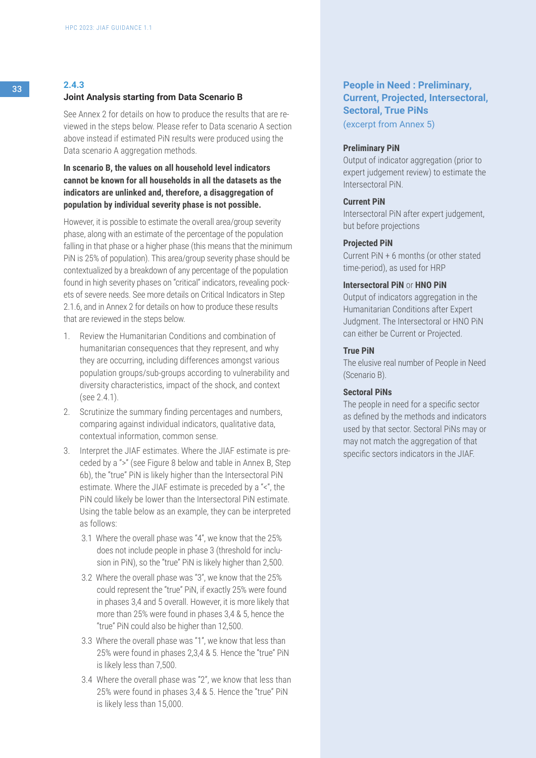### 2.4.3
### Joint Analysis starting from Data Scenario B

See Annex 2 for details on how to produce the results that are reviewed in the steps below. Please refer to Data scenario A section above instead if estimated PiN results were produced using the Data scenario A aggregation methods.

**In scenario B, the values on all household level indicators cannot be known for all households in all the datasets as the indicators are unlinked and, therefore, a disaggregation of population by individual severity phase is not possible.**

However, it is possible to estimate the overall area/group severity phase, along with an estimate of the percentage of the population falling in that phase or a higher phase (this means that the minimum PiN is 25% of population). This area/group severity phase should be contextualized by a breakdown of any percentage of the population found in high severity phases on "critical" indicators, revealing pockets of severe needs. See more details on Critical Indicators in Step 2.1.6, and in Annex 2 for details on how to produce these results that are reviewed in the steps below.

1. Review the Humanitarian Conditions and combination of humanitarian consequences that they represent, and why they are occurring, including differences amongst various population groups/sub-groups according to vulnerability and diversity characteristics, impact of the shock, and context (see 2.4.1).
2. Scrutinize the summary finding percentages and numbers, comparing against individual indicators, qualitative data, contextual information, common sense.
3. Interpret the JIAF estimates. Where the JIAF estimate is preceded by a ">" (see Figure 8 below and table in Annex B, Step 6b), the "true" PiN is likely higher than the Intersectoral PiN estimate. Where the JIAF estimate is preceded by a "<", the PiN could likely be lower than the Intersectoral PiN estimate. Using the table below as an example, they can be interpreted as follows:
   - 3.1 Where the overall phase was "4", we know that the 25% does not include people in phase 3 (threshold for inclusion in PiN), so the "true" PiN is likely higher than 2,500.
   - 3.2 Where the overall phase was "3", we know that the 25% could represent the "true" PiN, if exactly 25% were found in phases 3,4 and 5 overall. However, it is more likely that more than 25% were found in phases 3,4 & 5, hence the "true" PiN could also be higher than 12,500.
   - 3.3 Where the overall phase was "1", we know that less than 25% were found in phases 2,3,4 & 5. Hence the "true" PiN is likely less than 7,500.
   - 3.4 Where the overall phase was "2", we know that less than 25% were found in phases 3,4 & 5. Hence the "true" PiN is likely less than 15,000.

### People in Need : Preliminary, Current, Projected, Intersectoral, Sectoral, True PiNs
(excerpt from Annex 5)

**Preliminary PiN**
Output of indicator aggregation (prior to expert judgement review) to estimate the Intersectoral PiN.

**Current PiN**
Intersectoral PiN after expert judgement, but before projections

**Projected PiN**
Current PiN + 6 months (or other stated time-period), as used for HRP

**Intersectoral PiN** or **HNO PiN**
Output of indicators aggregation in the Humanitarian Conditions after Expert Judgment. The Intersectoral or HNO PiN can either be Current or Projected.

**True PiN**
The elusive real number of People in Need (Scenario B).

**Sectoral PiNs**
The people in need for a specific sector as defined by the methods and indicators used by that sector. Sectoral PiNs may or may not match the aggregation of that specific sectors indicators in the JIAF.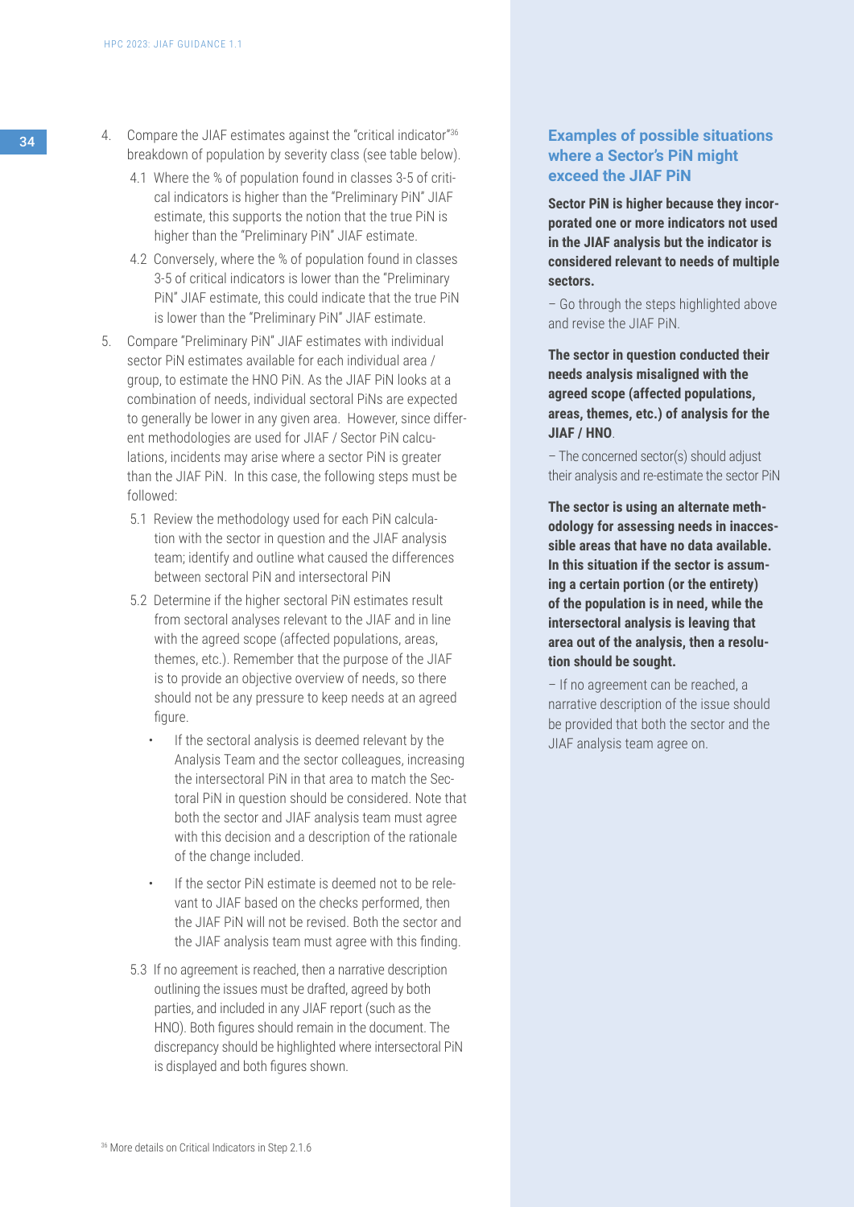4. Compare the JIAF estimates against the "critical indicator"[36] breakdown of population by severity class (see table below).
   - 4.1 Where the % of population found in classes 3-5 of critical indicators is higher than the "Preliminary PiN" JIAF estimate, this supports the notion that the true PiN is higher than the "Preliminary PiN" JIAF estimate.
   - 4.2 Conversely, where the % of population found in classes 3-5 of critical indicators is lower than the "Preliminary PiN" JIAF estimate, this could indicate that the true PiN is lower than the "Preliminary PiN" JIAF estimate.
5. Compare "Preliminary PiN" JIAF estimates with individual sector PiN estimates available for each individual area / group, to estimate the HNO PiN. As the JIAF PiN looks at a combination of needs, individual sectoral PiNs are expected to generally be lower in any given area. However, since different methodologies are used for JIAF / Sector PiN calculations, incidents may arise where a sector PiN is greater than the JIAF PiN. In this case, the following steps must be followed:
   - 5.1 Review the methodology used for each PiN calculation with the sector in question and the JIAF analysis team; identify and outline what caused the differences between sectoral PiN and intersectoral PiN
   - 5.2 Determine if the higher sectoral PiN estimates result from sectoral analyses relevant to the JIAF and in line with the agreed scope (affected populations, areas, themes, etc.). Remember that the purpose of the JIAF is to provide an objective overview of needs, so there should not be any pressure to keep needs at an agreed figure.
     - If the sectoral analysis is deemed relevant by the Analysis Team and the sector colleagues, increasing the intersectoral PiN in that area to match the Sectoral PiN in question should be considered. Note that both the sector and JIAF analysis team must agree with this decision and a description of the rationale of the change included.
     - If the sector PiN estimate is deemed not to be relevant to JIAF based on the checks performed, then the JIAF PiN will not be revised. Both the sector and the JIAF analysis team must agree with this finding.
   - 5.3 If no agreement is reached, then a narrative description outlining the issues must be drafted, agreed by both parties, and included in any JIAF report (such as the HNO). Both figures should remain in the document. The discrepancy should be highlighted where intersectoral PiN is displayed and both figures shown.

[36] More details on Critical Indicators in Step 2.1.6

### Examples of possible situations where a Sector's PiN might exceed the JIAF PiN

**Sector PiN is higher because they incorporated one or more indicators not used in the JIAF analysis but the indicator is considered relevant to needs of multiple sectors.**

– Go through the steps highlighted above and revise the JIAF PiN.

**The sector in question conducted their needs analysis misaligned with the agreed scope (affected populations, areas, themes, etc.) of analysis for the JIAF / HNO**.

– The concerned sector(s) should adjust their analysis and re-estimate the sector PiN

**The sector is using an alternate methodology for assessing needs in inaccessible areas that have no data available. In this situation if the sector is assuming a certain portion (or the entirety) of the population is in need, while the intersectoral analysis is leaving that area out of the analysis, then a resolution should be sought.**

– If no agreement can be reached, a narrative description of the issue should be provided that both the sector and the JIAF analysis team agree on.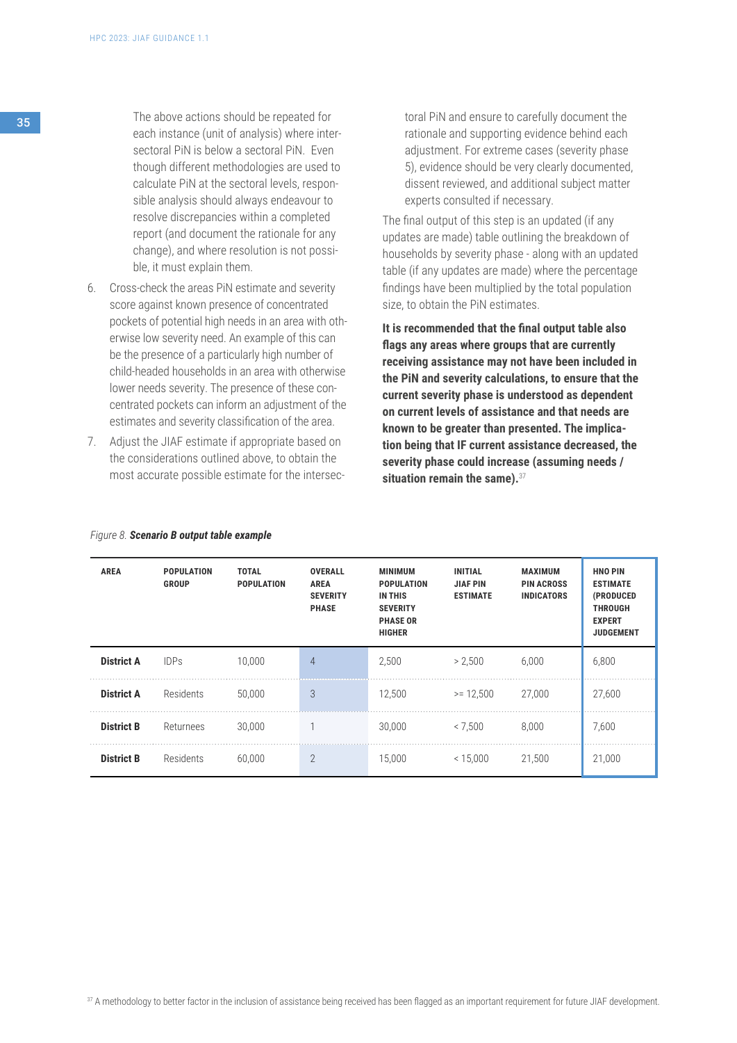The above actions should be repeated for each instance (unit of analysis) where intersectoral PiN is below a sectoral PiN. Even though different methodologies are used to calculate PiN at the sectoral levels, responsible analysis should always endeavour to resolve discrepancies within a completed report (and document the rationale for any change), and where resolution is not possible, it must explain them.

6. Cross-check the areas PiN estimate and severity score against known presence of concentrated pockets of potential high needs in an area with otherwise low severity need. An example of this can be the presence of a particularly high number of child-headed households in an area with otherwise lower needs severity. The presence of these concentrated pockets can inform an adjustment of the estimates and severity classification of the area.
7. Adjust the JIAF estimate if appropriate based on the considerations outlined above, to obtain the most accurate possible estimate for the intersectoral PiN and ensure to carefully document the rationale and supporting evidence behind each adjustment. For extreme cases (severity phase 5), evidence should be very clearly documented, dissent reviewed, and additional subject matter experts consulted if necessary.

The final output of this step is an updated (if any updates are made) table outlining the breakdown of households by severity phase - along with an updated table (if any updates are made) where the percentage findings have been multiplied by the total population size, to obtain the PiN estimates.

**It is recommended that the final output table also flags any areas where groups that are currently receiving assistance may not have been included in the PiN and severity calculations, to ensure that the current severity phase is understood as dependent on current levels of assistance and that needs are known to be greater than presented. The implication being that IF current assistance decreased, the severity phase could increase (assuming needs / situation remain the same).**[37]

*Figure 8.* ***Scenario B output table example***

| AREA | POPULATION GROUP | TOTAL POPULATION | OVERALL AREA SEVERITY PHASE | MINIMUM POPULATION IN THIS SEVERITY PHASE OR HIGHER | INITIAL JIAF PIN ESTIMATE | MAXIMUM PIN ACROSS INDICATORS | HNO PIN ESTIMATE (PRODUCED THROUGH EXPERT JUDGEMENT |
|---|---|---|---|---|---|---|---|
| **District A** | IDPs | 10,000 | 4 | 2,500 | > 2,500 | 6,000 | 6,800 |
| **District A** | Residents | 50,000 | 3 | 12,500 | >= 12,500 | 27,000 | 27,600 |
| **District B** | Returnees | 30,000 | 1 | 30,000 | < 7,500 | 8,000 | 7,600 |
| **District B** | Residents | 60,000 | 2 | 15,000 | < 15,000 | 21,500 | 21,000 |

[37] A methodology to better factor in the inclusion of assistance being received has been flagged as an important requirement for future JIAF development.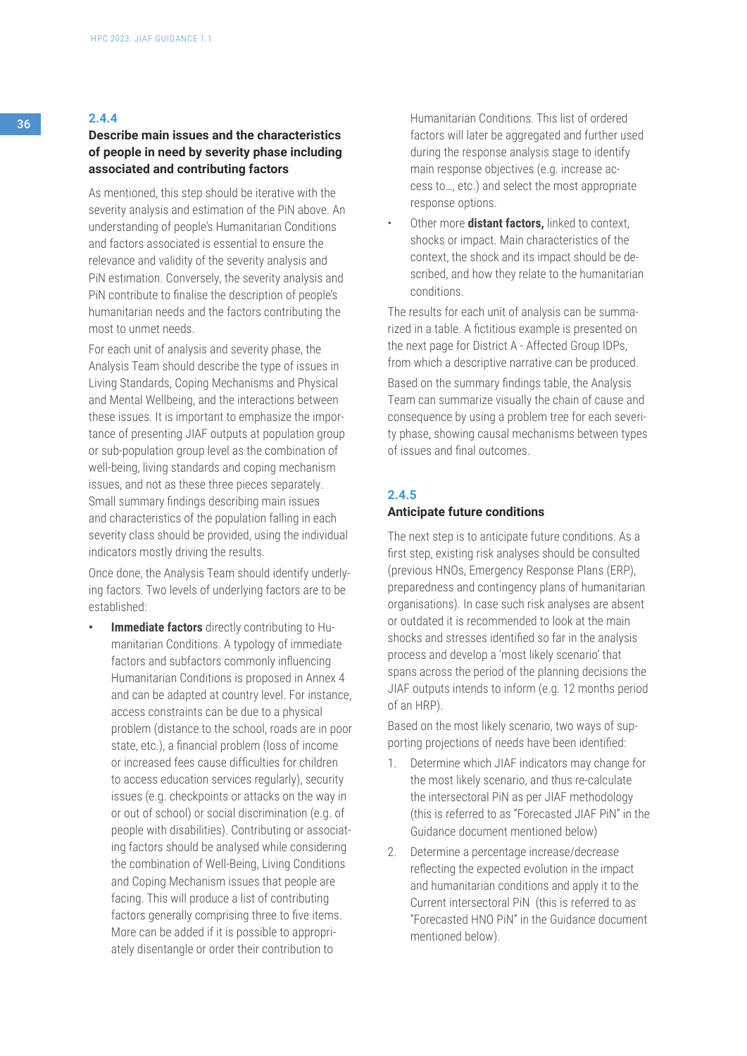### 2.4.4

### Describe main issues and the characteristics of people in need by severity phase including associated and contributing factors

As mentioned, this step should be iterative with the severity analysis and estimation of the PiN above. An understanding of people's Humanitarian Conditions and factors associated is essential to ensure the relevance and validity of the severity analysis and PiN estimation. Conversely, the severity analysis and PiN contribute to finalise the description of people's humanitarian needs and the factors contributing the most to unmet needs.

For each unit of analysis and severity phase, the Analysis Team should describe the type of issues in Living Standards, Coping Mechanisms and Physical and Mental Wellbeing, and the interactions between these issues. It is important to emphasize the importance of presenting JIAF outputs at population group or sub-population group level as the combination of well-being, living standards and coping mechanism issues, and not as these three pieces separately. Small summary findings describing main issues and characteristics of the population falling in each severity class should be provided, using the individual indicators mostly driving the results.

Once done, the Analysis Team should identify underlying factors. Two levels of underlying factors are to be established:

- **Immediate factors** directly contributing to Humanitarian Conditions. A typology of immediate factors and subfactors commonly influencing Humanitarian Conditions is proposed in Annex 4 and can be adapted at country level. For instance, access constraints can be due to a physical problem (distance to the school, roads are in poor state, etc.), a financial problem (loss of income or increased fees cause difficulties for children to access education services regularly), security issues (e.g. checkpoints or attacks on the way in or out of school) or social discrimination (e.g. of people with disabilities). Contributing or associating factors should be analysed while considering the combination of Well-Being, Living Conditions and Coping Mechanism issues that people are facing. This will produce a list of contributing factors generally comprising three to five items. More can be added if it is possible to appropriately disentangle or order their contribution to Humanitarian Conditions. This list of ordered factors will later be aggregated and further used during the response analysis stage to identify main response objectives (e.g. increase access to..., etc.) and select the most appropriate response options.
- Other more **distant factors,** linked to context, shocks or impact. Main characteristics of the context, the shock and its impact should be described, and how they relate to the humanitarian conditions.

The results for each unit of analysis can be summarized in a table. A fictitious example is presented on the next page for District A - Affected Group IDPs, from which a descriptive narrative can be produced.

Based on the summary findings table, the Analysis Team can summarize visually the chain of cause and consequence by using a problem tree for each severity phase, showing causal mechanisms between types of issues and final outcomes.

### 2.4.5

### Anticipate future conditions

The next step is to anticipate future conditions. As a first step, existing risk analyses should be consulted (previous HNOs, Emergency Response Plans (ERP), preparedness and contingency plans of humanitarian organisations). In case such risk analyses are absent or outdated it is recommended to look at the main shocks and stresses identified so far in the analysis process and develop a 'most likely scenario' that spans across the period of the planning decisions the JIAF outputs intends to inform (e.g. 12 months period of an HRP).

Based on the most likely scenario, two ways of supporting projections of needs have been identified:

1. Determine which JIAF indicators may change for the most likely scenario, and thus re-calculate the intersectoral PiN as per JIAF methodology (this is referred to as "Forecasted JIAF PiN" in the Guidance document mentioned below)
2. Determine a percentage increase/decrease reflecting the expected evolution in the impact and humanitarian conditions and apply it to the Current intersectoral PiN (this is referred to as "Forecasted HNO PiN" in the Guidance document mentioned below).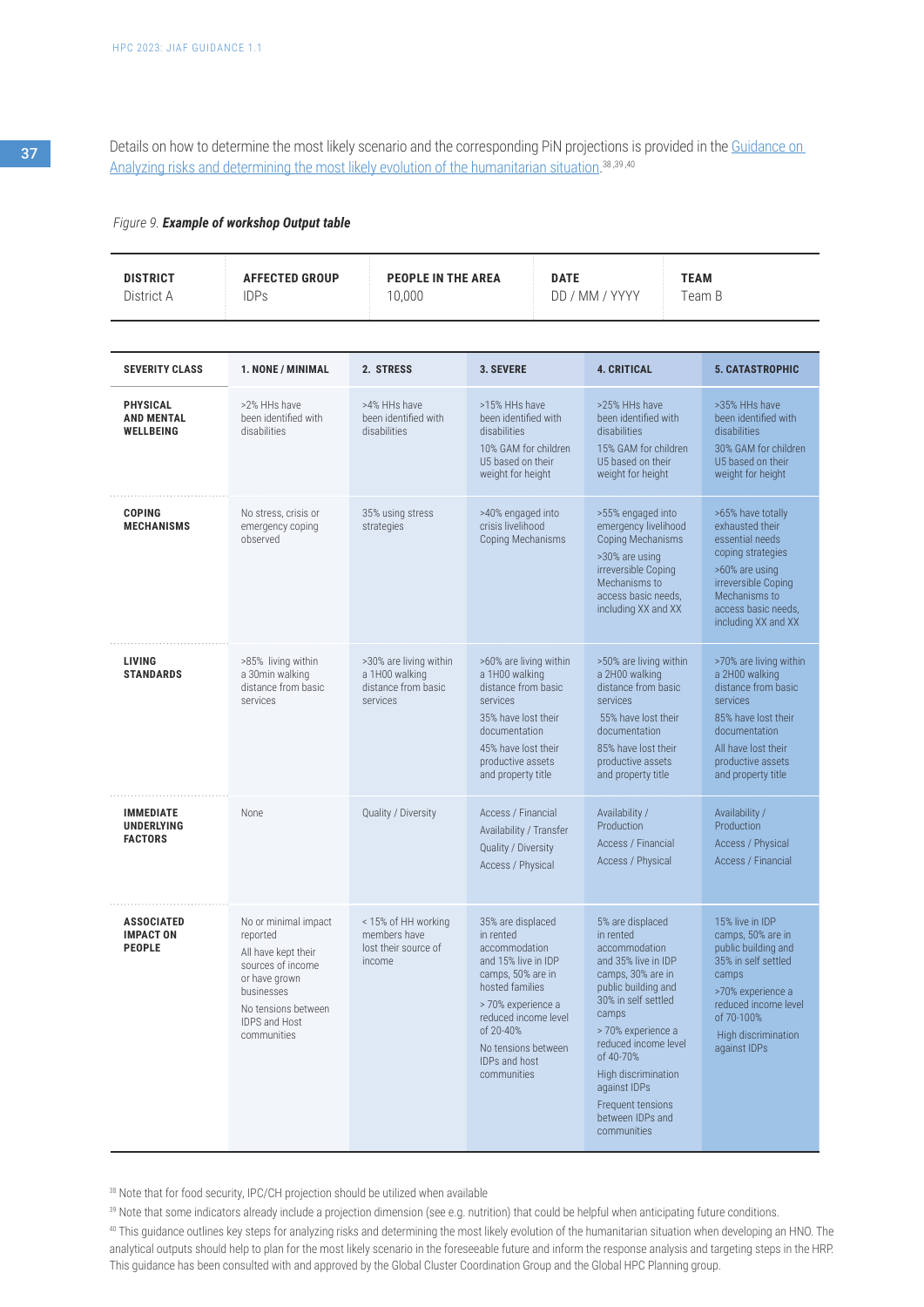Details on how to determine the most likely scenario and the corresponding PiN projections is provided in the Guidance on Analyzing risks and determining the most likely evolution of the humanitarian situation.[38,39,40]

Figure 9. ***Example of workshop Output table***

| DISTRICT | AFFECTED GROUP | PEOPLE IN THE AREA | DATE | TEAM |
|---|---|---|---|---|
| District A | IDPs | 10,000 | DD / MM / YYYY | Team B |

| SEVERITY CLASS | 1. NONE / MINIMAL | 2. STRESS | 3. SEVERE | 4. CRITICAL | 5. CATASTROPHIC |
|---|---|---|---|---|---|
| **PHYSICAL AND MENTAL WELLBEING** | >2% HHs have been identified with disabilities | >4% HHs have been identified with disabilities | >15% HHs have been identified with disabilities<br>10% GAM for children U5 based on their weight for height | >25% HHs have been identified with disabilities<br>15% GAM for children U5 based on their weight for height | >35% HHs have been identified with disabilities<br>30% GAM for children U5 based on their weight for height |
| **COPING MECHANISMS** | No stress, crisis or emergency coping observed | 35% using stress strategies | >40% engaged into crisis livelihood Coping Mechanisms | >55% engaged into emergency livelihood Coping Mechanisms<br>>30% are using irreversible Coping Mechanisms to access basic needs, including XX and XX | >65% have totally exhausted their essential needs coping strategies<br>>60% are using irreversible Coping Mechanisms to access basic needs, including XX and XX |
| **LIVING STANDARDS** | >85% living within a 30min walking distance from basic services | >30% are living within a 1H00 walking distance from basic services | >60% are living within a 1H00 walking distance from basic services<br>35% have lost their documentation<br>45% have lost their productive assets and property title | >50% are living within a 2H00 walking distance from basic services<br>55% have lost their documentation<br>85% have lost their productive assets and property title | >70% are living within a 2H00 walking distance from basic services<br>85% have lost their documentation<br>All have lost their productive assets and property title |
| **IMMEDIATE UNDERLYING FACTORS** | None | Quality / Diversity | Access / Financial<br>Availability / Transfer<br>Quality / Diversity<br>Access / Physical | Availability / Production<br>Access / Financial<br>Access / Physical | Availability / Production<br>Access / Physical<br>Access / Financial |
| **ASSOCIATED IMPACT ON PEOPLE** | No or minimal impact reported<br>All have kept their sources of income or have grown businesses<br>No tensions between IDPS and Host communities | < 15% of HH working members have lost their source of income | 35% are displaced in rented accommodation and 15% live in IDP camps, 50% are in hosted families<br>> 70% experience a reduced income level of 20-40%<br>No tensions between IDPs and host communities | 5% are displaced in rented accommodation and 35% live in IDP camps, 30% are in public building and 30% in self settled camps<br>> 70% experience a reduced income level of 40-70%<br>High discrimination against IDPs<br>Frequent tensions between IDPs and communities | 15% live in IDP camps, 50% are in public building and 35% in self settled camps<br>>70% experience a reduced income level of 70-100%<br>High discrimination against IDPs |

[38] Note that for food security, IPC/CH projection should be utilized when available

[39] Note that some indicators already include a projection dimension (see e.g. nutrition) that could be helpful when anticipating future conditions.

[40] This guidance outlines key steps for analyzing risks and determining the most likely evolution of the humanitarian situation when developing an HNO. The analytical outputs should help to plan for the most likely scenario in the foreseeable future and inform the response analysis and targeting steps in the HRP. This guidance has been consulted with and approved by the Global Cluster Coordination Group and the Global HPC Planning group.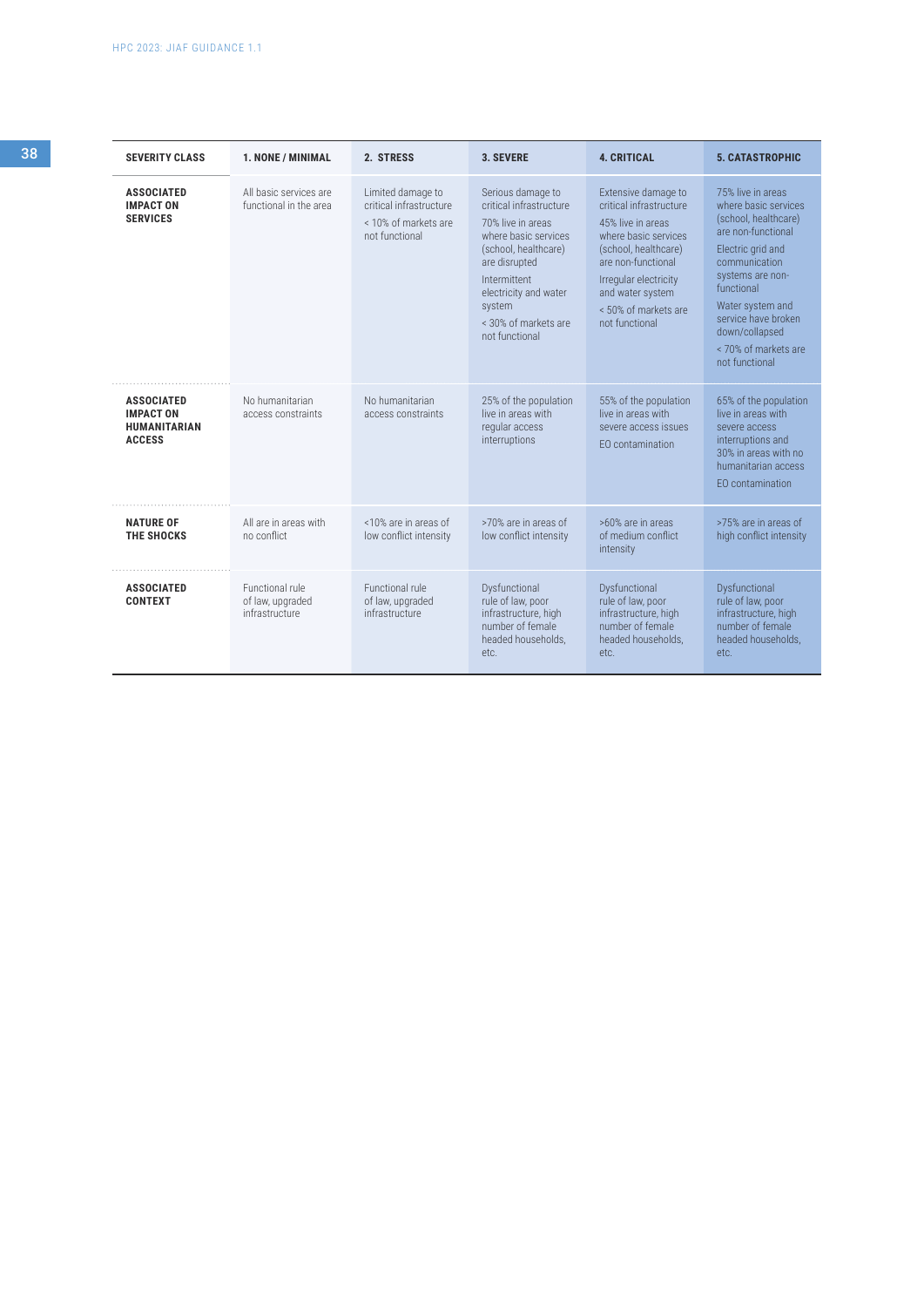| SEVERITY CLASS | 1. NONE / MINIMAL | 2. STRESS | 3. SEVERE | 4. CRITICAL | 5. CATASTROPHIC |
|---|---|---|---|---|---|
| **ASSOCIATED IMPACT ON SERVICES** | All basic services are functional in the area | Limited damage to critical infrastructure<br>< 10% of markets are not functional | Serious damage to critical infrastructure<br>70% live in areas where basic services (school, healthcare) are disrupted<br>Intermittent electricity and water system<br>< 30% of markets are not functional | Extensive damage to critical infrastructure<br>45% live in areas where basic services (school, healthcare) are non-functional<br>Irregular electricity and water system<br>< 50% of markets are not functional | 75% live in areas where basic services (school, healthcare) are non-functional<br>Electric grid and communication systems are non-functional<br>Water system and service have broken down/collapsed<br>< 70% of markets are not functional |
| **ASSOCIATED IMPACT ON HUMANITARIAN ACCESS** | No humanitarian access constraints | No humanitarian access constraints | 25% of the population live in areas with regular access interruptions | 55% of the population live in areas with severe access issues<br>EO contamination | 65% of the population live in areas with severe access interruptions and 30% in areas with no humanitarian access<br>EO contamination |
| **NATURE OF THE SHOCKS** | All are in areas with no conflict | <10% are in areas of low conflict intensity | >70% are in areas of low conflict intensity | >60% are in areas of medium conflict intensity | >75% are in areas of high conflict intensity |
| **ASSOCIATED CONTEXT** | Functional rule of law, upgraded infrastructure | Functional rule of law, upgraded infrastructure | Dysfunctional rule of law, poor infrastructure, high number of female headed households, etc. | Dysfunctional rule of law, poor infrastructure, high number of female headed households, etc. | Dysfunctional rule of law, poor infrastructure, high number of female headed households, etc. |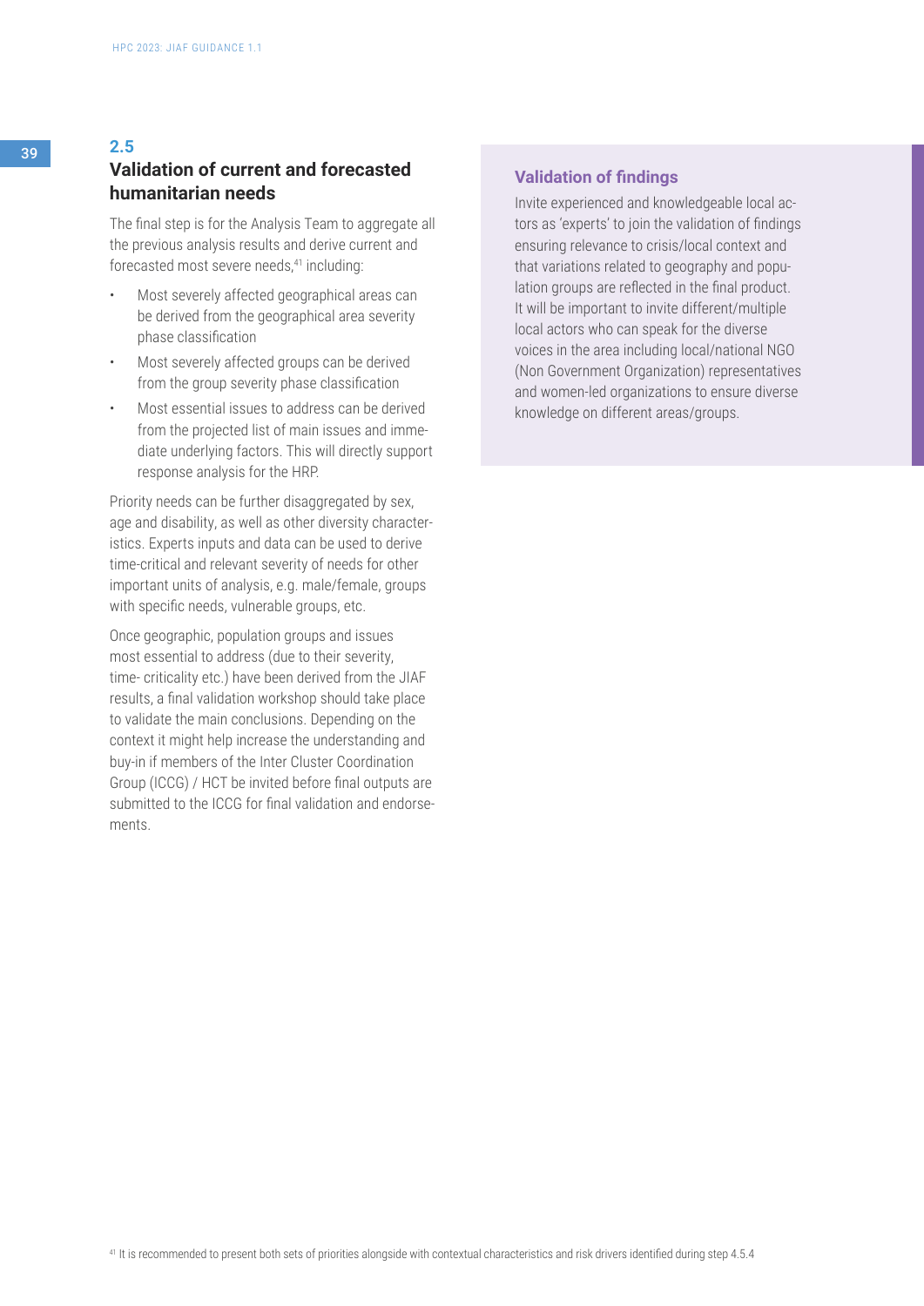## 2.5 Validation of current and forecasted humanitarian needs

The final step is for the Analysis Team to aggregate all the previous analysis results and derive current and forecasted most severe needs,[41] including:

- Most severely affected geographical areas can be derived from the geographical area severity phase classification
- Most severely affected groups can be derived from the group severity phase classification
- Most essential issues to address can be derived from the projected list of main issues and immediate underlying factors. This will directly support response analysis for the HRP.

Priority needs can be further disaggregated by sex, age and disability, as well as other diversity characteristics. Experts inputs and data can be used to derive time-critical and relevant severity of needs for other important units of analysis, e.g. male/female, groups with specific needs, vulnerable groups, etc.

Once geographic, population groups and issues most essential to address (due to their severity, time- criticality etc.) have been derived from the JIAF results, a final validation workshop should take place to validate the main conclusions. Depending on the context it might help increase the understanding and buy-in if members of the Inter Cluster Coordination Group (ICCG) / HCT be invited before final outputs are submitted to the ICCG for final validation and endorsements.

### Validation of findings

Invite experienced and knowledgeable local actors as 'experts' to join the validation of findings ensuring relevance to crisis/local context and that variations related to geography and population groups are reflected in the final product. It will be important to invite different/multiple local actors who can speak for the diverse voices in the area including local/national NGO (Non Government Organization) representatives and women-led organizations to ensure diverse knowledge on different areas/groups.

[41] It is recommended to present both sets of priorities alongside with contextual characteristics and risk drivers identified during step 4.5.4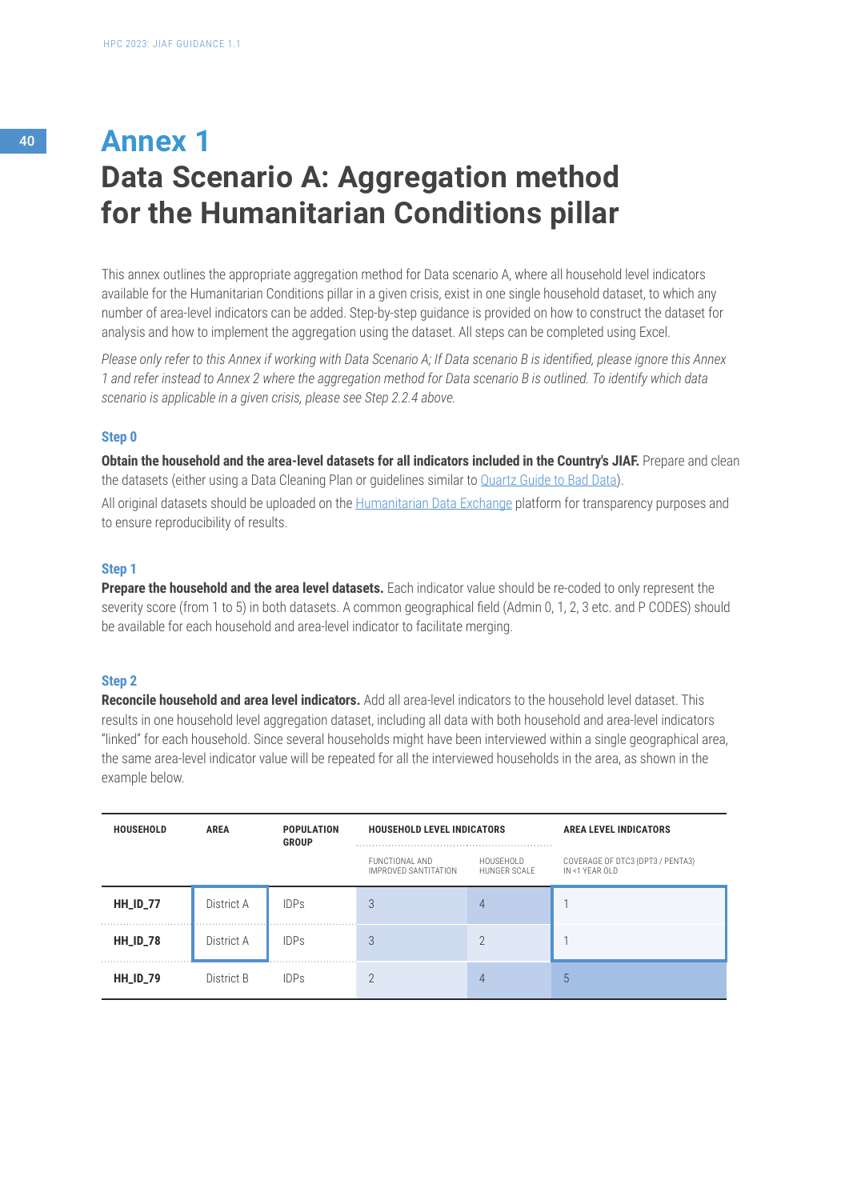# Annex 1

## Data Scenario A: Aggregation method for the Humanitarian Conditions pillar

This annex outlines the appropriate aggregation method for Data scenario A, where all household level indicators available for the Humanitarian Conditions pillar in a given crisis, exist in one single household dataset, to which any number of area-level indicators can be added. Step-by-step guidance is provided on how to construct the dataset for analysis and how to implement the aggregation using the dataset. All steps can be completed using Excel.

*Please only refer to this Annex if working with Data Scenario A; If Data scenario B is identified, please ignore this Annex 1 and refer instead to Annex 2 where the aggregation method for Data scenario B is outlined. To identify which data scenario is applicable in a given crisis, please see Step 2.2.4 above.*

### Step 0

**Obtain the household and the area-level datasets for all indicators included in the Country's JIAF.** Prepare and clean the datasets (either using a Data Cleaning Plan or guidelines similar to Quartz Guide to Bad Data).

All original datasets should be uploaded on the Humanitarian Data Exchange platform for transparency purposes and to ensure reproducibility of results.

### Step 1

**Prepare the household and the area level datasets.** Each indicator value should be re-coded to only represent the severity score (from 1 to 5) in both datasets. A common geographical field (Admin 0, 1, 2, 3 etc. and P CODES) should be available for each household and area-level indicator to facilitate merging.

### Step 2

**Reconcile household and area level indicators.** Add all area-level indicators to the household level dataset. This results in one household level aggregation dataset, including all data with both household and area-level indicators "linked" for each household. Since several households might have been interviewed within a single geographical area, the same area-level indicator value will be repeated for all the interviewed households in the area, as shown in the example below.

| HOUSEHOLD | AREA | POPULATION GROUP | HOUSEHOLD LEVEL INDICATORS | | AREA LEVEL INDICATORS |
|---|---|---|---|---|---|
| | | | FUNCTIONAL AND IMPROVED SANTITATION | HOUSEHOLD HUNGER SCALE | COVERAGE OF DTC3 (DPT3 / PENTA3) IN <1 YEAR OLD |
| **HH_ID_77** | District A | IDPs | 3 | 4 | 1 |
| **HH_ID_78** | District A | IDPs | 3 | 2 | 1 |
| **HH_ID_79** | District B | IDPs | 2 | 4 | 5 |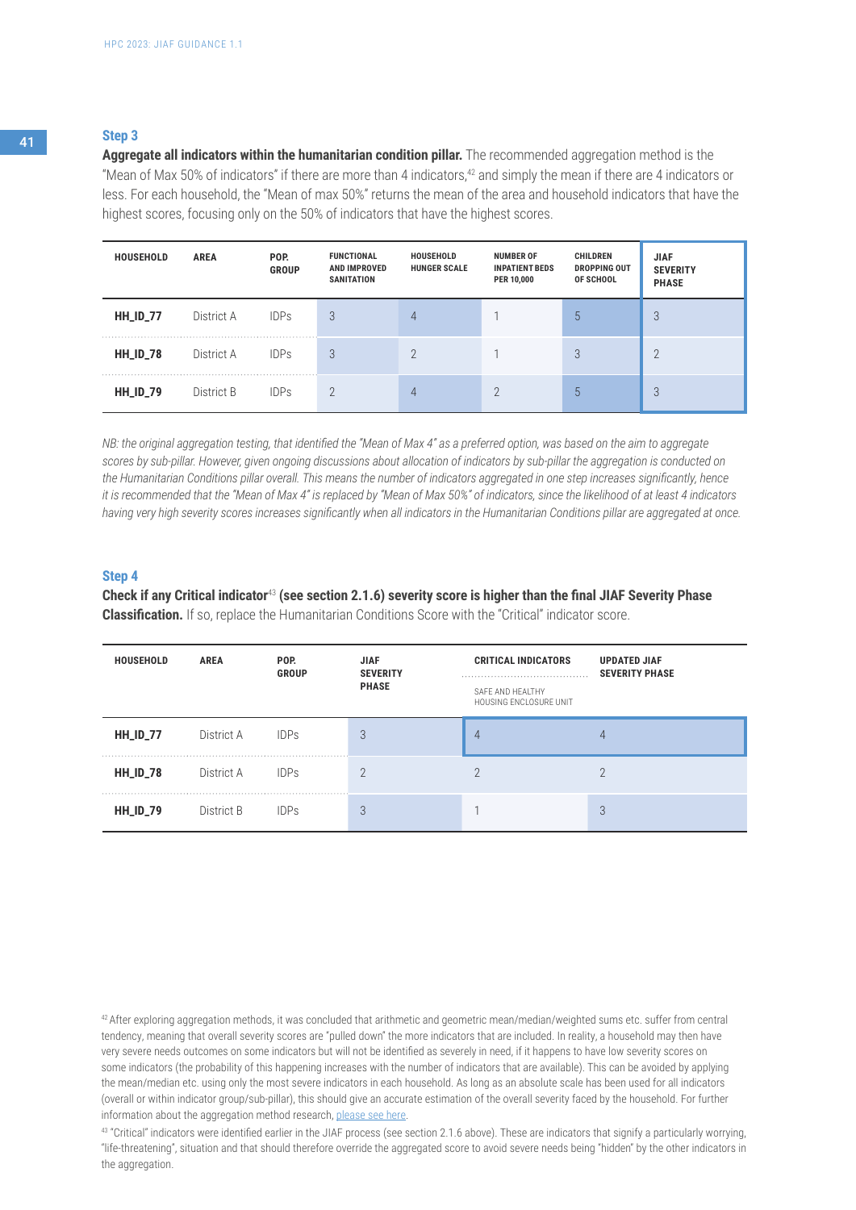### Step 3

**Aggregate all indicators within the humanitarian condition pillar.** The recommended aggregation method is the "Mean of Max 50% of indicators" if there are more than 4 indicators,[42] and simply the mean if there are 4 indicators or less. For each household, the "Mean of max 50%" returns the mean of the area and household indicators that have the highest scores, focusing only on the 50% of indicators that have the highest scores.

| HOUSEHOLD | AREA | POP. GROUP | FUNCTIONAL AND IMPROVED SANITATION | HOUSEHOLD HUNGER SCALE | NUMBER OF INPATIENT BEDS PER 10,000 | CHILDREN DROPPING OUT OF SCHOOL | JIAF SEVERITY PHASE |
|---|---|---|---|---|---|---|---|
| **HH_ID_77** | District A | IDPs | 3 | 4 | 1 | 5 | 3 |
| **HH_ID_78** | District A | IDPs | 3 | 2 | 1 | 3 | 2 |
| **HH_ID_79** | District B | IDPs | 2 | 4 | 2 | 5 | 3 |

*NB: the original aggregation testing, that identified the "Mean of Max 4" as a preferred option, was based on the aim to aggregate scores by sub-pillar. However, given ongoing discussions about allocation of indicators by sub-pillar the aggregation is conducted on the Humanitarian Conditions pillar overall. This means the number of indicators aggregated in one step increases significantly, hence it is recommended that the "Mean of Max 4" is replaced by "Mean of Max 50%" of indicators, since the likelihood of at least 4 indicators having very high severity scores increases significantly when all indicators in the Humanitarian Conditions pillar are aggregated at once.*

### Step 4

**Check if any Critical indicator[43] (see section 2.1.6) severity score is higher than the final JIAF Severity Phase Classification.** If so, replace the Humanitarian Conditions Score with the "Critical" indicator score.

| HOUSEHOLD | AREA | POP. GROUP | JIAF SEVERITY PHASE | CRITICAL INDICATORS | UPDATED JIAF SEVERITY PHASE |
|---|---|---|---|---|---|
| | | | | SAFE AND HEALTHY HOUSING ENCLOSURE UNIT | |
| **HH_ID_77** | District A | IDPs | 3 | 4 | 4 |
| **HH_ID_78** | District A | IDPs | 2 | 2 | 2 |
| **HH_ID_79** | District B | IDPs | 3 | 1 | 3 |

[42] After exploring aggregation methods, it was concluded that arithmetic and geometric mean/median/weighted sums etc. suffer from central tendency, meaning that overall severity scores are "pulled down" the more indicators that are included. In reality, a household may then have very severe needs outcomes on some indicators but will not be identified as severely in need, if it happens to have low severity scores on some indicators (the probability of this happening increases with the number of indicators that are available). This can be avoided by applying the mean/median etc. using only the most severe indicators in each household. As long as an absolute scale has been used for all indicators (overall or within indicator group/sub-pillar), this should give an accurate estimation of the overall severity faced by the household. For further information about the aggregation method research, please see here.

[43] "Critical" indicators were identified earlier in the JIAF process (see section 2.1.6 above). These are indicators that signify a particularly worrying, "life-threatening", situation and that should therefore override the aggregated score to avoid severe needs being "hidden" by the other indicators in the aggregation.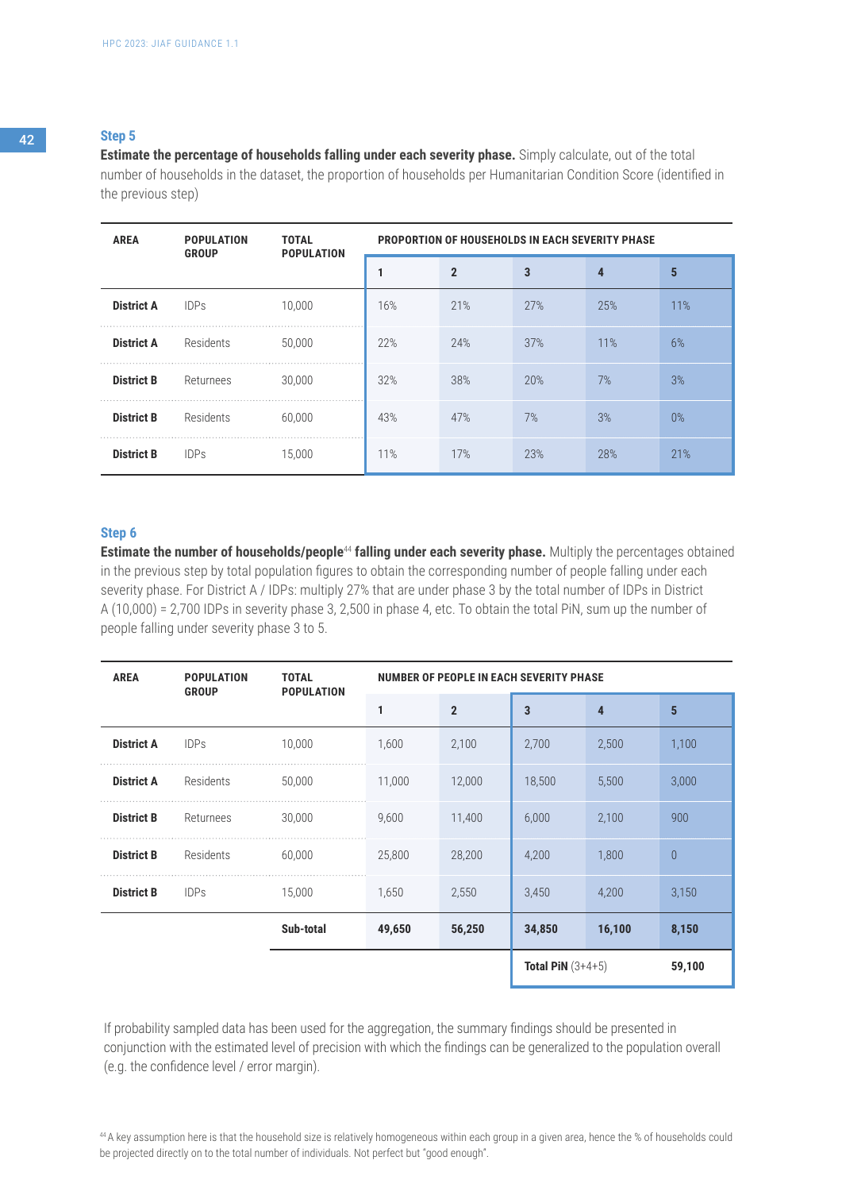### Step 5

**Estimate the percentage of households falling under each severity phase.** Simply calculate, out of the total number of households in the dataset, the proportion of households per Humanitarian Condition Score (identified in the previous step)

| AREA | POPULATION GROUP | TOTAL POPULATION | PROPORTION OF HOUSEHOLDS IN EACH SEVERITY PHASE | | | | |
|---|---|---|---|---|---|---|---|
| | | | 1 | 2 | 3 | 4 | 5 |
| **District A** | IDPs | 10,000 | 16% | 21% | 27% | 25% | 11% |
| **District A** | Residents | 50,000 | 22% | 24% | 37% | 11% | 6% |
| **District B** | Returnees | 30,000 | 32% | 38% | 20% | 7% | 3% |
| **District B** | Residents | 60,000 | 43% | 47% | 7% | 3% | 0% |
| **District B** | IDPs | 15,000 | 11% | 17% | 23% | 28% | 21% |

### Step 6

**Estimate the number of households/people[44] falling under each severity phase.** Multiply the percentages obtained in the previous step by total population figures to obtain the corresponding number of people falling under each severity phase. For District A / IDPs: multiply 27% that are under phase 3 by the total number of IDPs in District A (10,000) = 2,700 IDPs in severity phase 3, 2,500 in phase 4, etc. To obtain the total PiN, sum up the number of people falling under severity phase 3 to 5.

| AREA | POPULATION GROUP | TOTAL POPULATION | NUMBER OF PEOPLE IN EACH SEVERITY PHASE | | | | |
|---|---|---|---|---|---|---|---|
| | | | 1 | 2 | 3 | 4 | 5 |
| **District A** | IDPs | 10,000 | 1,600 | 2,100 | 2,700 | 2,500 | 1,100 |
| **District A** | Residents | 50,000 | 11,000 | 12,000 | 18,500 | 5,500 | 3,000 |
| **District B** | Returnees | 30,000 | 9,600 | 11,400 | 6,000 | 2,100 | 900 |
| **District B** | Residents | 60,000 | 25,800 | 28,200 | 4,200 | 1,800 | 0 |
| **District B** | IDPs | 15,000 | 1,650 | 2,550 | 3,450 | 4,200 | 3,150 |
| | | **Sub-total** | **49,650** | **56,250** | **34,850** | **16,100** | **8,150** |
| | | | | | **Total PiN** (3+4+5) | | **59,100** |

If probability sampled data has been used for the aggregation, the summary findings should be presented in conjunction with the estimated level of precision with which the findings can be generalized to the population overall (e.g. the confidence level / error margin).

[44] A key assumption here is that the household size is relatively homogeneous within each group in a given area, hence the % of households could be projected directly on to the total number of individuals. Not perfect but "good enough".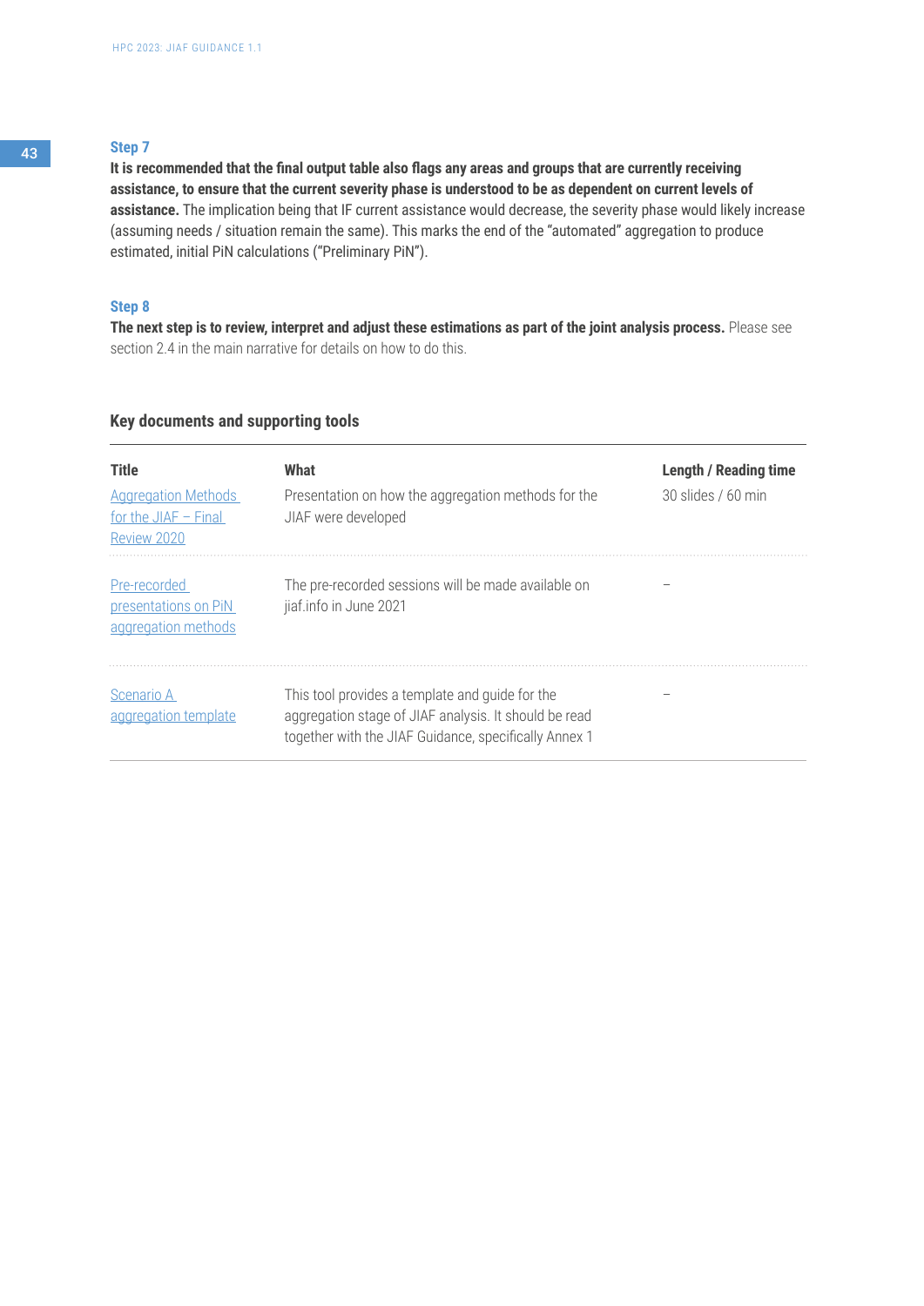### Step 7

**It is recommended that the final output table also flags any areas and groups that are currently receiving assistance, to ensure that the current severity phase is understood to be as dependent on current levels of assistance.** The implication being that IF current assistance would decrease, the severity phase would likely increase (assuming needs / situation remain the same). This marks the end of the "automated" aggregation to produce estimated, initial PiN calculations ("Preliminary PiN").

### Step 8

**The next step is to review, interpret and adjust these estimations as part of the joint analysis process.** Please see section 2.4 in the main narrative for details on how to do this.

## Key documents and supporting tools

| Title | What | Length / Reading time |
|---|---|---|
| Aggregation Methods for the JIAF – Final Review 2020 | Presentation on how the aggregation methods for the JIAF were developed | 30 slides / 60 min |
| Pre-recorded presentations on PiN aggregation methods | The pre-recorded sessions will be made available on jiaf.info in June 2021 | – |
| Scenario A aggregation template | This tool provides a template and guide for the aggregation stage of JIAF analysis. It should be read together with the JIAF Guidance, specifically Annex 1 | – |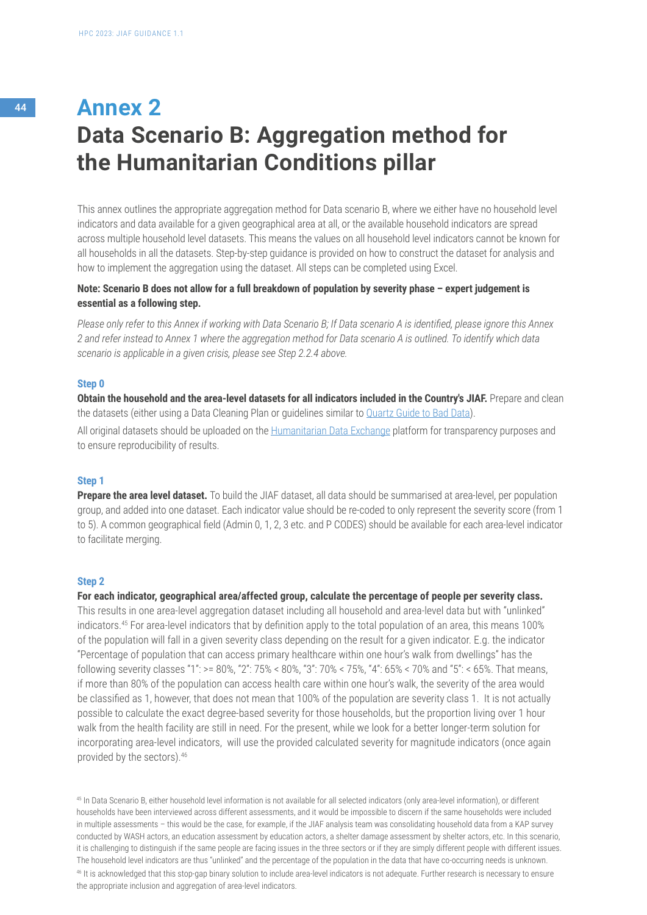# Annex 2

# Data Scenario B: Aggregation method for the Humanitarian Conditions pillar

This annex outlines the appropriate aggregation method for Data scenario B, where we either have no household level indicators and data available for a given geographical area at all, or the available household indicators are spread across multiple household level datasets. This means the values on all household level indicators cannot be known for all households in all the datasets. Step-by-step guidance is provided on how to construct the dataset for analysis and how to implement the aggregation using the dataset. All steps can be completed using Excel.

**Note: Scenario B does not allow for a full breakdown of population by severity phase – expert judgement is essential as a following step.**

*Please only refer to this Annex if working with Data Scenario B; If Data scenario A is identified, please ignore this Annex 2 and refer instead to Annex 1 where the aggregation method for Data scenario A is outlined. To identify which data scenario is applicable in a given crisis, please see Step 2.2.4 above.*

### Step 0

**Obtain the household and the area-level datasets for all indicators included in the Country's JIAF.** Prepare and clean the datasets (either using a Data Cleaning Plan or guidelines similar to Quartz Guide to Bad Data).

All original datasets should be uploaded on the Humanitarian Data Exchange platform for transparency purposes and to ensure reproducibility of results.

### Step 1

**Prepare the area level dataset.** To build the JIAF dataset, all data should be summarised at area-level, per population group, and added into one dataset. Each indicator value should be re-coded to only represent the severity score (from 1 to 5). A common geographical field (Admin 0, 1, 2, 3 etc. and P CODES) should be available for each area-level indicator to facilitate merging.

### Step 2

**For each indicator, geographical area/affected group, calculate the percentage of people per severity class.** This results in one area-level aggregation dataset including all household and area-level data but with "unlinked" indicators.[45] For area-level indicators that by definition apply to the total population of an area, this means 100% of the population will fall in a given severity class depending on the result for a given indicator. E.g. the indicator "Percentage of population that can access primary healthcare within one hour's walk from dwellings" has the following severity classes "1": >= 80%, "2": 75% < 80%, "3": 70% < 75%, "4": 65% < 70% and "5": < 65%. That means, if more than 80% of the population can access health care within one hour's walk, the severity of the area would be classified as 1, however, that does not mean that 100% of the population are severity class 1. It is not actually possible to calculate the exact degree-based severity for those households, but the proportion living over 1 hour walk from the health facility are still in need. For the present, while we look for a better longer-term solution for incorporating area-level indicators, will use the provided calculated severity for magnitude indicators (once again provided by the sectors).[46]

[45] In Data Scenario B, either household level information is not available for all selected indicators (only area-level information), or different households have been interviewed across different assessments, and it would be impossible to discern if the same households were included in multiple assessments – this would be the case, for example, if the JIAF analysis team was consolidating household data from a KAP survey conducted by WASH actors, an education assessment by education actors, a shelter damage assessment by shelter actors, etc. In this scenario, it is challenging to distinguish if the same people are facing issues in the three sectors or if they are simply different people with different issues. The household level indicators are thus "unlinked" and the percentage of the population in the data that have co-occurring needs is unknown.

[46] It is acknowledged that this stop-gap binary solution to include area-level indicators is not adequate. Further research is necessary to ensure the appropriate inclusion and aggregation of area-level indicators.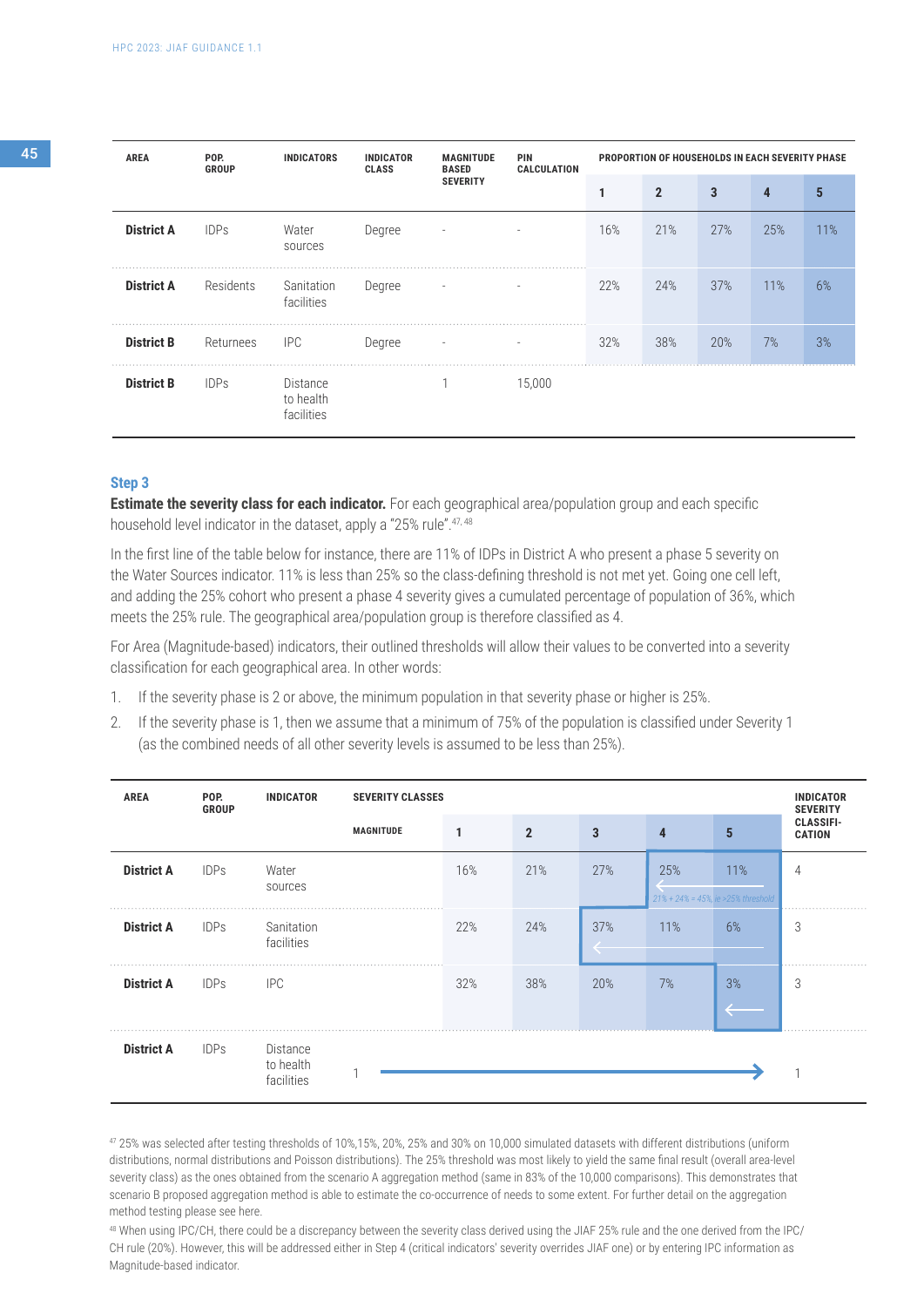| AREA | POP. GROUP | INDICATORS | INDICATOR CLASS | MAGNITUDE BASED SEVERITY | PIN CALCULATION | PROPORTION OF HOUSEHOLDS IN EACH SEVERITY PHASE | | | | |
|---|---|---|---|---|---|---|---|---|---|---|
| | | | | | | 1 | 2 | 3 | 4 | 5 |
| **District A** | IDPs | Water sources | Degree | - | - | 16% | 21% | 27% | 25% | 11% |
| **District A** | Residents | Sanitation facilities | Degree | - | - | 22% | 24% | 37% | 11% | 6% |
| **District B** | Returnees | IPC | Degree | - | - | 32% | 38% | 20% | 7% | 3% |
| **District B** | IDPs | Distance to health facilities | | 1 | 15,000 | | | | | |

### Step 3

**Estimate the severity class for each indicator.** For each geographical area/population group and each specific household level indicator in the dataset, apply a "25% rule".[47, 48]

In the first line of the table below for instance, there are 11% of IDPs in District A who present a phase 5 severity on the Water Sources indicator. 11% is less than 25% so the class-defining threshold is not met yet. Going one cell left, and adding the 25% cohort who present a phase 4 severity gives a cumulated percentage of population of 36%, which meets the 25% rule. The geographical area/population group is therefore classified as 4.

For Area (Magnitude-based) indicators, their outlined thresholds will allow their values to be converted into a severity classification for each geographical area. In other words:

1. If the severity phase is 2 or above, the minimum population in that severity phase or higher is 25%.
2. If the severity phase is 1, then we assume that a minimum of 75% of the population is classified under Severity 1 (as the combined needs of all other severity levels is assumed to be less than 25%).

| AREA | POP. GROUP | INDICATOR | SEVERITY CLASSES | | | | | | INDICATOR SEVERITY CLASSIFI-CATION |
|---|---|---|---|---|---|---|---|---|---|
| | | | MAGNITUDE | 1 | 2 | 3 | 4 | 5 | |
| **District A** | IDPs | Water sources | | 16% | 21% | 27% | 25% | 11% *21% + 24% = 45%, ie >25% threshold* | 4 |
| **District A** | IDPs | Sanitation facilities | | 22% | 24% | 37% | 11% | 6% | 3 |
| **District A** | IDPs | IPC | | 32% | 38% | 20% | 7% | 3% | 3 |
| **District A** | IDPs | Distance to health facilities | 1 | | | | | | 1 |

[47] 25% was selected after testing thresholds of 10%,15%, 20%, 25% and 30% on 10,000 simulated datasets with different distributions (uniform distributions, normal distributions and Poisson distributions). The 25% threshold was most likely to yield the same final result (overall area-level severity class) as the ones obtained from the scenario A aggregation method (same in 83% of the 10,000 comparisons). This demonstrates that scenario B proposed aggregation method is able to estimate the co-occurrence of needs to some extent. For further detail on the aggregation method testing please see here.

[48] When using IPC/CH, there could be a discrepancy between the severity class derived using the JIAF 25% rule and the one derived from the IPC/CH rule (20%). However, this will be addressed either in Step 4 (critical indicators' severity overrides JIAF one) or by entering IPC information as Magnitude-based indicator.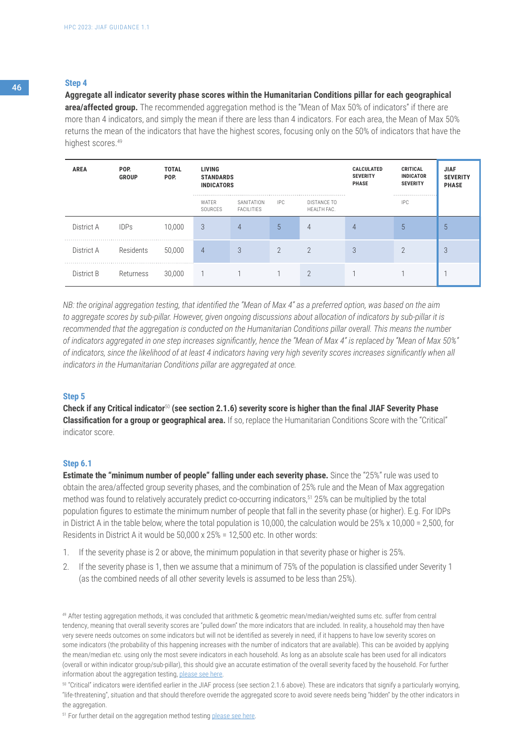### Step 4

**Aggregate all indicator severity phase scores within the Humanitarian Conditions pillar for each geographical area/affected group.** The recommended aggregation method is the "Mean of Max 50% of indicators" if there are more than 4 indicators, and simply the mean if there are less than 4 indicators. For each area, the Mean of Max 50% returns the mean of the indicators that have the highest scores, focusing only on the 50% of indicators that have the highest scores.[49]

| AREA | POP. GROUP | TOTAL POP. | LIVING STANDARDS INDICATORS | | | | CALCULATED SEVERITY PHASE | CRITICAL INDICATOR SEVERITY | JIAF SEVERITY PHASE |
|---|---|---|---|---|---|---|---|---|---|
| | | | WATER SOURCES | SANITATION FACILITIES | IPC | DISTANCE TO HEALTH FAC. | | IPC | |
| District A | IDPs | 10,000 | 3 | 4 | 5 | 4 | 4 | 5 | 5 |
| District A | Residents | 50,000 | 4 | 3 | 2 | 2 | 3 | 2 | 3 |
| District B | Returness | 30,000 | 1 | 1 | 1 | 2 | 1 | 1 | 1 |

*NB: the original aggregation testing, that identified the "Mean of Max 4" as a preferred option, was based on the aim to aggregate scores by sub-pillar. However, given ongoing discussions about allocation of indicators by sub-pillar it is recommended that the aggregation is conducted on the Humanitarian Conditions pillar overall. This means the number of indicators aggregated in one step increases significantly, hence the "Mean of Max 4" is replaced by "Mean of Max 50%" of indicators, since the likelihood of at least 4 indicators having very high severity scores increases significantly when all indicators in the Humanitarian Conditions pillar are aggregated at once.*

### Step 5

**Check if any Critical indicator[50] (see section 2.1.6) severity score is higher than the final JIAF Severity Phase Classification for a group or geographical area.** If so, replace the Humanitarian Conditions Score with the "Critical" indicator score.

### Step 6.1

**Estimate the "minimum number of people" falling under each severity phase.** Since the "25%" rule was used to obtain the area/affected group severity phases, and the combination of 25% rule and the Mean of Max aggregation method was found to relatively accurately predict co-occurring indicators,[51] 25% can be multiplied by the total population figures to estimate the minimum number of people that fall in the severity phase (or higher). E.g. For IDPs in District A in the table below, where the total population is 10,000, the calculation would be 25% x 10,000 = 2,500, for Residents in District A it would be 50,000 x 25% = 12,500 etc. In other words:

1. If the severity phase is 2 or above, the minimum population in that severity phase or higher is 25%.
2. If the severity phase is 1, then we assume that a minimum of 75% of the population is classified under Severity 1 (as the combined needs of all other severity levels is assumed to be less than 25%).

[49] After testing aggregation methods, it was concluded that arithmetic & geometric mean/median/weighted sums etc. suffer from central tendency, meaning that overall severity scores are "pulled down" the more indicators that are included. In reality, a household may then have very severe needs outcomes on some indicators but will not be identified as severely in need, if it happens to have low severity scores on some indicators (the probability of this happening increases with the number of indicators that are available). This can be avoided by applying the mean/median etc. using only the most severe indicators in each household. As long as an absolute scale has been used for all indicators (overall or within indicator group/sub-pillar), this should give an accurate estimation of the overall severity faced by the household. For further information about the aggregation testing, please see here.

[50] "Critical" indicators were identified earlier in the JIAF process (see section 2.1.6 above). These are indicators that signify a particularly worrying, "life-threatening", situation and that should therefore override the aggregated score to avoid severe needs being "hidden" by the other indicators in the aggregation.

[51] For further detail on the aggregation method testing please see here.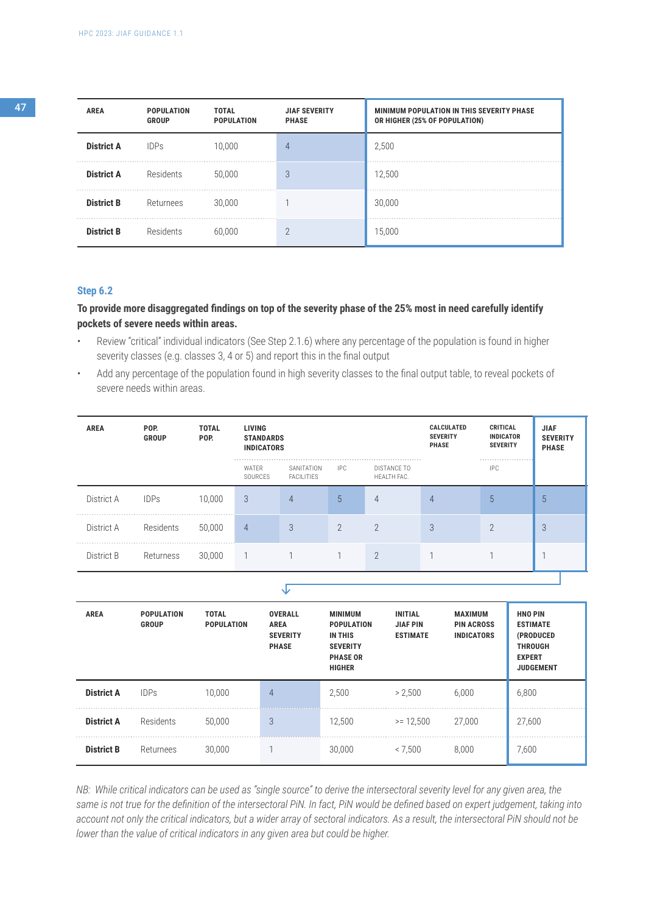| AREA | POPULATION GROUP | TOTAL POPULATION | JIAF SEVERITY PHASE | MINIMUM POPULATION IN THIS SEVERITY PHASE OR HIGHER (25% OF POPULATION) |
|---|---|---|---|---|
| **District A** | IDPs | 10,000 | 4 | 2,500 |
| **District A** | Residents | 50,000 | 3 | 12,500 |
| **District B** | Returnees | 30,000 | 1 | 30,000 |
| **District B** | Residents | 60,000 | 2 | 15,000 |

### Step 6.2

**To provide more disaggregated findings on top of the severity phase of the 25% most in need carefully identify pockets of severe needs within areas.**

- Review "critical" individual indicators (See Step 2.1.6) where any percentage of the population is found in higher severity classes (e.g. classes 3, 4 or 5) and report this in the final output
- Add any percentage of the population found in high severity classes to the final output table, to reveal pockets of severe needs within areas.

| AREA | POP. GROUP | TOTAL POP. | LIVING STANDARDS INDICATORS | | | | CALCULATED SEVERITY PHASE | CRITICAL INDICATOR SEVERITY | JIAF SEVERITY PHASE |
|---|---|---|---|---|---|---|---|---|---|
| | | | WATER SOURCES | SANITATION FACILITIES | IPC | DISTANCE TO HEALTH FAC. | | IPC | |
| District A | IDPs | 10,000 | 3 | 4 | 5 | 4 | 4 | 5 | 5 |
| District A | Residents | 50,000 | 4 | 3 | 2 | 2 | 3 | 2 | 3 |
| District B | Returness | 30,000 | 1 | 1 | 1 | 2 | 1 | 1 | 1 |

| AREA | POPULATION GROUP | TOTAL POPULATION | OVERALL AREA SEVERITY PHASE | MINIMUM POPULATION IN THIS SEVERITY PHASE OR HIGHER | INITIAL JIAF PIN ESTIMATE | MAXIMUM PIN ACROSS INDICATORS | HNO PIN ESTIMATE (PRODUCED THROUGH EXPERT JUDGEMENT |
|---|---|---|---|---|---|---|---|
| **District A** | IDPs | 10,000 | 4 | 2,500 | > 2,500 | 6,000 | 6,800 |
| **District A** | Residents | 50,000 | 3 | 12,500 | >= 12,500 | 27,000 | 27,600 |
| **District B** | Returnees | 30,000 | 1 | 30,000 | < 7,500 | 8,000 | 7,600 |

*NB: While critical indicators can be used as "single source" to derive the intersectoral severity level for any given area, the same is not true for the definition of the intersectoral PiN. In fact, PiN would be defined based on expert judgement, taking into account not only the critical indicators, but a wider array of sectoral indicators. As a result, the intersectoral PiN should not be lower than the value of critical indicators in any given area but could be higher.*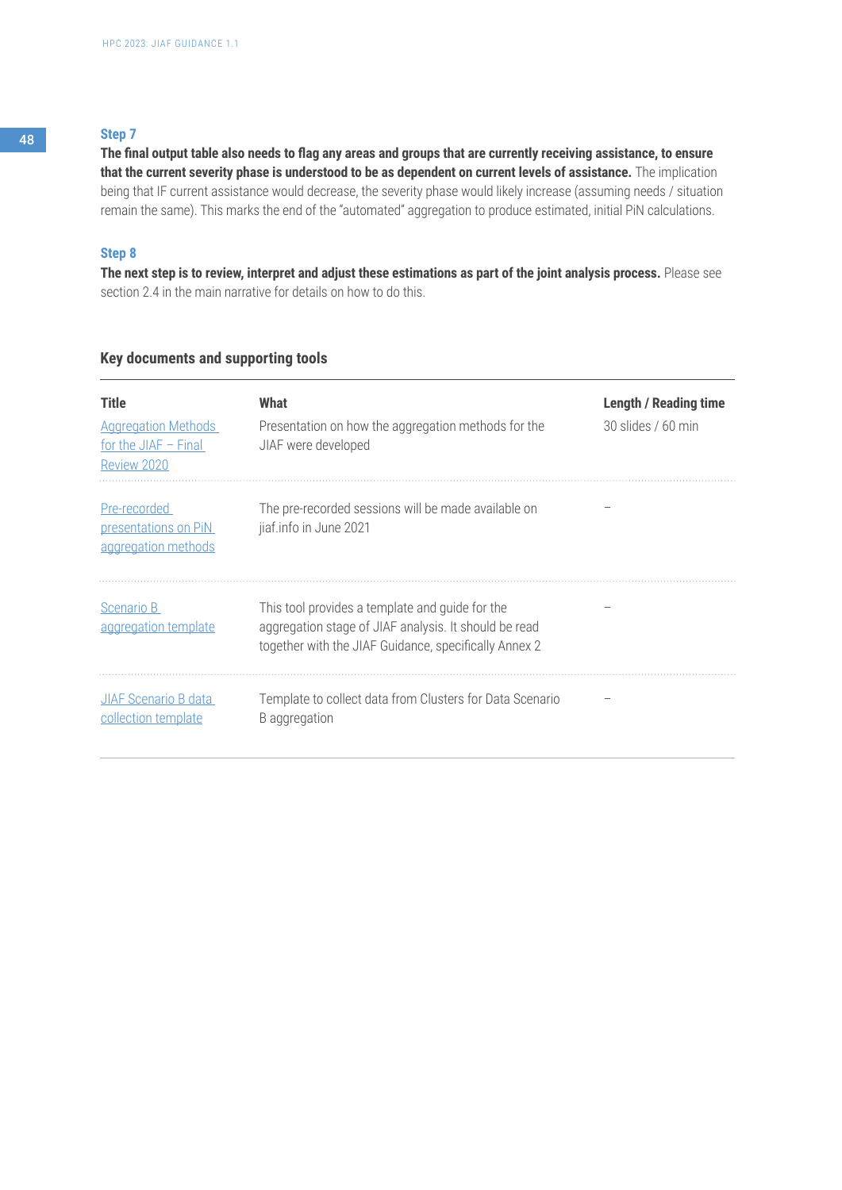### Step 7

**The final output table also needs to flag any areas and groups that are currently receiving assistance, to ensure that the current severity phase is understood to be as dependent on current levels of assistance.** The implication being that IF current assistance would decrease, the severity phase would likely increase (assuming needs / situation remain the same). This marks the end of the "automated" aggregation to produce estimated, initial PiN calculations.

### Step 8

**The next step is to review, interpret and adjust these estimations as part of the joint analysis process.** Please see section 2.4 in the main narrative for details on how to do this.

## Key documents and supporting tools

| Title | What | Length / Reading time |
|---|---|---|
| Aggregation Methods for the JIAF – Final Review 2020 | Presentation on how the aggregation methods for the JIAF were developed | 30 slides / 60 min |
| Pre-recorded presentations on PiN aggregation methods | The pre-recorded sessions will be made available on jiaf.info in June 2021 | – |
| Scenario B aggregation template | This tool provides a template and guide for the aggregation stage of JIAF analysis. It should be read together with the JIAF Guidance, specifically Annex 2 | – |
| JIAF Scenario B data collection template | Template to collect data from Clusters for Data Scenario B aggregation | – |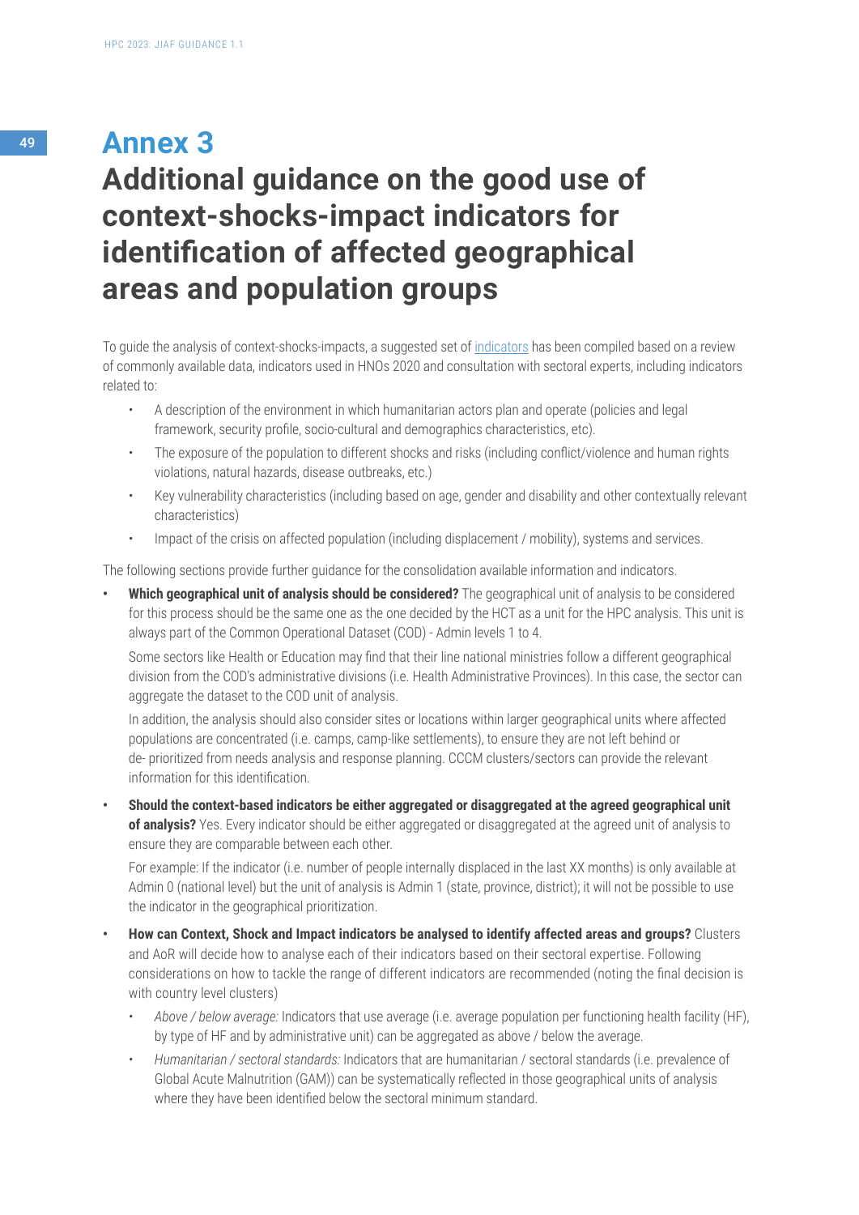# Annex 3

# Additional guidance on the good use of context-shocks-impact indicators for identification of affected geographical areas and population groups

To guide the analysis of context-shocks-impacts, a suggested set of indicators has been compiled based on a review of commonly available data, indicators used in HNOs 2020 and consultation with sectoral experts, including indicators related to:

- A description of the environment in which humanitarian actors plan and operate (policies and legal framework, security profile, socio-cultural and demographics characteristics, etc).
- The exposure of the population to different shocks and risks (including conflict/violence and human rights violations, natural hazards, disease outbreaks, etc.)
- Key vulnerability characteristics (including based on age, gender and disability and other contextually relevant characteristics)
- Impact of the crisis on affected population (including displacement / mobility), systems and services.

The following sections provide further guidance for the consolidation available information and indicators.

- **Which geographical unit of analysis should be considered?** The geographical unit of analysis to be considered for this process should be the same one as the one decided by the HCT as a unit for the HPC analysis. This unit is always part of the Common Operational Dataset (COD) - Admin levels 1 to 4.

  Some sectors like Health or Education may find that their line national ministries follow a different geographical division from the COD's administrative divisions (i.e. Health Administrative Provinces). In this case, the sector can aggregate the dataset to the COD unit of analysis.

  In addition, the analysis should also consider sites or locations within larger geographical units where affected populations are concentrated (i.e. camps, camp-like settlements), to ensure they are not left behind or de- prioritized from needs analysis and response planning. CCCM clusters/sectors can provide the relevant information for this identification.

- **Should the context-based indicators be either aggregated or disaggregated at the agreed geographical unit of analysis?** Yes. Every indicator should be either aggregated or disaggregated at the agreed unit of analysis to ensure they are comparable between each other.

  For example: If the indicator (i.e. number of people internally displaced in the last XX months) is only available at Admin 0 (national level) but the unit of analysis is Admin 1 (state, province, district); it will not be possible to use the indicator in the geographical prioritization.

- **How can Context, Shock and Impact indicators be analysed to identify affected areas and groups?** Clusters and AoR will decide how to analyse each of their indicators based on their sectoral expertise. Following considerations on how to tackle the range of different indicators are recommended (noting the final decision is with country level clusters)
  - *Above / below average:* Indicators that use average (i.e. average population per functioning health facility (HF), by type of HF and by administrative unit) can be aggregated as above / below the average.
  - *Humanitarian / sectoral standards:* Indicators that are humanitarian / sectoral standards (i.e. prevalence of Global Acute Malnutrition (GAM)) can be systematically reflected in those geographical units of analysis where they have been identified below the sectoral minimum standard.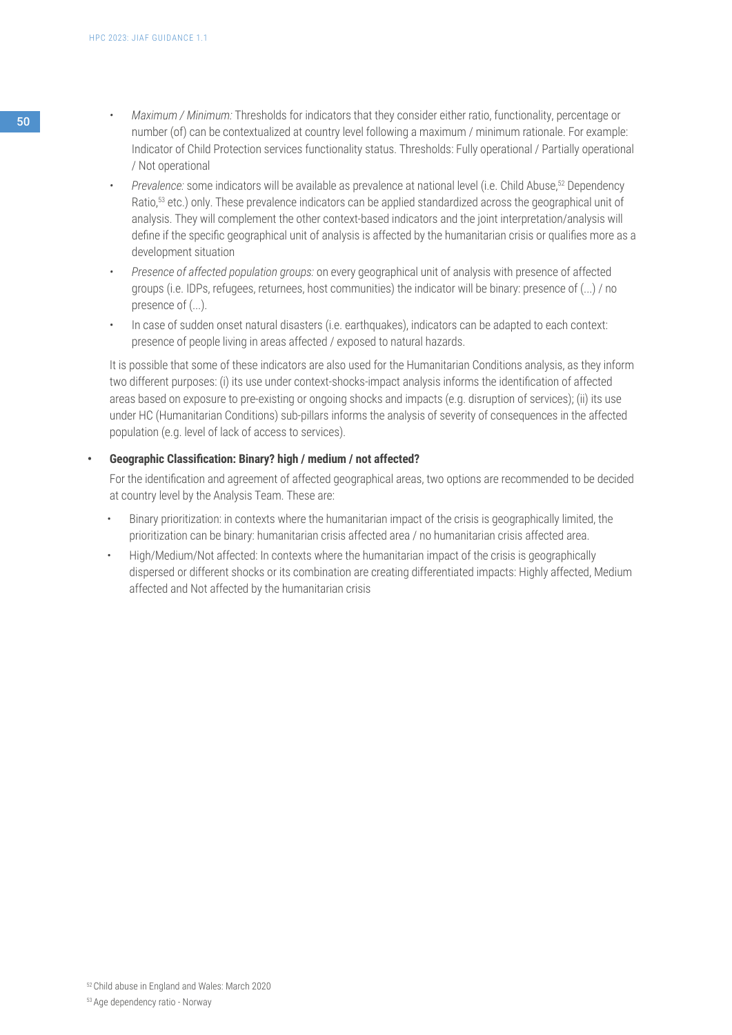- *Maximum / Minimum:* Thresholds for indicators that they consider either ratio, functionality, percentage or number (of) can be contextualized at country level following a maximum / minimum rationale. For example: Indicator of Child Protection services functionality status. Thresholds: Fully operational / Partially operational / Not operational
- *Prevalence:* some indicators will be available as prevalence at national level (i.e. Child Abuse,[52] Dependency Ratio,[53] etc.) only. These prevalence indicators can be applied standardized across the geographical unit of analysis. They will complement the other context-based indicators and the joint interpretation/analysis will define if the specific geographical unit of analysis is affected by the humanitarian crisis or qualifies more as a development situation
- *Presence of affected population groups:* on every geographical unit of analysis with presence of affected groups (i.e. IDPs, refugees, returnees, host communities) the indicator will be binary: presence of (...) / no presence of (...).
- In case of sudden onset natural disasters (i.e. earthquakes), indicators can be adapted to each context: presence of people living in areas affected / exposed to natural hazards.

It is possible that some of these indicators are also used for the Humanitarian Conditions analysis, as they inform two different purposes: (i) its use under context-shocks-impact analysis informs the identification of affected areas based on exposure to pre-existing or ongoing shocks and impacts (e.g. disruption of services); (ii) its use under HC (Humanitarian Conditions) sub-pillars informs the analysis of severity of consequences in the affected population (e.g. level of lack of access to services).

- **Geographic Classification: Binary? high / medium / not affected?**

  For the identification and agreement of affected geographical areas, two options are recommended to be decided at country level by the Analysis Team. These are:

  - Binary prioritization: in contexts where the humanitarian impact of the crisis is geographically limited, the prioritization can be binary: humanitarian crisis affected area / no humanitarian crisis affected area.
  - High/Medium/Not affected: In contexts where the humanitarian impact of the crisis is geographically dispersed or different shocks or its combination are creating differentiated impacts: Highly affected, Medium affected and Not affected by the humanitarian crisis

[52] Child abuse in England and Wales: March 2020

[53] Age dependency ratio - Norway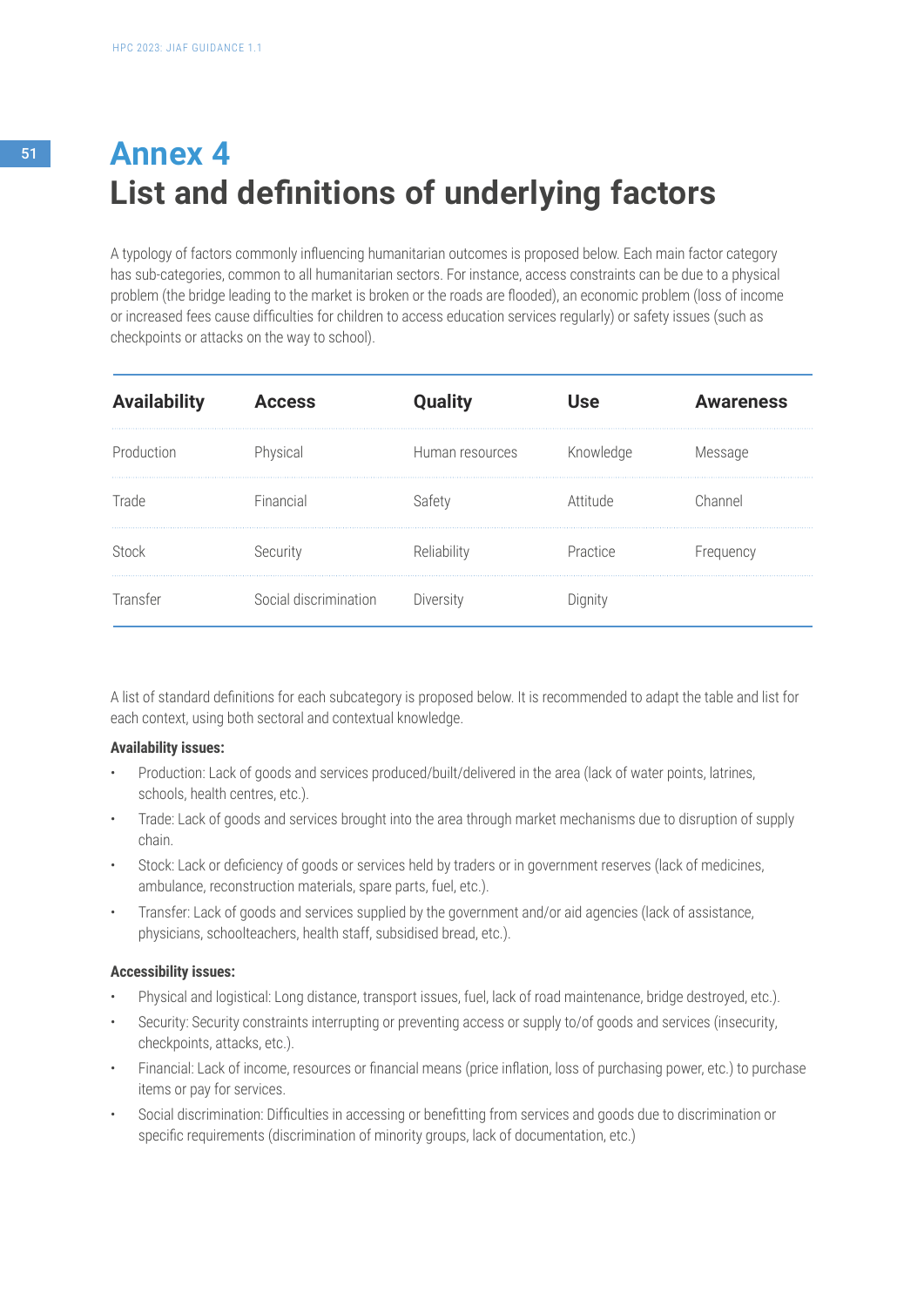# Annex 4
# List and definitions of underlying factors

A typology of factors commonly influencing humanitarian outcomes is proposed below. Each main factor category has sub-categories, common to all humanitarian sectors. For instance, access constraints can be due to a physical problem (the bridge leading to the market is broken or the roads are flooded), an economic problem (loss of income or increased fees cause difficulties for children to access education services regularly) or safety issues (such as checkpoints or attacks on the way to school).

| Availability | Access | Quality | Use | Awareness |
|---|---|---|---|---|
| Production | Physical | Human resources | Knowledge | Message |
| Trade | Financial | Safety | Attitude | Channel |
| Stock | Security | Reliability | Practice | Frequency |
| Transfer | Social discrimination | Diversity | Dignity | |

A list of standard definitions for each subcategory is proposed below. It is recommended to adapt the table and list for each context, using both sectoral and contextual knowledge.

**Availability issues:**

- Production: Lack of goods and services produced/built/delivered in the area (lack of water points, latrines, schools, health centres, etc.).
- Trade: Lack of goods and services brought into the area through market mechanisms due to disruption of supply chain.
- Stock: Lack or deficiency of goods or services held by traders or in government reserves (lack of medicines, ambulance, reconstruction materials, spare parts, fuel, etc.).
- Transfer: Lack of goods and services supplied by the government and/or aid agencies (lack of assistance, physicians, schoolteachers, health staff, subsidised bread, etc.).

**Accessibility issues:**

- Physical and logistical: Long distance, transport issues, fuel, lack of road maintenance, bridge destroyed, etc.).
- Security: Security constraints interrupting or preventing access or supply to/of goods and services (insecurity, checkpoints, attacks, etc.).
- Financial: Lack of income, resources or financial means (price inflation, loss of purchasing power, etc.) to purchase items or pay for services.
- Social discrimination: Difficulties in accessing or benefitting from services and goods due to discrimination or specific requirements (discrimination of minority groups, lack of documentation, etc.)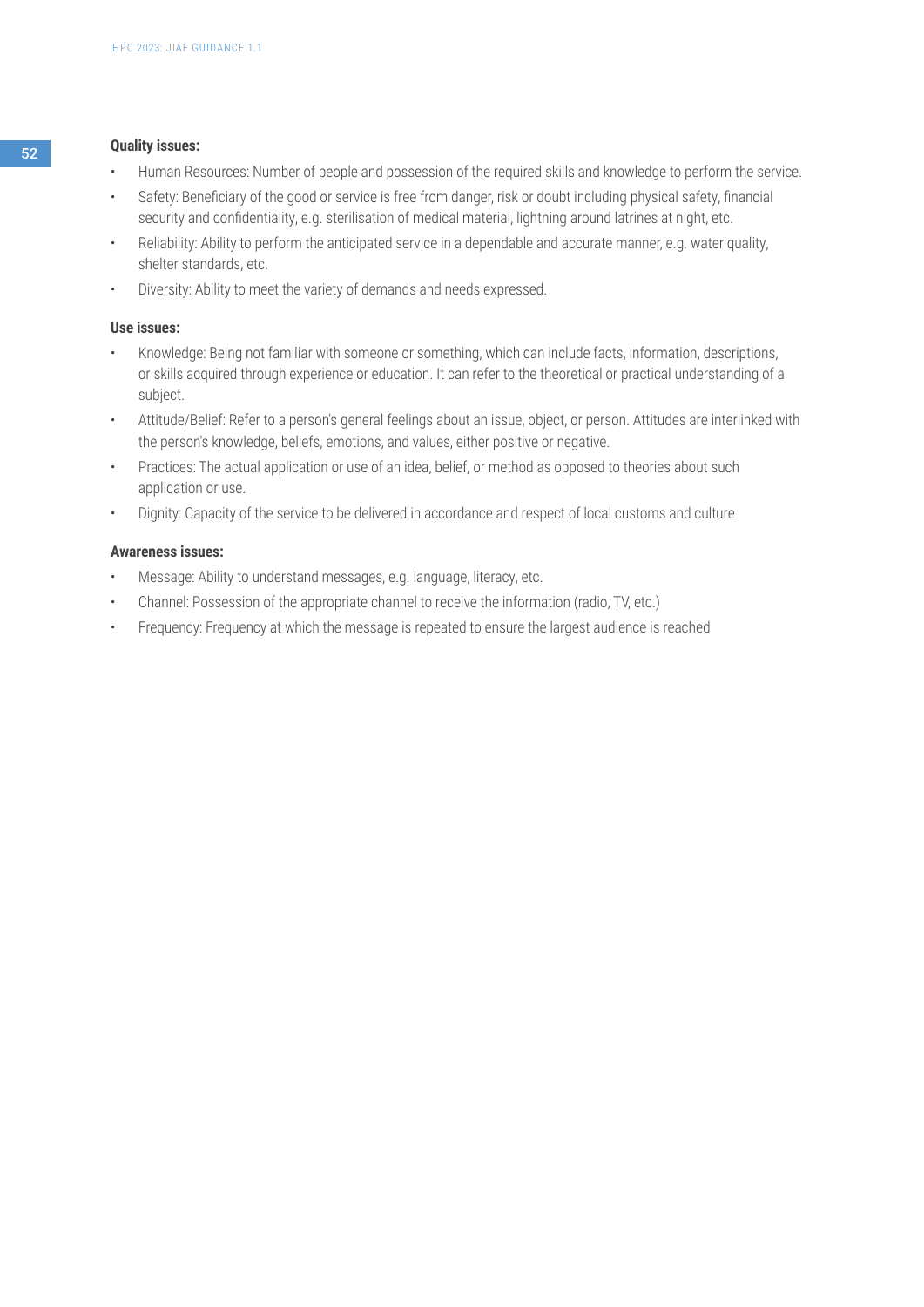**Quality issues:**

- Human Resources: Number of people and possession of the required skills and knowledge to perform the service.
- Safety: Beneficiary of the good or service is free from danger, risk or doubt including physical safety, financial security and confidentiality, e.g. sterilisation of medical material, lightning around latrines at night, etc.
- Reliability: Ability to perform the anticipated service in a dependable and accurate manner, e.g. water quality, shelter standards, etc.
- Diversity: Ability to meet the variety of demands and needs expressed.

**Use issues:**

- Knowledge: Being not familiar with someone or something, which can include facts, information, descriptions, or skills acquired through experience or education. It can refer to the theoretical or practical understanding of a subject.
- Attitude/Belief: Refer to a person's general feelings about an issue, object, or person. Attitudes are interlinked with the person's knowledge, beliefs, emotions, and values, either positive or negative.
- Practices: The actual application or use of an idea, belief, or method as opposed to theories about such application or use.
- Dignity: Capacity of the service to be delivered in accordance and respect of local customs and culture

**Awareness issues:**

- Message: Ability to understand messages, e.g. language, literacy, etc.
- Channel: Possession of the appropriate channel to receive the information (radio, TV, etc.)
- Frequency: Frequency at which the message is repeated to ensure the largest audience is reached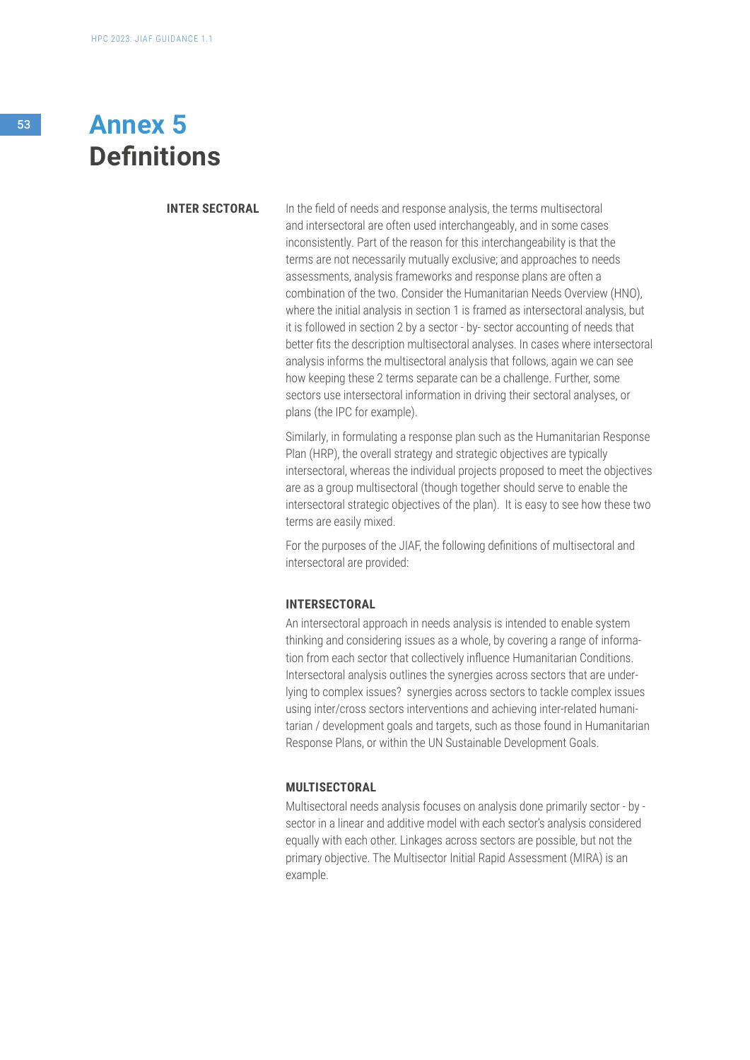# Annex 5 Definitions

**INTER SECTORAL**

In the field of needs and response analysis, the terms multisectoral and intersectoral are often used interchangeably, and in some cases inconsistently. Part of the reason for this interchangeability is that the terms are not necessarily mutually exclusive; and approaches to needs assessments, analysis frameworks and response plans are often a combination of the two. Consider the Humanitarian Needs Overview (HNO), where the initial analysis in section 1 is framed as intersectoral analysis, but it is followed in section 2 by a sector - by- sector accounting of needs that better fits the description multisectoral analyses. In cases where intersectoral analysis informs the multisectoral analysis that follows, again we can see how keeping these 2 terms separate can be a challenge. Further, some sectors use intersectoral information in driving their sectoral analyses, or plans (the IPC for example).

Similarly, in formulating a response plan such as the Humanitarian Response Plan (HRP), the overall strategy and strategic objectives are typically intersectoral, whereas the individual projects proposed to meet the objectives are as a group multisectoral (though together should serve to enable the intersectoral strategic objectives of the plan). It is easy to see how these two terms are easily mixed.

For the purposes of the JIAF, the following definitions of multisectoral and intersectoral are provided:

**INTERSECTORAL**

An intersectoral approach in needs analysis is intended to enable system thinking and considering issues as a whole, by covering a range of information from each sector that collectively influence Humanitarian Conditions. Intersectoral analysis outlines the synergies across sectors that are underlying to complex issues? synergies across sectors to tackle complex issues using inter/cross sectors interventions and achieving inter-related humanitarian / development goals and targets, such as those found in Humanitarian Response Plans, or within the UN Sustainable Development Goals.

**MULTISECTORAL**

Multisectoral needs analysis focuses on analysis done primarily sector - by - sector in a linear and additive model with each sector's analysis considered equally with each other. Linkages across sectors are possible, but not the primary objective. The Multisector Initial Rapid Assessment (MIRA) is an example.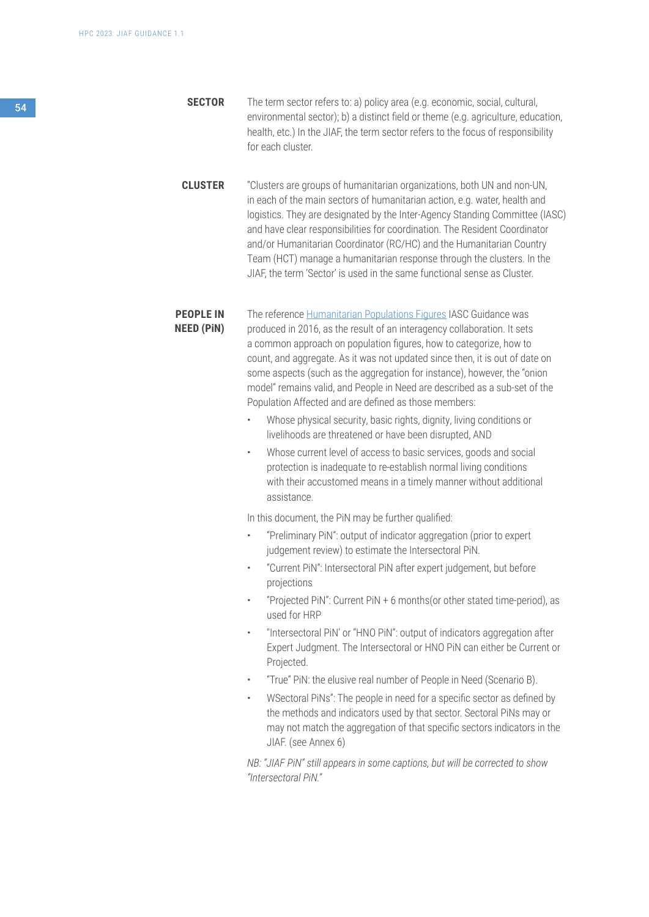**SECTOR**

The term sector refers to: a) policy area (e.g. economic, social, cultural, environmental sector); b) a distinct field or theme (e.g. agriculture, education, health, etc.) In the JIAF, the term sector refers to the focus of responsibility for each cluster.

**CLUSTER**

"Clusters are groups of humanitarian organizations, both UN and non-UN, in each of the main sectors of humanitarian action, e.g. water, health and logistics. They are designated by the Inter-Agency Standing Committee (IASC) and have clear responsibilities for coordination. The Resident Coordinator and/or Humanitarian Coordinator (RC/HC) and the Humanitarian Country Team (HCT) manage a humanitarian response through the clusters. In the JIAF, the term 'Sector' is used in the same functional sense as Cluster.

**PEOPLE IN NEED (PiN)**

The reference Humanitarian Populations Figures IASC Guidance was produced in 2016, as the result of an interagency collaboration. It sets a common approach on population figures, how to categorize, how to count, and aggregate. As it was not updated since then, it is out of date on some aspects (such as the aggregation for instance), however, the "onion model" remains valid, and People in Need are described as a sub-set of the Population Affected and are defined as those members:

- Whose physical security, basic rights, dignity, living conditions or livelihoods are threatened or have been disrupted, AND
- Whose current level of access to basic services, goods and social protection is inadequate to re-establish normal living conditions with their accustomed means in a timely manner without additional assistance.

In this document, the PiN may be further qualified:

- "Preliminary PiN": output of indicator aggregation (prior to expert judgement review) to estimate the Intersectoral PiN.
- "Current PiN": Intersectoral PiN after expert judgement, but before projections
- "Projected PiN": Current PiN + 6 months(or other stated time-period), as used for HRP
- "Intersectoral PiN' or "HNO PiN": output of indicators aggregation after Expert Judgment. The Intersectoral or HNO PiN can either be Current or Projected.
- "True" PiN: the elusive real number of People in Need (Scenario B).
- WSectoral PiNs": The people in need for a specific sector as defined by the methods and indicators used by that sector. Sectoral PiNs may or may not match the aggregation of that specific sectors indicators in the JIAF. (see Annex 6)

*NB: "JIAF PiN" still appears in some captions, but will be corrected to show "Intersectoral PiN."*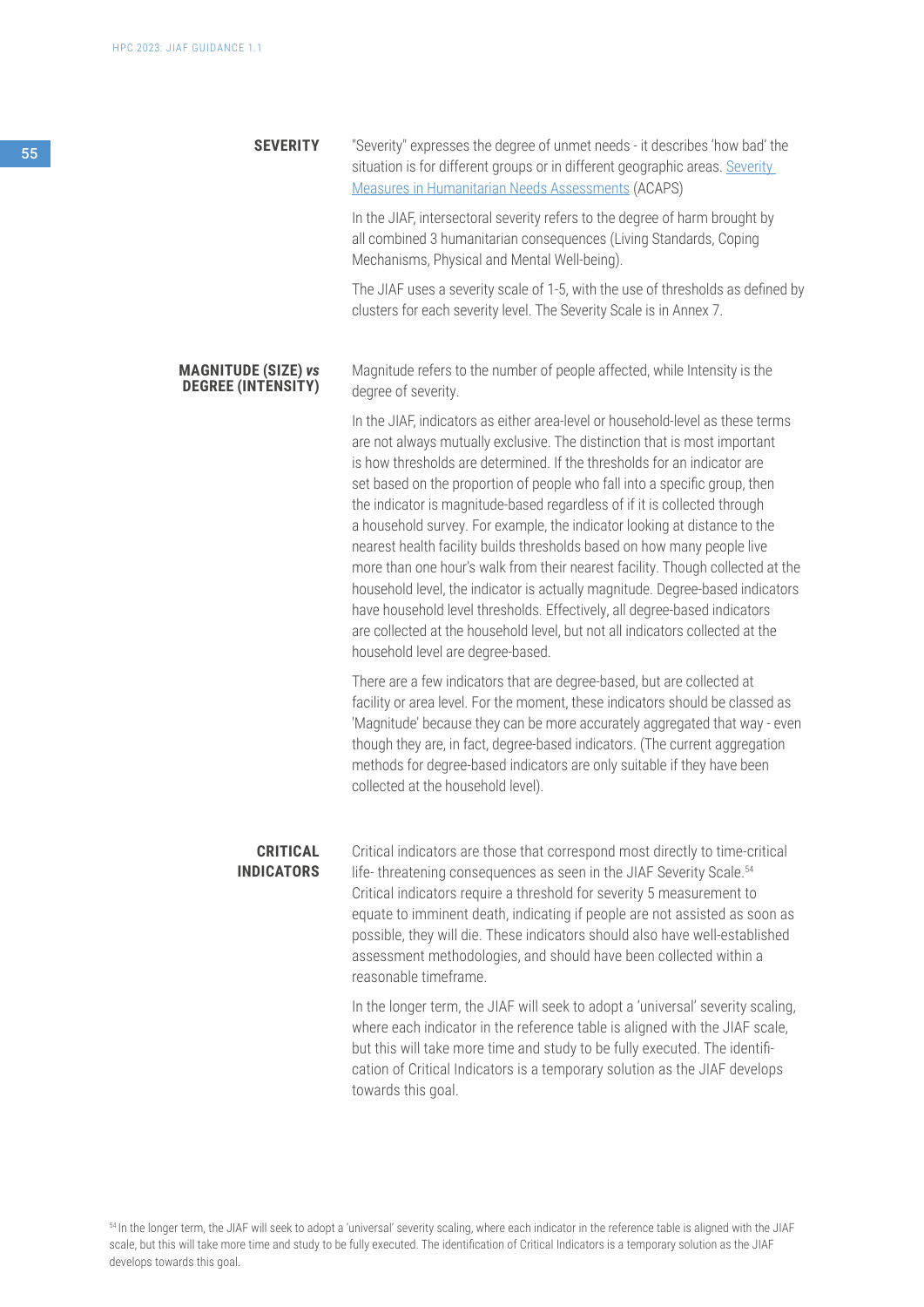**SEVERITY**

"Severity" expresses the degree of unmet needs - it describes 'how bad' the situation is for different groups or in different geographic areas. [Severity Measures in Humanitarian Needs Assessments]() (ACAPS)

In the JIAF, intersectoral severity refers to the degree of harm brought by all combined 3 humanitarian consequences (Living Standards, Coping Mechanisms, Physical and Mental Well-being).

The JIAF uses a severity scale of 1-5, with the use of thresholds as defined by clusters for each severity level. The Severity Scale is in Annex 7.

**MAGNITUDE (SIZE) *vs* DEGREE (INTENSITY)**

Magnitude refers to the number of people affected, while Intensity is the degree of severity.

In the JIAF, indicators as either area-level or household-level as these terms are not always mutually exclusive. The distinction that is most important is how thresholds are determined. If the thresholds for an indicator are set based on the proportion of people who fall into a specific group, then the indicator is magnitude-based regardless of if it is collected through a household survey. For example, the indicator looking at distance to the nearest health facility builds thresholds based on how many people live more than one hour's walk from their nearest facility. Though collected at the household level, the indicator is actually magnitude. Degree-based indicators have household level thresholds. Effectively, all degree-based indicators are collected at the household level, but not all indicators collected at the household level are degree-based.

There are a few indicators that are degree-based, but are collected at facility or area level. For the moment, these indicators should be classed as 'Magnitude' because they can be more accurately aggregated that way - even though they are, in fact, degree-based indicators. (The current aggregation methods for degree-based indicators are only suitable if they have been collected at the household level).

**CRITICAL INDICATORS**

Critical indicators are those that correspond most directly to time-critical life- threatening consequences as seen in the JIAF Severity Scale.[54] Critical indicators require a threshold for severity 5 measurement to equate to imminent death, indicating if people are not assisted as soon as possible, they will die. These indicators should also have well-established assessment methodologies, and should have been collected within a reasonable timeframe.

In the longer term, the JIAF will seek to adopt a 'universal' severity scaling, where each indicator in the reference table is aligned with the JIAF scale, but this will take more time and study to be fully executed. The identification of Critical Indicators is a temporary solution as the JIAF develops towards this goal.

[54] In the longer term, the JIAF will seek to adopt a 'universal' severity scaling, where each indicator in the reference table is aligned with the JIAF scale, but this will take more time and study to be fully executed. The identification of Critical Indicators is a temporary solution as the JIAF develops towards this goal.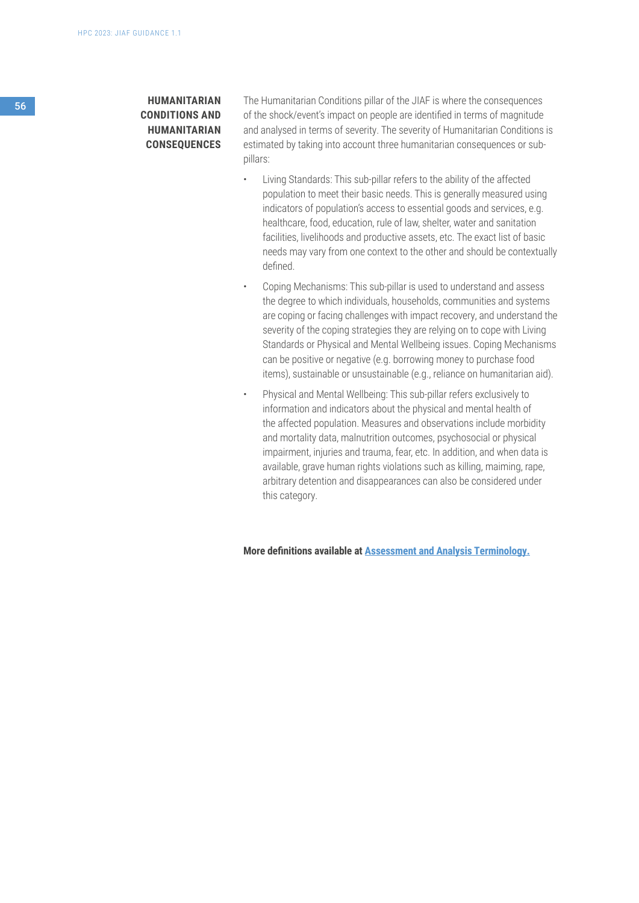**HUMANITARIAN CONDITIONS AND HUMANITARIAN CONSEQUENCES**

The Humanitarian Conditions pillar of the JIAF is where the consequences of the shock/event's impact on people are identified in terms of magnitude and analysed in terms of severity. The severity of Humanitarian Conditions is estimated by taking into account three humanitarian consequences or sub-pillars:

- Living Standards: This sub-pillar refers to the ability of the affected population to meet their basic needs. This is generally measured using indicators of population's access to essential goods and services, e.g. healthcare, food, education, rule of law, shelter, water and sanitation facilities, livelihoods and productive assets, etc. The exact list of basic needs may vary from one context to the other and should be contextually defined.
- Coping Mechanisms: This sub-pillar is used to understand and assess the degree to which individuals, households, communities and systems are coping or facing challenges with impact recovery, and understand the severity of the coping strategies they are relying on to cope with Living Standards or Physical and Mental Wellbeing issues. Coping Mechanisms can be positive or negative (e.g. borrowing money to purchase food items), sustainable or unsustainable (e.g., reliance on humanitarian aid).
- Physical and Mental Wellbeing: This sub-pillar refers exclusively to information and indicators about the physical and mental health of the affected population. Measures and observations include morbidity and mortality data, malnutrition outcomes, psychosocial or physical impairment, injuries and trauma, fear, etc. In addition, and when data is available, grave human rights violations such as killing, maiming, rape, arbitrary detention and disappearances can also be considered under this category.

**More definitions available at Assessment and Analysis Terminology.**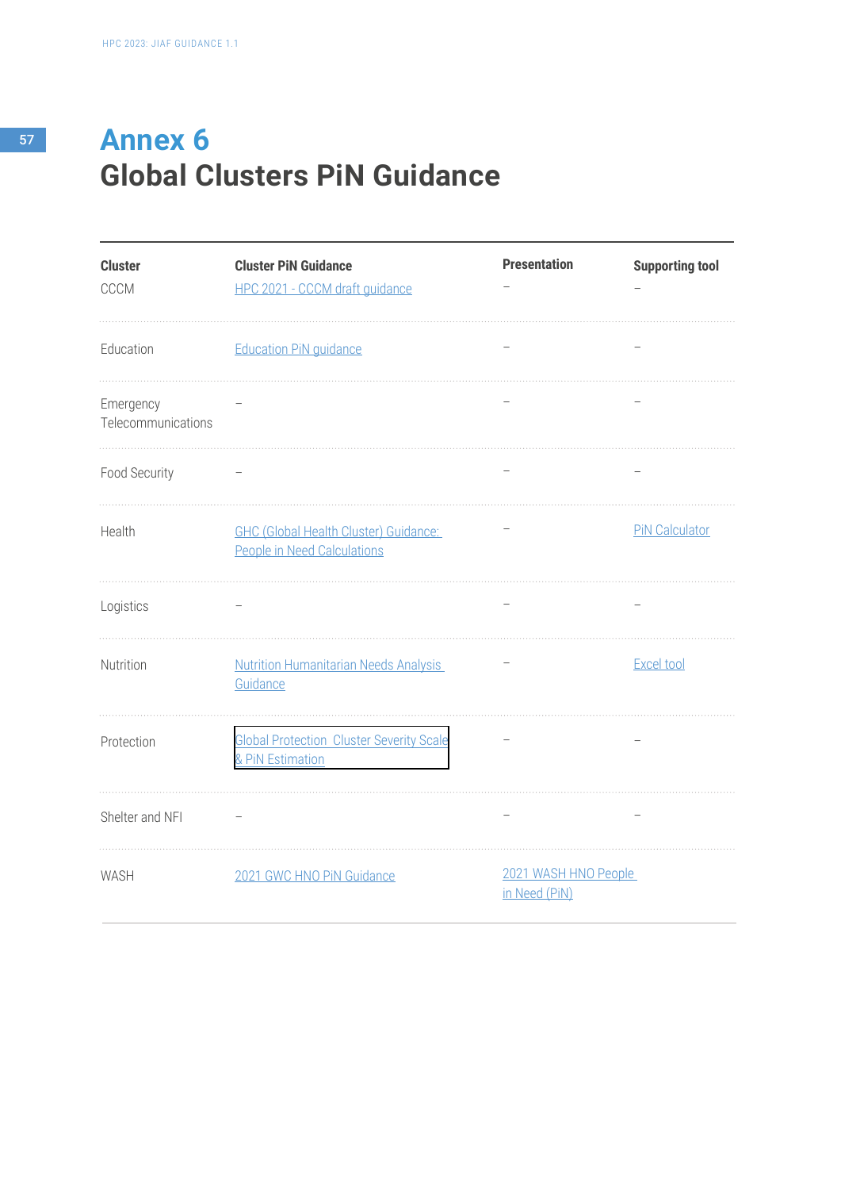# Annex 6
# Global Clusters PiN Guidance

| Cluster | Cluster PiN Guidance | Presentation | Supporting tool |
|---|---|---|---|
| CCCM | HPC 2021 - CCCM draft guidance | – | – |
| Education | Education PiN guidance | – | – |
| Emergency Telecommunications | – | – | – |
| Food Security | – | – | – |
| Health | GHC (Global Health Cluster) Guidance: People in Need Calculations | – | PiN Calculator |
| Logistics | – | – | – |
| Nutrition | Nutrition Humanitarian Needs Analysis Guidance | – | Excel tool |
| Protection | Global Protection Cluster Severity Scale & PiN Estimation | – | – |
| Shelter and NFI | – | – | – |
| WASH | 2021 GWC HNO PiN Guidance | 2021 WASH HNO People in Need (PiN) | |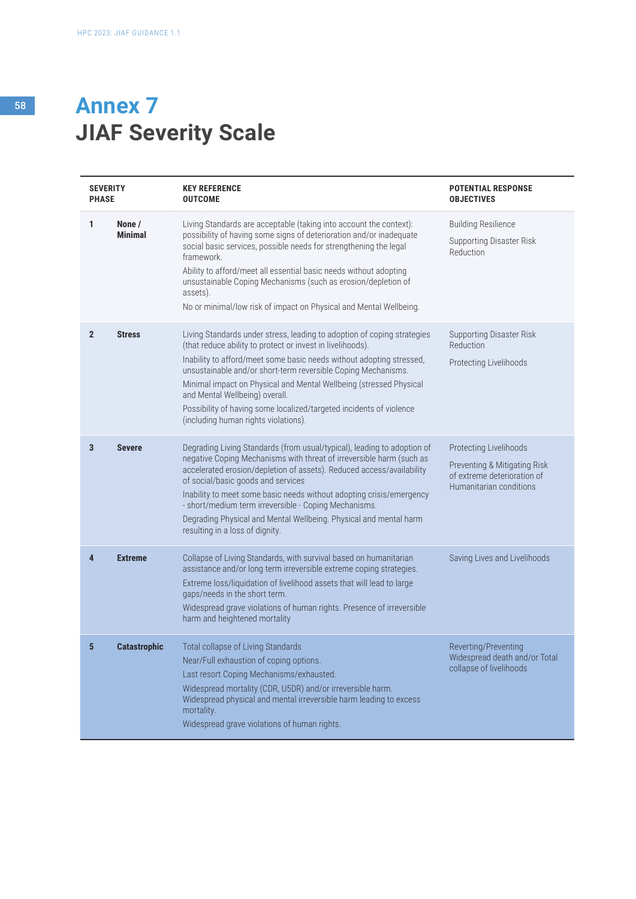# Annex 7
## JIAF Severity Scale

| SEVERITY PHASE | | KEY REFERENCE OUTCOME | POTENTIAL RESPONSE OBJECTIVES |
|---|---|---|---|
| 1 | None / Minimal | Living Standards are acceptable (taking into account the context): possibility of having some signs of deterioration and/or inadequate social basic services, possible needs for strengthening the legal framework.<br>Ability to afford/meet all essential basic needs without adopting unsustainable Coping Mechanisms (such as erosion/depletion of assets).<br>No or minimal/low risk of impact on Physical and Mental Wellbeing. | Building Resilience<br>Supporting Disaster Risk Reduction |
| 2 | Stress | Living Standards under stress, leading to adoption of coping strategies (that reduce ability to protect or invest in livelihoods).<br>Inability to afford/meet some basic needs without adopting stressed, unsustainable and/or short-term reversible Coping Mechanisms.<br>Minimal impact on Physical and Mental Wellbeing (stressed Physical and Mental Wellbeing) overall.<br>Possibility of having some localized/targeted incidents of violence (including human rights violations). | Supporting Disaster Risk Reduction<br>Protecting Livelihoods |
| 3 | Severe | Degrading Living Standards (from usual/typical), leading to adoption of negative Coping Mechanisms with threat of irreversible harm (such as accelerated erosion/depletion of assets). Reduced access/availability of social/basic goods and services<br>Inability to meet some basic needs without adopting crisis/emergency - short/medium term irreversible - Coping Mechanisms.<br>Degrading Physical and Mental Wellbeing. Physical and mental harm resulting in a loss of dignity. | Protecting Livelihoods<br>Preventing & Mitigating Risk of extreme deterioration of Humanitarian conditions |
| 4 | Extreme | Collapse of Living Standards, with survival based on humanitarian assistance and/or long term irreversible extreme coping strategies.<br>Extreme loss/liquidation of livelihood assets that will lead to large gaps/needs in the short term.<br>Widespread grave violations of human rights. Presence of irreversible harm and heightened mortality | Saving Lives and Livelihoods |
| 5 | Catastrophic | Total collapse of Living Standards<br>Near/Full exhaustion of coping options.<br>Last resort Coping Mechanisms/exhausted.<br>Widespread mortality (CDR, U5DR) and/or irreversible harm. Widespread physical and mental irreversible harm leading to excess mortality.<br>Widespread grave violations of human rights. | Reverting/Preventing Widespread death and/or Total collapse of livelihoods |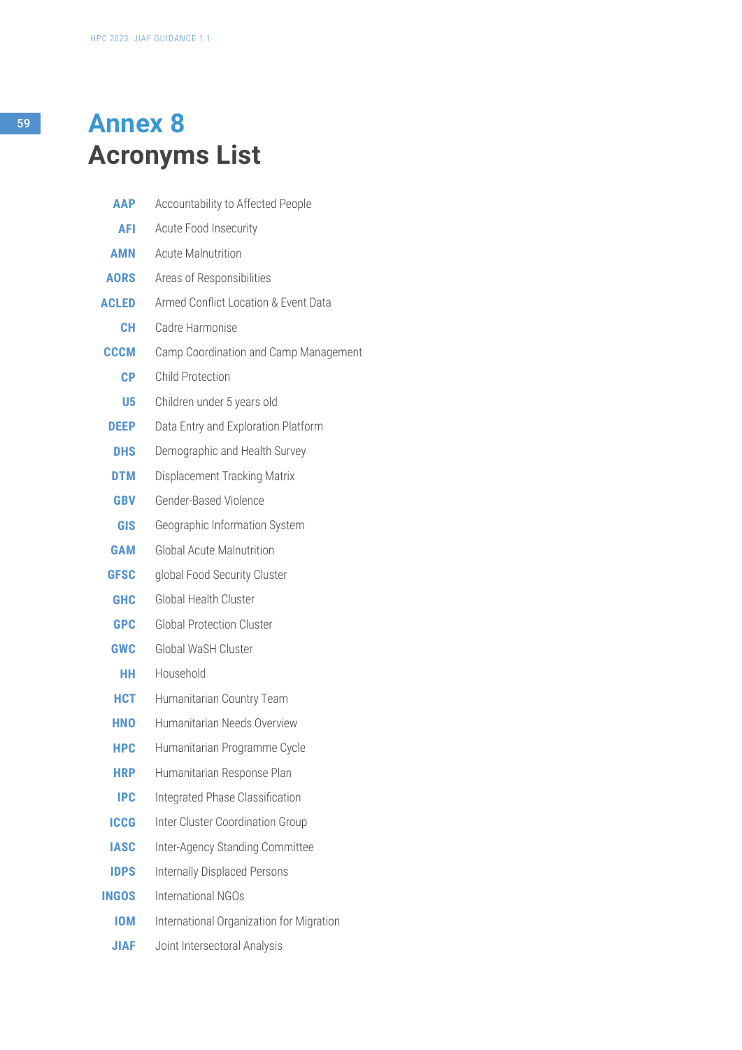# Annex 8
# Acronyms List

| | |
|---|---|
| **AAP** | Accountability to Affected People |
| **AFI** | Acute Food Insecurity |
| **AMN** | Acute Malnutrition |
| **AORS** | Areas of Responsibilities |
| **ACLED** | Armed Conflict Location & Event Data |
| **CH** | Cadre Harmonise |
| **CCCM** | Camp Coordination and Camp Management |
| **CP** | Child Protection |
| **U5** | Children under 5 years old |
| **DEEP** | Data Entry and Exploration Platform |
| **DHS** | Demographic and Health Survey |
| **DTM** | Displacement Tracking Matrix |
| **GBV** | Gender-Based Violence |
| **GIS** | Geographic Information System |
| **GAM** | Global Acute Malnutrition |
| **GFSC** | global Food Security Cluster |
| **GHC** | Global Health Cluster |
| **GPC** | Global Protection Cluster |
| **GWC** | Global WaSH Cluster |
| **HH** | Household |
| **HCT** | Humanitarian Country Team |
| **HNO** | Humanitarian Needs Overview |
| **HPC** | Humanitarian Programme Cycle |
| **HRP** | Humanitarian Response Plan |
| **IPC** | Integrated Phase Classification |
| **ICCG** | Inter Cluster Coordination Group |
| **IASC** | Inter-Agency Standing Committee |
| **IDPS** | Internally Displaced Persons |
| **INGOS** | International NGOs |
| **IOM** | International Organization for Migration |
| **JIAF** | Joint Intersectoral Analysis |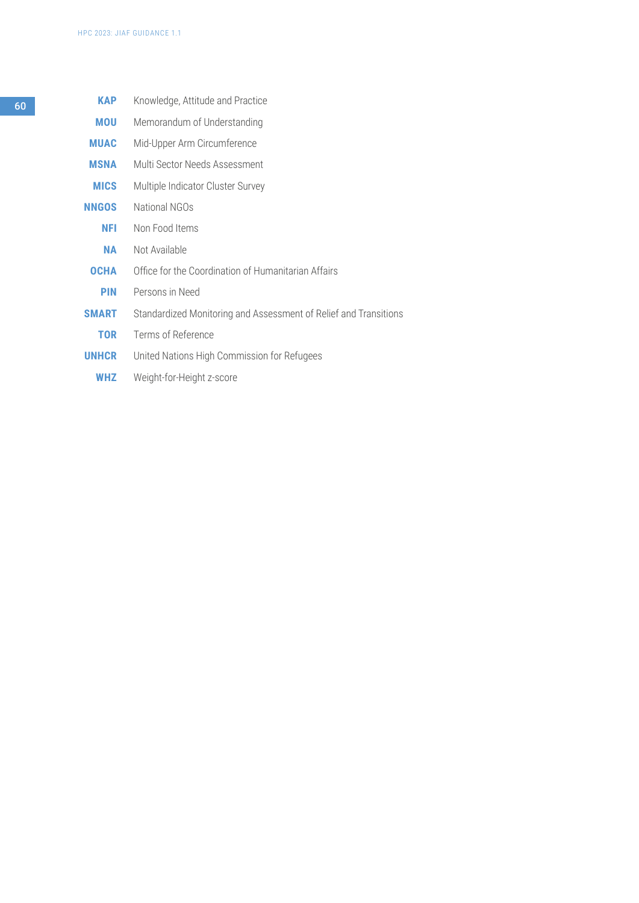| | |
|---|---|
| **KAP** | Knowledge, Attitude and Practice |
| **MOU** | Memorandum of Understanding |
| **MUAC** | Mid-Upper Arm Circumference |
| **MSNA** | Multi Sector Needs Assessment |
| **MICS** | Multiple Indicator Cluster Survey |
| **NNGOS** | National NGOs |
| **NFI** | Non Food Items |
| **NA** | Not Available |
| **OCHA** | Office for the Coordination of Humanitarian Affairs |
| **PIN** | Persons in Need |
| **SMART** | Standardized Monitoring and Assessment of Relief and Transitions |
| **TOR** | Terms of Reference |
| **UNHCR** | United Nations High Commission for Refugees |
| **WHZ** | Weight-for-Height z-score |